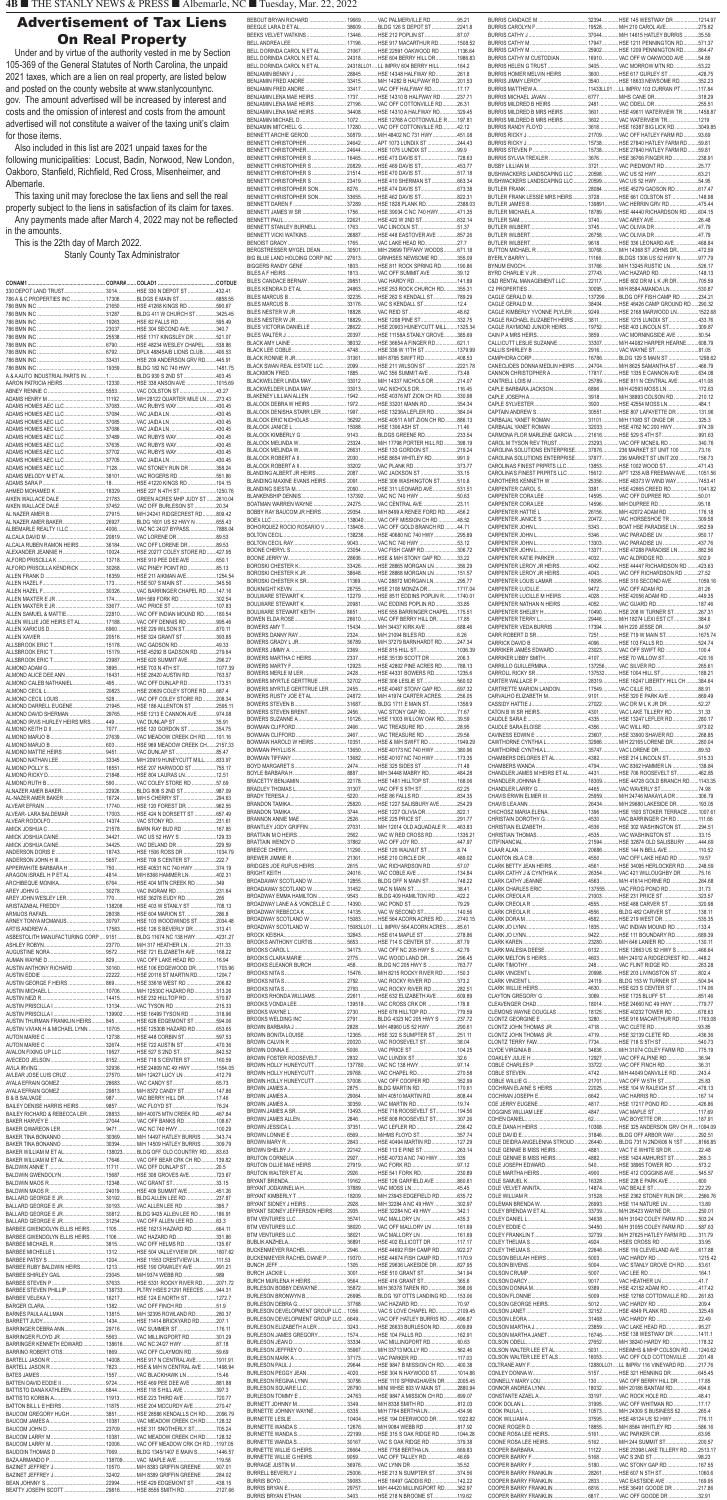# Advertisement of Tax Liens On Real Property

Under and by virtue of the authority vested in me by Section 105-369 of the General Statutes of North Carolina, the unpaid 2021 taxes, which are a lien on real property, are listed below and posted on the county website at www.stanlycounty.nc.gov. The amount advertised will be increased by interest and costs and the omission of interest and costs from the amount advertised will not constitute a waiver of the taxing unit's claim for those items.

Also included in this list are 2021 unpaid taxes for the following municipalities: Locust, Badin, Norwood, New London, Oakboro, Stanfield, Richfield, Red Cross, Misenheimer, and Albemarle.

This taxing unit may foreclose the tax liens and sell the real property subject to the liens in satisfaction of its claim for taxes.

Any payments made after March 4, 2022 may not be reflected in the amounts.

This is the 22th day of March 2022.

Stanly County Tax Administrator

| COPAN# | COPAR | | COTDUE |
|---|---|---|---|
| 330 DEPOT LAND TRUST | 3014 | HSE 330 N DEPOT ST | 432.41 |
| 786 & C PROPERTIES INC | 17936 | BLDG 8 MAIN ST | 6858.05 |
| 786 BNN INC | 21050 | HSE 4308 KINGS RD | 560.87 |
| 786 BNN INC | 31207 | BLDG 411 W CHURCH ST | 3425.45 |
| 786 BNN INC | 10263 | HSE 52 FALLS RD | 585.40 |
| 786 BNN INC | 23037 | HSE 304 SECOND AVE | 340.7 |
| 786 BNN INC | 25938 | HSE 1717 KINGSLEY DR | 521.07 |
| 786 BNN INC | 6790 | HSE 40234 WESLEY CHAPEL | 538.86 |
| 786 BNN INC | 6792 | DPLX 48845 ABI LIONS CLUB | 486.53 |
| 786 BNN INC | 33431 | HSE 209 ANDERSON GROVE RD | 449.91 |
| 786 BNN INC | 19359 | BLDG 102 NC 740 HWY | 1481.75 |
| A & A AUTO INDUSTRIAL PARTS IN | 7 | BLDG 309 S 2ND ST | 493.45 |
| AARON PATRICIA HEIRS | 12330 | HSE 338 ANSON AVE | 1015.09 |
| ABBEY RONNIE C | 5553 | VAC COOL SPRINGS CT | 43.27 |
| ADAMS HENRY M | 11192 | MH 28122 QUARTER MILE LN | 273.43 |
| ADAMS HOMES AEC LLC | 37083 | VAC RUBYS WAY | 430.45 |
| ADAMS HOMES AEC LLC | 37084 | VAC JADA LN | 430.45 |
| ADAMS HOMES AEC LLC | 37085 | VAC JADA LN | 430.45 |
| ADAMS HOMES AEC LLC | 37086 | VAC JADA LN | 430.45 |
| ADAMS HOMES AEC LLC | 37088 | VAC JADA LN | 430.45 |
| ADAMS HOMES AEC LLC | 37496 | VAC RUBYS WAY | 430.45 |
| ADAMS HOMES AEC LLC | 37629 | VAC RUBYS WAY | 430.45 |
| ADAMS HOMES AEC LLC | 37702 | VAC RUBYS WAY | 430.45 |
| ADAMS HOMES AEC LLC | 37703 | VAC JADA LN | 430.45 |
| ADAMS JOHN H | 7128 | VAC STONEY RUN DR | 358.04 |
| ADAMS MELODY M ETAL | 18101 | VAC ROGERS RD | 561.86 |
| ADAMS SARA P | 18 | HSE 41220 KINGS RD | 194.15 |
| AHMED MOHAMED K | 18339 | HSE 227 N 4TH ST | 1250.76 |
| AIKEN WALLACE DALE | 27155 | GREEN ACRES MHP JUDY ST | 2610.04 |
| AIKEN WALLACE DALE | 37452 | VAC OFF BURLESON ST | 21.24 |
| AL NAEER AMIR B | 27675 | MH 24241 RIDGECREST RD | 839.42 |
| AL NAEER AMIR BEASHT | 28927 | BLDG 1601 US 52 HWY N | 655.43 |
| ALBEMARLE REALTY LLC | 4066 | VAC NC 24/27 BYPASS | 7088.04 |
| ALCALA DAVID M | 20615 | VAC LORENE DR | 89.53 |
| ALCALA RUBEN RAMON HEIRS | 5894 | VAC OFF LORENE DR | 89.53 |
| ALEXANDER JEANNIE H | 10024 | HSE 20277 COLBY STONE RD | 427.58 |
| ALFORD PRISCILLA A | 13716 | HSE 918 PEE DEE AVE | 262.1 |
| ALFORD PRISCILLA KENDRICK | 30268 | VAC PINEY POINT RD | 85.13 |
| ALLEN FRANK D | 18359 | HSE 217 AKMAN AVE | 1254.54 |
| ALLEN HAZEL F | 7107 | VAC 57 MAIN ST | 345.58 |
| ALLEN HAZEL F | 30326 | VAC BARRINGER CHAPEL RD | 147.16 |
| ALLEN MAXTER E JR | 174 | HSE 1180 PARK RD | 302.54 |
| ALLEN MAXTER E JR | 33617 | VAC PRICE ST | 107.83 |
| ALLEN SAMUEL & MARTIE | 22610 | VAC OFF INDIAN MOUND RD | 165.54 |
| ALLEN WILLIE JOE HEIRS ETAL | 17186 | VAC OFF DENNIS RD | 995.46 |
| ALLEN XAVIER | 6050 | HSE 228 3RD SON ST | 870.11 |
| ALLEN XAVIER | 25516 | HSE 324 GRANT ST | 393.85 |
| ALLSBROOK ERIC T | 15178 | VAC GADSON RD | 49.33 |
| ALLSBROOK ERIC T | 15179 | HSE 40256 B GADSON RD | 278.84 |
| ALLSBROOK ERIC T | 23687 | HSE 620 SUMMIT AVE | 296.27 |
| ALMOND ADAM G | 5895 | HSE 703 N 4TH ST | 1077.39 |
| ALMOND ALICE DEE ANN | 16411 | HSE 28420 AUSTIN RD | 763.57 |
| ALMOND CALEB NATHANIEL | 485 | VAC OFF DUNLAP RD | 173.51 |
| ALMOND CECIL | 20623 | HSE 20609 COLBY STONE RD | 687.4 |
| ALMOND CECIL LOUIS | 628 | VAC OFF COLBY STONE RD | 286.34 |
| ALMOND DARRELL EUGENE | 21945 | HSE 158 ALLCOTTON ST | 2585.11 |
| ALMOND DAVID SHERMAN | 28766 | HSE 12310 E CANNON AVE | 974.08 |
| ALMOND IRVIS HURLEY HEIRS MRS | 449 | VAC DUNLAP ST | 35.91 |
| ALMOND KEITH D II | 7071 | HSE 133 GORDON ST | 354.75 |
| ALMOND MARJO A | 27639 | VAC MEADOW CREEK CH RD | 101.16 |
| ALMOND MARJO B | 623 | HSE 888 MEADOW CREEK CH | 2157.35 |
| ALMOND MATTIE HEIRS | 5461 | VAC DUNLAP ST | 26.47 |
| ALMOND NATHAN LEE | 33346 | MH 29919 HUNEYCUTT MILL | 833.97 |
| ALMOND POLLY S | 16561 | HSE 207 HARWOOD ST | 783.17 |
| ALMOND ROY D | 21848 | HSE 864 LUNAS LN | 12.51 |
| ALMOND RUTH | 560 | VAC COLBY STONE RD | 57.09 |
| ALNAEER AMIR BASHEER | 22826 | BLDG 508 S 2ND ST | 987.09 |
| AL-NAEER AMIR BASHEER | 16724 | MH 5 CROSS RD | 394.83 |
| ALVEAR EFRAIN | 17740 | HSE 120 FOREST DR | 962.55 |
| ALVEAR- LARA BALDEMAR | 17605 | HSE 424 N DORSETT ST | 657.49 |
| ALVEAR RODOLFO | 14374 | VAC STONY RD | 231.61 |
| AMICK JOSHUA C | 21876 | BARN RAY BUD RD | 167.05 |
| AMICK JOSHUA CAINE | 34427 | VAC US 52 HWY S | 129.33 |
| AMICK JOSHUA CAINE | 34425 | VAC DELAND DR | 229.59 |
| ANDERSON DORIS E | 19743 | HSE 1506 ROSS DR | 1034.79 |
| ANDERSON JOHN H III | 5657 | HSE 709 S CENTER ST | 222.7 |
| APPERWHITE BARBARA D | 1142 | HSE 40873 NC 740 HWY | 374.19 |
| ARAGON ISRAEL H P ET AL | 4814 | MH 8308 HAMMER LN | 402.31 |
| ARCHIBEQUE MONIKA | 6764 | HSE 44 MTN CREEK RD | 349 |
| ARCY JOHN C | 32278 | VAC INGRAM RD | 231.64 |
| ARCY JOHN WESLEY LEE | 770 | VAC 36278 EUDY RD | 265 |
| ARISTAZABAL FREDDY | 18208 | HSE 403 W STANLY ST | 798.13 |
| ARMBOS RAFAEL | 28038 | HSE 604 MARION ST | 286.8 |
| ARNEY TONYA MCMANUS | 30707 | HSE 100 RIDGEWAYS ST | 2094.46 |
| ARTIS ANDREA K | 17583 | HSE 138 S BEVERLY DR | 313.41 |
| ASBESTOS MANUFACTURING CORP | 1016 | BLDG 799 NC 138 HWY | 4201.27 |
| ASHLEY ROBYN | 23770 | MH 317 HEATHER LN | 211.15 |
| ASHWORTH KORINA | 6672 | HSE 721 ELIZABETH AVE | 198.22 |
| AUMAN WAYNE D | 829 | VAC OFF LAKE HEAD RD | 16.04 |
| AUSTIN ANTHONY RICHARD | 30160 | HSE 104 EDGEWOOD DR | 1703.96 |
| AUSTIN COREY D | 22222 | HSE 20118 ST MARTIN RD | 1236.7 |
| AUSTIN GEORGE F HEIRS | 869 | HSE 33618 WEST RD | 206.02 |
| AUSTIN MICHAEL | 10706 | HSE 12930 HAZARD RD | 513.26 |
| AUSTIN NED R | 14415 | HSE 212 HILL TOP RD | 570.87 |
| AUSTIN PRISCILLA | 11334 | VAC TYSON RD | 215.53 |
| AUSTIN PRISCILLA | 13992 | HSE 16490 TYSON RD | 318.96 |
| AUSTIN ROSEMAN FRANKLIN HEIRS | 845 | HSE 628 EDGEMONT ST | 934.06 |
| AUSTIN VIMAN H & MICHAEL LYNN | 10705 | HSE 12530B HAZARD RD | 453.65 |
| AUTON MARIE C | 12738 | HSE 448 CORBIN ST | 597.53 |
| AUTON MARIE C | 32874 | HSE 512 AUSTIN ST | 413.36 |
| AVALON FIXING UP LLC | 19627 | HSE 627 S 2ND ST | 842.52 |
| AVECEDO JESUS | 8152 | HSE 718 S CENTER ST | 160.59 |
| AVILA IRVING | 32836 | HSE 24609 NC 49 HWY | 1564.15 |
| AVILEZ JOSE LUIS CRUZ | 27070 | VAC 24837 LUCY LN | 412.79 |
| AYALA EFRAIN GOMEZ | 28683 | VAC CANDY ST | 65.7 |
| AYALA EFRAIN GOMEZ | 25813 | MH 833 CANDY ST | 147.89 |
| B & B SALVAGE | 987 | VAC BERRY HILL DR | 17.48 |
| BAILEY DENISE HARRIS HEIRS | 9857 | VAC PLEASANT ST | 74.42 |
| BAILEY RICHARD & REBECCA LEE | 28833 | MH 40575 MTN CREEK RD | 467.84 |
| BAKER KIMBERLY A | 27044 | VAC OFF BANKS RD | 108.87 |
| BAKER QUANDLYN LEE | 947 | VAC NC 740 HWY | 104.29 |
| BAKER TINA BONANNO | 30366 | MH 14497 HATLEY BURRIS | 343.74 |
| BAKER TINA BONANNO | 30394 | MH 14509 HATLEY BURRIS | 309.79 |
| BAKER WILLIAM M ET AL | 13812 | BLDG OFF OLD COUNTRY RD | 833.83 |
| BAKER WILLIAM M ET AL | 7046 | VAC OFF BEAR CRK CH RD | 136.82 |
| BALDWIN LINDA | 1171 | VAC OFF DUNLAP ST | 26.5 |
| BALDWIN GWENDOLYN | 16657 | HSE 338 GROVES AVE | 723.67 |
| BALDWIN MADIS R | 12348 | VAC GRANT ST | 35.13 |
| BALDWIN MADIS R | 24019 | HSE 409 SUMMIT AVE | 416.38 |
| BALLARD GEORGE E JR | 32180 | BLDG 9425 LEE RD | 207.87 |
| BALLARD GEORGE E JR | 30193 | VAC LEE RD | 385.17 |
| BALLARD GEORGE E JR | 15612 | BLDG 9425 ALLEN LEE RD | 198.51 |
| BALLARD GEORGE E JR | 31254 | VAC OFF ALLEN LEE RD | 63.3 |
| BARBEE GWENDOLYN ELLIS HEIRS | 1190 | HSE 15231 HAZARD RD | 684.11 |
| BARBEE GWENDOLYN ELLIS HEIRS | 1196 | VAC OFF HILL DR | 69.51 |
| BARBEE MICHELLE L | 1312 | HSE 504 VALLEY VIEW DR | 1007.62 |
| BARBEE PATSY S | 1234 | HSE 15905 CRESTVIEW LN | 1110.53 |
| BARBEE RUBY BALDWIN HEIRS | 1215 | HSE 156 CRAWLEY AVE | 961.21 |
| BARBEE SHERLEY JONES | 1290 | MH 15474 WEBB RD | 989 |
| BARBEE STEVEN V | 27853 | HSE 6301 ROCKY RIVER RD | 2017.72 |
| BARBEE STEVEN PHILLIP | 13873 | PLTRY HSES 25291 RECRES | 944.51 |
| BARBER VELMA E | 1297 | HSE 124 E NORTH ST | 1272.7 |
| BARGER CLARA G | 1362 | VAC OFF FINCH RD | 51.5 |
| BARNES PAULA ALLMAN | 15475 | MH 32306 ROLAND RD | 280.37 |
| BARNETT ERIC JASON | 14188 | MH 11414 BRICKYARD RD | 207.1 |
| BARRINGER DEBRA ANN | 17201 | VAC RACE RD | 35.14 |
| BARRINGER FLOYD JR | 5660 | VAC MILLINGPORT RD | 301.29 |
| BARRINGER HENRY C | 10322 | HSE 8 MAIN N CENTRAL AVE | 1488.34 |
| BARRINGER MICHELLE L | 1431 | HSE 15415 BARRINGER RD | 1064.34 |
| BARRINGTON ROBERT OTIS | 14606 | VAC OFF CLAYMON RD | 59.6 |
| BARTELL JASON R | 11657 | HSE 917 N CENTRAL AVE | 1311.21 |
| BARTELL JASON R | 1623 | HSE 8 MAIN N CENTRAL AVE | 1488.34 |
| BARTELL JASON R | 1424 | HSE 815 MAPLE ST | 981.88 |
| BATTISTO DANA KATHLEEN | 6844 | HSE 118 S HILLAVE | 397.3 |
| BATTEN DAVID EDDIE | 6544 | HSE 40 FIRE ST | 607.5 |
| BATTON BILL E HEIRS | 13515 | HSE 204 MCCURDY AVE | 279.47 |
| BAUCOM DONALD LEE | 21945 | HSE 152 CORMYDERS ST | 262.96 |
| BAUCOM GREGORY HUGH | 10361 | VAC MEADOW CREEK CH RD | 128.32 |
| BAUCOM LARRY N | 11588 | VAC OFF SOUTHERN ST | 705.24 |
| BAUCOM LARRY N | 11581 | VAC MEADOW CREEK CH RD | 158.62 |
| BAUCOM LARRY N | 12200 | VAC OFF MEADOW CRK CH RD | 1197.05 |
| BAUCOM THOMAS D | 1511 | BLDG 1340 1407 HWY | 2513.17 |
| BAZA ARMANDO P | 13870 | VAC HUGHES AVE | 100.29 |
| BEAM THOMAS F | 11168 | MH 14585 GRIFFIN GREENE | 301.42 |
| BEARD OTIS C | 8466 | MH 6369 GRIFFIN GREENE | 245.67 |
| BEATTY JOSEPH SCOTT | 29816 | HSE 8555 SMITH RD | 2127.66 |
| BEBOUT BRYAN RICHARD | 19659 | VAC PALMERVILLE RD | 95.21 |
| BEDOLLA LARA D ET AL | 36609 | BLDG 126 S DEPOT ST | 2241.73 |
| BEEKS VELVET WATKINS | 13446 | HSE 212 POPLIN ST | 87.07 |
| BELL ANDREA LEE | 17196 | HSE 917 MACARTHUR RD | 1508.52 |
| BELL DORINDA CAROL N ET AL | 21907 | HSE 22591 OAKWOOD RD | 1189.64 |
| BELL DORINDA CAROL N ET AL | 24318 | HSE 604 BERRY HILL DR | 1086.83 |
| BELL DORINDA CAROL N ET AL | 24318-01 | LL MRPH 604 BERRY HILL | 164.2 |
| BELL RAMBIN BENNY J | 28845 | HSE 14348 HALFWAY RD | 261.8 |
| BENJAMIN FRED ANDRE | 30615 | MH 14382 B HALFWAY RD | 223.18 |
| BENJAMIN FRED ANDRE | 33417 | VAC OFF HALFWAY RD | 11.17 |
| BENJAMIN LENA MAE HEIRS | 1715 | HSE 14312 A HALFWAY RD | 237.11 |
| BENJAMIN LENA MAE HEIRS | 27196 | VAC OFF COTTONVILLE RD | 26.31 |
| BENJAMIN LENA MAE HEIRS | 1695 | HSE 14310 A HALFWAY RD | 329.49 |
| BENJAMIN MICHAEL D | 1072 | HSE 12768 A COTTONVILLE R | 197.81 |
| BENJAMIN MITCHELL G | 17280 | VAC OFF COTTONVILLE RD | 42.12 |
| BENNETT CHARLIE GEROD | 30879 | MH 48462 NC 731 HWY | 451.58 |
| BENNETT CHRISTOPHER | 24642 | APT 1073 LUNDUS ST | 244.43 |
| BENNETT CHRISTOPHER | 24644 | HSE 1075 LUNDUS ST | 393.9 |
| BENNETT CHRISTOPHER | 16465 | HSE 413 DAVIS ST | 728.63 |
| BENNETT CHRISTOPHER D | 20829 | HSE 409 DAVIS ST | 453.77 |
| BENNETT CHRISTOPHER S | 21514 | HSE 415 DAVIS ST | 517.18 |
| BENNETT CHRISTOPHER S | 23419 | HSE 410 SHERMAN ST | 663.54 |
| BENNETT CHRISTOPHER SON | 8276 | HSE 414 DAVIS ST | 673.38 |
| BENNETT CHRISTOPHER SON | 33655 | HSE 402 DAVIS ST | 822.31 |
| BENNETT FANNIE P | 37289 | HSE 1828 PLANK RD | 880.83 |
| BENNETT JAMES W SR | 1756 | HSE 30634 C NC 740 HWY | 471.35 |
| BENNETT PAUL | 23621 | HSE 402 W 2ND ST | 832.14 |
| BENNETT STANLEY BURRELL | 1763 | VAC LINCOLN ST | 51.37 |
| BENNETT VICKI WATKINS | 26687 | HSE 448 EASTOVER AVE | 857.39 |
| BENSON GRADY | 1765 | VAC LAKE HEAD RD | 27.7 |
| BERCHTEREGER MYGEL DEAN | 30501 | MH 20690 PATHWAY WOODS | 871.18 |
| BIG BLUE LAND HOLDING CORP INC | 27613 | GRAHNESS NEWSOME RD | 359.09 |
| BIGGERS RANDY GENE | 1833 | HSE 611 ROCK SPRING RD | 1100.66 |
| BILES A F HEIRS | 1813 | VAC OFF SUMMIT AVE | 39.12 |
| BILES CANDACE BERNAY | 26851 | VAC HARDY RD | 141.89 |
| BILES KENNETH D ET AL | 24663 | HSE 253 ROCK CHURCH RD | 356.31 |
| BILES MARCUS B | 32235 | HSE 203 E KENDALL ST | 789.29 |
| BILES MARCUS B | 33176 | VAC E KENDALL ST | 0.4 |
| BILES NESTER W JR | 18826 | VAC REID ST | 48.92 |
| BILES NESTER W JR | 18835 | HSE 1208 PARK RD | 336.79 |
| BILES VICTORIA DANIELLE | 28622 | HSE 20813 HUNEYCUTT MILL | 1325.34 |
| BITNER WALTER J | 20397 | HSE 11158A STANLY GROVE | 360.38 |
| BLACK AMY LAINE | 38332 | HSE 36834 A PINGER RD | 621.1 |
| BLACK LEE COBLE | 4749 | HSE 338 W 11TH ST | 1379.59 |
| BLACK RONNIE R JR | 31361 | MH 8785 SWIFT RD | 408.53 |
| BLACK SWAN REAL ESTATE LLC | 2099 | HSE 211 WILSON ST | 2221.78 |
| BLACKMAN FRED | 1885 | HSE 336 SUMMIT AVE | 73.49 |
| BLACKWELDER LINDA MAY | 33012 | MH 14337 NICHOLS DR | 214.07 |
| BLACKWELDER LINDA MAY | 33013 | VAC NICHOLS DR | 16.45 |
| BLAKENEY LILLIAN ALLEN | 1942 | HSE 40376 MT ZION CH RD | 330.88 |
| BLALOCK DEBRA W HEIRS | 1917 | HSE 1021 SAMS RD | 364.54 |
| BLALOCK DENISHA STARR LEE | 1987 | HSE 13236A LEFLER RD | 384.04 |
| BLALOCK ERIC NICHOLAS | 16292 | HSE 40011 MT ZION CH RD | 965.3 |
| BLALOCK JANICE L | 15088 | HSE 1306 ASH ST | 11.46 |
| BLALOCK KIMBERLY G | 9143 | BLDG GREENE RD | 233.54 |
| BLALOCK MELINDA W | 23324 | MH 17798 PORTER HILL RD | 399.18 |
| BLALOCK MELINDA W | 26631 | HSE 133 GORDON ST | 218.24 |
| BLALOCK ROBERT A II | 2030 | HSE 8834 WHITLEY RD | 991.9 |
| BLALOCK ROBERT A II | 33202 | VAC PLANK RD | 373.77 |
| BLANDING ALBERT JR HEIRS | 2047 | VAC JACKSON ST | 35.15 |
| BLANDING MAXINE EVANS HEIRS | 2061 | HSE 308 WASHINGTON ST | 563.16 |
| BLANDING SESTRA M | 2060 | HSE 311 LEONARD AVE | 531.62 |
| BLANKENSHIP DENNIS | 137392 | VAC NC 740 HWY | 50.63 |
| BOATMAN VIKREON WAYNE | 34276 | VAC CANNON ST | 70.34 |
| BOBBY RAY BAUCOM JR HEIRS | 2059A | MH 24469 A RENEE FORD RD | 456.2 |
| BOEX LLC | 138040 | VAC OFF MISSION CH RD | 48.52 |
| BOHORQUEZ ROCIO ROSARIO V | 138405 | VAC OFF GRANDVIEW DR | 44.71 |
| BOLTON CECIL | 138236 | HSE 40800 NC 740 HWY | 258.89 |
| BOLTON CECIL RAY | 9043 | VAC NC 740 HWY | 52.6 |
| BOONE CHERYL S | 23054 | VAC FISH CAMP RD | 306.72 |
| BOONE PERRY L | 28606 | HSE 8 MH 6750W CAMP RD | 53.22 |
| BOROSKI CHESTER K JR | 33426 | HSE 28868 MORGAN LN | 356.29 |
| BOROSKI CHESTER K JR | 38646 | HSE 28868 MORGAN LN | 27.52 |
| BOROSKI CHESTER K SR | 11369 | VAC 28872 MORGAN LN | 295.77 |
| BOUKNIGHT KEVIN | 28755 | HSE 2108 MONZA DR | 1717.04 |
| BOULWARE STEWART K | 12279 | HSE 3511 EDDINS POPLIN R | 1740.01 |
| BOULWARE STEWART K | 20861 | VAC EDDINS POPLIN RD | 33.85 |
| BOULWARE STEWART KEITH | 8651 | HSE 658 BARRINGER CHAPEL | 115.71 |
| BOWEN ELDA ROSE | 26610 | VAC OFF BERRY HILL DR | 17.85 |
| BOWERS GARY | 15434 | MH 34437 KIRK AVE | 698.46 |
| BOWERS DANNY RAY | 2324 | MH 21094 BILES RD | 6.26 |
| BOWERS GRADY L JR | 36769 | MH 37278 BARNHARDT RD | 247.34 |
| BOWERS JANET H | 2369 | HSE 815 HILL ST | 1036.39 |
| BOWERS MARTHA C HEIRS | 2377 | HSE 36129 SCOTT DR | 231.7 |
| BOWERS MARTY F | 12923 | HSE 42802 PINE ACRES RD | 788.13 |
| BOWERS MERLE H | 2428 | HSE 44337 BOWERS RD | 1235.6 |
| BOWERS MYRTLE GERTRUDE | 32702 | HSE 308 LESLIE ST | 560.53 |
| BOWERS MYRTLE GERTRUE LEE | 2455 | HSE 40467 STONY GAP RD | 897.32 |
| BOWERS RUSTY JOE ET AL | 24632 | MH 41974 CARTER ACRES | 296.15 |
| BOWERS STEVEN B | 31687 | BLDG 1711 E MAIN ST | 1358.9 |
| BOWERS STEVEN BRENT | 2436 | VAC STONY GAP RD | 71.67 |
| BOWERS SUZANNE L | 10126 | HSE 1103 WILLOW OAK RD | 39.59 |
| BOWMAN CLIFFORD | 2496 | VAC TREASURE RD | 26.56 |
| BOWMAN CLIFFORD | 2497 | VAC TREASURE RD | 29.56 |
| BOWMAN HAROLD W HEIRS | 13351 | HSE & MH 33817 RD | 1949.29 |
| BOWMAN PHYLLIS K | 13650 | HSE 42167 NC 740 HWY | 36.49 |
| BOWMAN TIFFANY | 13682 | HSE 42017 NC 740 HWY | 173.35 |
| BOYD MARGARET S | 2474 | HSE 325 SIDE ST | 74.43 |
| BOYLE BARBARA R | 8887 | MH 34448 MABRY RD | 484.29 |
| BRACLETT WILLIAM | 22716 | HSE 1481 HILLTOP ST | 95.69 |
| BRADLEY THOMAS J | 31307 | VAC OFF 5 6TH ST | 62.25 |
| BRADY TERESA A | 5280 | VAC BEFALLS RD | 1353.06 |
| BRANNAN CHARLES | 26620 | HSE 1227 SALISBURY AVE | 2242.29 |
| BRANNAN CHARLIS L | 1364 | HSE 1227 OLIVE DR | 2104.93 |
| BRANNON ANNIE MAE | 2526 | HSE 225 PRICE ST | 291.77 |
| BRANTLEY JODY GRIFFIN | 27031 | MH 12314 OLD AQUADALE R | 463.83 |
| BRATTAIN M D HEIRS | 2662 | VAC W REED CROSS RD | 1335.21 |
| BRATTAIN WENDY D | 37862 | VAC OFF JOY RD | 447.97 |
| BREECE CHERYL L | 11296 | VAC 128 WALNUT ST | 12.35 |
| BREWER LISA | 21381 | HSE 215 CIRCLE DR | 469.02 |
| BRIDGES JOE RUFUS HEIRS | 2615 | VAC RICHARDSON RD | 57.07 |
| BRIGHT KEITH | 24016 | VAC COBLE AVE | 1354.64 |
| BROADAWAY SCOTLAND W | 12346 | BLDG OFF WAY W MAIN ST | 148.22 |
| BROADAWAY SCOTLAND W | 31452 | VAC N MAIN ST | 38.41 |
| BROADWAY EMMA HAMILTON | 9641 | BLDG 409 HAMILTON ST | 2632.13 |
| BROADWAY LANE A & VONCELLE C | 14390 | VAC POND ST | 79.29 |
| BROADWAY REBECCA K | 14135 | VAC W SECOND ST | 146.56 |
| BROADWAY SCOTLAND W | 15083 | HSE 844 ACORN ACRES RD | 2740.75 |
| BROADWAY SCOTLAND W | 15083-LLL | LL MRPH 844 ACORN ACRES | 281.6 |
| BROCK ALMA J | 2853 | HSE 614 MAPLE ST | 813.96 |
| BROOKS ANTHONY CURTIS | 5653 | HSE 716 S CENTER ST | 87.79 |
| BROOKS CAROL L | 2813 | VAC OFF NC 205 HWY S | 42.79 |
| BROOKS CLARA MARIE | 2775 | VAC WOOD LAND RD | 296.45 |
| BROOKS ELEANOR BURCH | 4664 | BLDG NC 205 HWY S | 706.71 |
| BROOKS JESSE | 15476 | MH 8215 ROCKY RIVER RD | 150.3 |
| BROOKS NITA S | 2792 | VAC ROCKY RIVER RD | 373.2 |
| BROOKS NITA S | 2797 | HSE ROCKY RIVER RD | 555.44 |
| BROOKS RHONDA WILLIAMS | 22611 | HSE 632 ELIZABETH AVE | 608.89 |
| BROOKS VONDA LEE | 19618 | VAC CROSS ON DR | 170.13 |
| BROOKS WAYNE L | 2730 | HSE 618 HILLTOP DR | 770.59 |
| BROWN ANGELA PRICE | 14277 | BLDG 4022 NC 731 HWY N | 2107.12 |
| BROWN BARBARA J | 2828 | MH 46660 US 52 HWY | 1001.75 |
| BROWN BONITA LOUISE | 29320 | HSE 322 S SUMPTER ST | 1008.41 |
| BROWN CALVIN R | 29020 | VAC ROOSEVELT ST | 36.04 |
| BROWN CORA | 29030 | VAC PRICE ST | 124.03 |
| BROWN FOSTER ROOSEVELT | 2832 | VAC LUNDIX ST | 32.6 |
| BROWN HOLLY HUNEYCUTT | 137766 | VAC NC 138 HWY | 91.14 |
| BROWN HOLLY HUNEYCUTT | 29768 | VAC COOPER RD | 141.74 |
| BROWN HOLLY HUNEYCUTT | 37008 | VAC OFF COOPER RD | 352.69 |
| BROWN JACKIE L | 2875 | MH 253 MARTIN RD | 178.5 |
| BROWN JOHN H | 26664 | MH 4063 MARTIN RD | 808.44 |
| BROWN JUDY K | 28358 | VAC MARTIN RD | 19.74 |
| BROWN JAMES A SR | 13465 | HSE 716 ROOSEVELT ST | 194.56 |
| BROWN JAMES ALLEN | 2829 | HSE 806 ROOSEVELT ST | 201.24 |
| BROWN JESSICA L | 37351 | VAC LEFLER RD | 238.42 |
| BROWN LONNIE E | 6989 | MH 665 FLOOD ST | 92.15 |
| BROWN MICHAEL WAYNE | 2843 | HSE 14491 HAZARD RD | 1371.72 |
| BROWN RODNEY LEE | 22142 | HSE 1114 ERNIE ST | 263.14 |
| BROWN SHELBY J | 21962 | MH 628 DIRECT ST | 473.03 |
| BROWN TIMOTHY L | 27819 | VAC FORK RD | 97.12 |
| BROWN WALTER ET AL | 2825 | HSE 541 FORK RD | 29.6 |
| BRYANT BRENDA | 16162 | HSE 126 GARFIELD AVE | 880.61 |
| BRYANT JOSEPH M | 37880 | VAC MOSS LN | 59.31 |
| BRYANT KIMBERLY T | 18209 | MH 23843 EDGEFIELD RD | 635.72 |
| BRYANT SIDNEY L | 20858 | HSE 32284 NC 49 HWY | 342.1 |
| BRYANT SIDNEY JEFFERSON HEIRS | 2935 | HSE 32284 NC 49 HWY | 342.1 |
| BTM VENTURES LLC | 35741 | VAC MAL LORY LN | 435.3 |
| BTM VENTURES LLC | 38020 | VAC OFF MALLORY LN | 147.55 |
| BTM VENTURES LLC | 38021 | VAC MALLORY LN | 161.69 |
| BUCKNER GERALD | 24845 | VAC NC 740 HWY | 137.67 |
| BUCKENMEYER RACHEL | 2846 | HSE 44692 FISH CAMP RD | 922.77 |
| BUCKENMEYER RACHEL DIANE P | 7930 | HSE 44674 FISH CAMP RD | 327.11 |
| BUNDY NETTIE | 13336 | HSE 1403 DEVON AVE | 289.98 |
| BURCH KEVIN SCOTT | 3069 | HSE 818 LANE ST | 347.94 |
| BURCH MURLENA H HEIRS | 9564 | HSE 418 GRANT ST | 366.8 |
| BURLESON BOBBY DEWAYNE | 3052 | MH 35078 PATERS LN | 450.71 |
| BURLESON DEBRA G | 37786 | VAC HAZARD RD | 70.97 |
| BURLESON DEVELOPMENT GROUP LLC | 1099 | VAC OLIVE CHAPEL RD | 135.5 |
| BURLESON DEVELOPMENT GROUP LLC | 6549 | VAC OFF HATLEY BURRIS | 46.65 |
| BURLESON EDWARD | 3037 | HSE 28223 BURLESON RD | 858.94 |
| BURLESON JAMES GREGORY | 1374 | VAC 164 FALLS RD | 162.91 |
| BURLESON JOANN B | 23083 | VAC MILLINGPORT RD | 40.43 |
| BURLESON KIMBERLY GARMON | 35987 | MH 3017 MOLLY RD | 962.46 |
| BURLESON MONA LYNN | 29644 | MH 34047 B MISSION CH RD | 408.36 |
| BURLESON PEGGY JEAN | 4020 | HSE 304 N WAGWOOD ST | 1014.86 |
| BURLESON REGINA LYNN | 20786 | HSE 3116 SPRINGBROOK DR | 295.83 |
| BURLESON SQUARE LLC | 26790 | MH 3860 803 W MAIN ST | 2889.94 |
| BURLESON TAMARA R | 29762 | MH 3697 A MISSION CH RD | 856.07 |
| BURLESON TERRY DEAN | 3349 | MH 8538 SMITH RD | 513.03 |
| BURLESON TIFFANY MARIE | 22150 | HSE 33630 HUBER RD | 1109.06 |
| BURLESON TIMOTHY | 16644 | HSE 134 DEERWOOD DR | 1022.82 |
| BURLESON WENDY | 22116 | HSE 16 MAIN ST | 1179.4 |
| BURLESON WESLEY LAFAYETTE | 22992 | HSE 316 S OAK RIDGE RD | 904.29 |
| BURLESON ZACHARY | 25826 | HSE 36111 NORWOOD RD | 209.53 |
| BURLESON ZACHARY | 20606 | HSE 7758 BERTHA LN | 869.83 |
| BURNESON BARBARA | 21815 | VAC SHANEE RD | 130.28 |
| BURNESON JASON SCOTT | 30017 | HSE 1106 CHERRY ST | 1171.49 |
| BURRELL BEVERLY J | 25006 | HSE 2119 SUMPTER ST | 374.56 |
| BURRIS BOBBY DEWAYNE | 39083 | HSE 18497 GADDIS RD | 1411.92 |
| BURRIS BRIAN STANLEY | 20757 | MH 44420 MILLINGPORT RD | 627.9 |
| BURRIS CARRIE EDITH HEIRS | 3403 | HSE 218 N BROOME ST | 262.7 |
| BURRIS CANDACE M | 32304 | HSE 145 WESTWAY DR | 1214.97 |
| BURRIS CANDACE M | 19628 | MH 210 CAROL AVE | 275.62 |
| BURRIS CATHY | 33444 | MH 14615 HATLEY BURRIS | 35.58 |
| BURRIS CATHY M | 17847 | HSE 1211 PENNINGTON RD | 571.37 |
| BURRIS CATHY M | 25902 | HSE 1209 PENNINGTON RD | 264.47 |
| BURRIS CATHY M CUSTODIAN | 16910 | VAC OFF W OAKWOOD AVE | 54.86 |
| BURRIS HELEN G TRUST | 3405 | VAC MORRISON MILL RD | 52.4 |
| BURRIS HOMER MELVIN HEIRS | 3600 | HSE 617 GURLEY ST | 428.75 |
| BURRIS HOWARD D | 3840 | HSE 18833 NEWSOME RD | 352.23 |
| BURRIS MATTHEW A | 11433-LL | LL MRPH 160 CURRAN PT | 117.84 |
| BURRIS MICHAEL JAMAN | 6777 | MHS CANE DR | 318.29 |
| BURRIS MILDRED B HEIRS | 2461 | HSE 48 ODELL DR | 255.51 |
| BURRIS MILDRED B MRS HEIRS | 3601 | HSE 4611 WATERVIEW TR | 1459.87 |
| BURRIS MILDRED B MRS HEIRS | 3602 | VAC WATERVIEW TR | 1219 |
| BURRIS RANDY FLOYD | 36161 | HSE 16397 BIG LICK RD | 3049.85 |
| BURRIS RICKY J | 27709 | VAC OFF HATLEY FARM RD | 55.69 |
| BURRIS RICKY J | 15738 | HSE 27840 HATLEY FARM RD | 59.81 |
| BURRIS STEVEN P | 15738 | HSE 27824 HATLEY FARM RD | 669.22 |
| BURRIS SYLVIA TREXLER | 3676 | HSE 36766 PINGER RD | 238.91 |
| BUSBY LILLIAN M | 3721 | VAC PIEDMONT RD | 25.17 |
| BUSHWACKERS LANDSCAPING LLC | 20586 | VAC US 52 HWY | 63.21 |
| BUSHWACKERS LANDSCAPING LLC | 20590 | VAC US 52 HWY | 34.95 |
| BUTLER FRANK | 26084 | HSE 45270 GADSON RD | 617.47 |
| BUTLER FRANK LESSIE MRS HEIRS | 3728 | HSE 861 COLTON ST | 148.98 |
| BUTLER JAMES B | 13869 | VAC HERNDON RD | 475.44 |
| BUTLER MICHAEL A | 18789 | HSE 44440 RICHARDSON RD | 604.15 |
| BUTLER SAM | 3743 | VAC OLIVIA DR | 26.48 |
| BUTLER WILBERT | 3745 | VAC OLIVIA DR | 47.79 |
| BUTLER WILBERT | 26796 | VAC OLIVIA DR | 21.49 |
| BUTLER WILBERT | 9618 | HSE 336 LEONARD AVE | 468.84 |
| BUTTON MICHAEL R | 30768 | MH 14383 ST JOHNS DR | 472.59 |
| BYERLY BARRY L | 11166 | BLDG 13385 US 52 HWY N | 977.79 |
| BYNUM EDWIN | 31785 | MH 13245 RUSTIC LN | 526.17 |
| BYRD CHARLIE V JR | 27743 | VAC HAZARD RD | 148.13 |
| C&D RENTAL MANAGEMENT LLC | 22717 | HSE 1024 N 2ND ST | 705.59 |
| C2 PROPERTIES INC | 30095 | HSE 8684A MANDA LN | 630.67 |
| CAGLE GERALD M | 137298 | BLDG OFF FISH CAMP RD | 234.21 |
| CAGLE GERALD M | 36444 | HSE 44436 CAMP GROUND RD | 290.32 |
| CAGLE KIMBERLY YVONNE PLYLER | 5249 | HSE 2168 MARWOOD LN | 1522.68 |
| CAGLE RACHAEL ELIZABETH HEIRS | 3851 | HSE 376 LUNDAY ST | 433.76 |
| CAGLE RAYMOND JUNIOR HEIRS | 19752 | HSE 403 LINCOLN ST | 306.87 |
| CAIN PAMELA | 3659 | VAC MORNINGSIDE AVE | 60.54 |
| CALLICOTT LESLIE SUZANNE | 33307 | MH 44082 HARPER HEARNE | 608.79 |
| CALLIS SHIRLEY R | 12135 | VAC AUSTIN RD | 81.9 |
| CAMPHORA CORP | 16786 | BLDG 129 S MAIN ST | 1259.82 |
| CANCELOES DONNA MEDLIN HEIRS | 24704 | MH 8625 SAMANTHA ST | 466.79 |
| CANNON CHRISTOPHER A | 17817 | HSE 1308 E CANNON AVE | 434.08 |
| CANTRELL LOIS M | 25789 | HSE 811 N CENTRAL AVE | 411.08 |
| CAPLE ANDREW D | 3894 | MH 42593 MOSS LN | 172.63 |
| CAPLE JOSEPH A | 3918 | MH 38893 GOLDSON RD | 210.12 |
| CAPLE SYLVESTER | 3920 | HSE 42504 MOSS LN | 494.1 |
| CAPTAIN ANDREW S | 30551 | HSE 807 LAFAYETTE DR | 131.06 |
| CARBAJAL YANET ROMAN | 37101 | MH 11083 ST CHASE DR | 325.3 |
| CARBAJAL YANET ROMAN | 32033 | HSE 4782 NC 200 HWY | 974.39 |
| CARMONA FLOR MARLENE GARCIA | 21616 | HSE 529 S 4TH ST | 991.63 |
| CAROLIN TYSON INC PROF | 25293 | VAC OFF BERNARD ST | 340.76 |
| CAROLINA SOLUTIONS ENTERPRISE | 37876 | 236 MARKET ST UNIT 106 | 73.16 |
| CAROLINA SOLUTIONS ENTERPRISE | 37877 | 236 MARKET ST UNIT 200 | 158.73 |
| CAROLINAS FINEST PRPRTS LLC | 13853 | HSE 1002 WOOD ST | 471.43 |
| CAROLINAS FINEST PRPRTS LLC | 15612 | APT 1324 A/B FREEMAN AVE | 1061.56 |
| CAROTHERS KENNETH W | 25396 | HSE 45373 W WIND WAY | 1453.41 |
| CARPENTER CAROL S | 3381 | HSE 42605 CREEK RD | 1041.82 |
| CARPENTER CORA LEE | 14595 | VAC OFF DURHAM RD | 50.01 |
| CARPENTER CORA LEE | 14596 | VAC DURHAM RD | 26.14 |
| CARPENTER HATTIE L | 26156 | MH 42072 ADAM RD | 176.18 |
| CARPENTER JANICE S | 20472 | VAC HORSESHOE TR | 309.58 |
| CARPENTER JENNIE | 3314 | BOAT HSE PARADISE LN | 209.5 |
| CARPENTER JOHN | 5346 | VAC PARADISE LN | 950.17 |
| CARPENTER JOHN | 5353 | VAC PARADISE LN | 437.76 |
| CARPENTER JOHN L | 13371 | HSE 47288 PARADISE LN | 802.59 |
| CARPENTER KATIE PARKER | 4002 | VAC ALDRIDGE RD | 50.9 |
| CARPENTER LEROY JR HEIRS | 4042 | HSE 44447 RICHARDSON RD | 423.63 |
| CARPENTER LEROY JR HEIRS | 4043 | VAC OFF RICHARDSON RD | 27.52 |
| CARPENTER LOUIS LAMAR | 18095 | HSE 316 SECOND AVE | 1059.18 |
| CARPENTER MARY L | 9472 | VAC OFF ADAM RD | 81.26 |
| CARPENTER MICHAEL LE HEIRS | 4026 | HSE 8236 ADAM RD | 449.35 |
| CARPENTER NATHAN N HEIRS | 4082 | VAC GUARD ST | 49.97 |
| CARPENTER SHELBY H | 10490 | HSE 201 N TURNER ST | 267.31 |
| CARPENTER TERRY L | 29446 | MH 16274 LEXIS CT | 394.6 |
| CARPENTER TERRY E | 17394 | MH 201 LESSIE DR | 84.07 |
| CARR ROBERT D SR | 7251 | HSE 715 W MAIN ST | 1675.74 |
| CARRICK DAVID M | 4096 | HSE 156 FALLS RD | 524.74 |
| CARRIKER JAMES EDWARD | 23023 | VAC OFF SWIFT RD | 100.4 |
| CARRIKER LERRY SMITH | 4107 | VAC 70 WILLOW ST | 420.16 |
| CARRILLO GUILLERMINA | 137254 | VAC SILVER RD | 265.81 |
| CARROLL RICKY SR | 137532 | HSE 1064 HILL ST | 188.21 |
| CARTER JACQUELINE D | 28319 | MH 15301 LIBERTY HILL CH | 364.64 |
| CARTRETTE MARVIN LANDON | 17546 | VAC CLUE RD | 80.75 |
| CARVALHO ELIZABETH N | 9101 | HSE 1200 E PARK AVE | 969.49 |
| CASSIDY HATTIE J | 27022 | VAC DR M L K JR DR | 32.27 |
| CATOWE B SR HEIRS | 4301 | VAC LAKE TILLERY RD | 31.35 |
| CAUDLE ALTON JOE | 32367 | HSE 12451 LEFLER RD | 260.17 |
| CAUDLE SARA ELOISE | 4356 | VAC HILL ST | 373.02 |
| CAVINESS EDWIN E | 23607 | HSE 33900 SHAVER RD | 268.85 |
| CAWTHORNE CYNTHIA L | 32986 | MH 22185 LORENE DR | 260.04 |
| CAWTHORNE CYNTHIA L | 35747 | VAC LORENE DR | 30.55 |
| CHAMBERS DELORES ET AL | 4382 | HSE 214 LINCOLN ST | 1015.53 |
| CHAMBERS DONALD | 4794 | VAC 24462 HAMMER LN | 138.84 |
| CHANDLER JAMES W HEIRS ET AL | 4431 | HSE 708 ROOSEVELT ST | 482.85 |
| CHANDLER JENNIFER L | 18309 | HSE 44729 GOLD BRANCH RD | 1143.35 |
| CHANDLER LARRY G | 4465 | VAC WAVERLY ST | 74.98 |
| CHAVES BRIAN GILBERT | 25859 | MH 24746 MANAS LN | 236.83 |
| CHAVIS LEA ANN | 29434 | MH 29880 LAKESIDE DR | 193.05 |
| CHAVOUS TANISHA MARIE | 1386 | HSE 1103 STORKS TERRACE | 1007.61 |
| CHRISTIAN DOROTHY G | 4530 | VAC BARRINGER CH RD | 111.06 |
| CHRISTIAN FRANCIS | 4536 | HSE 302 WASHINGTON ST | 294.51 |
| CHRISTIAN THOMAS | 4535 | VAC WASHINGTON ST | 33.11 |
| CITIFINANCIAL | 21594 | HSE 32674 OLD SALISBURY | 444.69 |
| CLAAR ALAN | 20686 | HSE 144 BELL AVE | 310.52 |
| CLANTON ISLA C B | 4550 | VAC OFF LAKE HEAD RD | 19.57 |
| CLARK BETTY JEAN HEIRS | 4561 | HSE 14606 RICHARDSON RD | 248.59 |
| CLARK CATHY J & CYNTHIA A | 26354 | VAC 421 MCLOUGHBY DR | 75.16 |
| CLARK CATHY JEANNE | 4563 | MH 4105 WAYNE RD | 294.98 |
| CLARK CHARLES ERIC | 137955 | VAC FROG POND RD | 31.73 |
| CLARK CHRISTOPHER C | 21003 | HSE 221 PRICE ST | 323.57 |
| CLARK CREOLA R | 4555 | HSE 408 CARVER ST | 323.58 |
| CLARK CREOLA R | 4556 | BLDG 482 CARVER ST | 138.11 |
| CLARK CREOLA R | 4558 | VAC CARVER ST | 8.43 |
| CLARK JO LYNN | 1835 | VAC INDIAN MOUND RD | 133.4 |
| CLARK KEITH BRIAN | 94222 | VAC OFF BOUNDARY RD | 888.39 |
| CLARK LEONARD | 23280 | MH 646 LAKER RD | 130.11 |
| CLARK MALESIA DEESE | 5132 | HSE 13653 US 52 HWY S | 486.84 |
| CLARK MELTON S HEIRS | 4603 | MH 24012 A RIDGECREST RD | 468.2 |
| CLARK TINA CORNER | 248 | VAC FLINT RIDGE RD | 263.28 |
| CLARK VINCENT | 20686 | HSE 203 LIVINGSTON ST | 802.4 |
| CLARK WILLIS S JR | 24119 | BLDG 153 W TURNER ST | 504.94 |
| CLARK WILLIS S JR | 4623 | VAC SALISBURY AVE | 176.04 |
| CLAYTON GREGORY C | 3089 | HSE 1728 BLUFF ST | 851.46 |
| CLEAVENGER CHAD | 18014 | HSE 24660 NC 49 HWY | 179.77 |
| CLEMONS WAYNE DOUGLAS | 18125 | HSE 40232 TOWER RD | 678.63 |
| CLEMONS SHELIA B | 3288 | HSE 916 MACARTHUR RD | 1763.05 |
| CLONTZ JOHN THOMAS JR | 4718 | VAC CLEOTE RD | 498.36 |
| CLONTZ JOHN THOMAS JR | 4719 | HSE 37924 CLEOTE RD | 436.33 |
| CLONTZ TERRY W | 7334 | HSE 718 S 5TH ST | 540.73 |
| CLYDE VIRGINIA A | 34036 | MH 31074 COLBY FARM RD | 346.52 |
| COAKLEY JULIE H | 12927 | VAC OFF ALPINE RD | 36.94 |
| COBLE CHARLES P | 37372 | VAC OFF CARTER RD | 1.7 |
| COBLE JAMES D JR | 4742 | MH 48444 CHAVIS LN | 243.4 |
| COBLE WILLIE G | 21701 | VAC OFF W 5TH ST | 25.58 |
| COCHRAN ELAINE S HEIRS | 22025 | HSE 104 W RALEIGH ST | 478.13 |
| COCHRAN NELLIE L HEIRS | 6842 | VAC HARRIS RD | 107.41 |
| COE JERRY EUGENE | 4817 | VAC CAMPBELL ST | 17.09 |
| COGGINS WILLIAM LEE | 4847 | VAC MAPLE ST | 117.69 |
| COHEN DANIEL F | 10396 | HSE 731 W MAIN ST | 181.39 |
| COLE ANITA HOWARD | 10388 | HSE 325 ANDERSON GRV CH R | 1094.09 |
| COLE DAVID E | 31846 | BLDG OFF ABBOY WAY | 292.51 |
| COLE DEEDRA ANGELENIA STROUD | 25640 | MH 201 74 OAK ST | 1085.13 |
| COLE GENNIE B MRS HEIRS | 4881 | VAC TW BRYANT ST | 72.28 |
| COLE GENNIE B MRS HEIRS | 4882 | HSE 340 AMHURST ST | 399.51 |
| COLE JOSEPH EDWARD | 540 | HSE 38865 TOWER RD | 573.2 |
| COLE MARTHA HEIRS | 4903 | HSE 412 COGGINS AVE | 393.5 |
| COLE SAMUEL K | 16328 | HSE 226 E PARK AVE | 809.77 |
| COLE VELVET ANITA | 8086 | HSE 103 N FOURTH ST | 803.68 |
| COLE WILLIAM H | 31528 | HSE 2362 STONEY RUN | 2566.76 |
| COLEMAN BERNICE G | 29263 | HSE 114 NATURE LN | 13.09 |
| COLEY BRENDA W ET AL | 33739 | MH 26473 WAYNE DR | 250.13 |
| COLEY CANNIE L | 34638 | MH 31042 COLEY FARM RD | 533.24 |
| COLEY EDDIE V | 34450 | MH 31076 COLEY FARM RD | 507.39 |
| COLEY FRANKLIN T | 32774 | MH 31025 COLEY FARM RD | 311.79 |
| COLEY HELEN G | 4924 | HSE 1 CHURCH RD | 1003.87 |
| COLEY JAMES | 22646 | HSE 116 CLEVELAND AVE | 617.88 |
| COLEY MARGARET ANN HEIRS | 5003 | VAC HARDY RD | 1215.37 |
| COLEY PETER HILL HEIRS | 4942 | VAC SMALL GROVE CH RD | 96.44 |
| COLEY SHEILA | 9017 | VAC HEATHER LN | 41.7 |
| COLLINS RICHARD G HEIRS | 4975 | VAC ARLINGTON ST | 67.96 |
| COLLINS ROSLYN D | 5012 | VAC HARDY RD | 117.16 |
| COLLINS WILLIAM | 4891 | VAC HARDY RD | 22.49 |
| COLON ASHLEY | 18748 | MH 142 GRANT ST | 294.61 |
| COLON ASHLEY BERNADETTE | 18745 | HSE 138 WESTWAY DR | 1411.3 |
| COLSTON DAVID MICHAEL | 31985 | HSE 8235 CHRISTINA DR | 244.3 |
| COLSTON MICHAEL SR | 11081 | HSE OFF N 4 RIDGE RD | 246.85 |
| COLTRANE JONATHON D | 12901 | HSE 8234 OLD AQUADALE R | 261.68 |
| COLTRANE KIM D | 1621 | HSE MRPH 8 MEMBRANE CH RD | 1240.62 |
| COLTRANE RODNEY DALE | 10933 | HSE OFF OLD COUNTRY RD | 1053.06 |
| COLTRANE AMIE J | 5157 | LL MRPH 116 VINEYARD PL | 217.76 |
| CONNER CARL L | 5157 | HSE 321 NEWMAN RD | 605.4 |
| CONNER MICHAEL J ET AL | 30685 | HSE 30200 MERRI DR | 238.07 |
| CONNER MICHAEL J | 18032 | HSE 20186 BANTAM RD | 274.14 |
| CONRAD GEORGE ADAMS JR | 5103 | VAC ALPINE RD | 13.37 |
| COOK BERNICE SMITH | 17586 | HSE 48124 US 52 HWY | 1262.9 |
| COOK EUGENE W HEIRS | 5178 | HSE 1828 BRANAN ST | 1021.94 |
| COOK HENRY H HEIRS | 5062 | HSE 1605 LAKEVIEW CIR | 1008.61 |
| COOK KENNETH W | 20761 | HSE 27817 DOWNY RD | 1043.5 |
| COOK PATRICIA D | 11122 | MH 23346 LAKE RIDGE RD | 205.8 |
| COOK ROBERT A | 22316 | HSE 14512 STEEPLECHASE | 505.74 |
| COOPER DANIEL LEE | 3040 | HSE 1613 NOLEDNE RD | 1043.9 |
| COOPER RONALD | 7946 | HSE 33640 CANTER RD | 496.59 |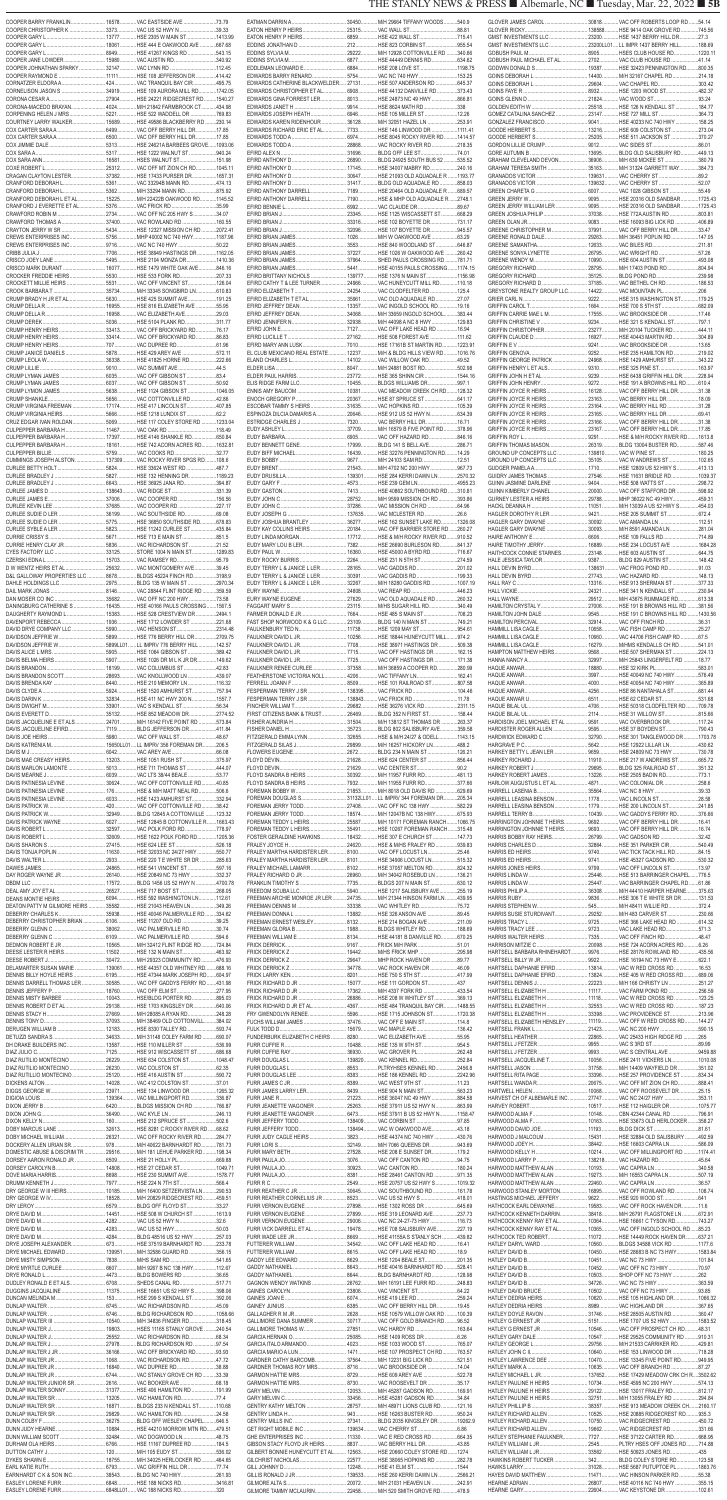COOPER BARRY FRANKLIN..........16578..........VAC EASTSIDE AVE..........73.78
COOPER CHRISTOPHER K..........1377..........VAC 2528 ST HWY N..........39.33
COOPER CORA L..........12777..........HS 2559 W MAIN ST..........1,413.09
COOPER GARY L..........18081..........HS 44 E OAKWOOD AVE..........667.68
COOPER GARY L..........8849..........HS 41637 KINGS RD..........543.15
COOPER JANE LOWDER..........15988..........VAC AUSTIN RD..........340.92
COOPER JONATHAN SPARKY..........32147..........VAC LYNN RD..........112.45
COOPER RAYMOND E..........1111..........HSE 158 JEFFERSON DR..........414.42
CORNATZER ELDORA..........434..........VAC TRANQUIL BAY CIR..........489.75
CORNELISON JASON S..........34919..........HSE 109 AURORA MILL RD..........1,742.05
CORONA CESAR A..........27664..........HSE 24201 RIDGECREST RD..........1,540.27
CORONA-MACEDO BRAYAN..........4334..........MH 31842 FARMBROOK CT..........434.98
CORPENING HELEN J MRS..........5221..........HSE 522 WADDELL DR..........769.83
COURTNEY LARRY WALKER..........16689..........HSE 40696 BLACKBERRY RD..........293.14
COX CARTER SARA A..........6499..........VAC OFF BERRY HILL DR..........17.68
COX CARTER SARA A..........6500..........VAC OFF BERRY HILL DR..........17.68
COX JIMMIE DALE..........5313..........HSE 24621A BARBEES GROVE..........1,093.06
COX SARA A..........5317..........HSE 1242 WALNUT ST..........945.24
COX SARA ANN..........16581..........HSES WALNUT ST..........151.98
COXE ROBERT L..........29312..........VAC OFF MT ZION CH RD..........1,045.11
CRAGAN CLAYTON LESTER..........37382..........HSE 13433 PURSER DR..........1,657.31
CRANFORD DEBORAH L..........5361..........VAC 3329488 MAIN RD..........474.13
CRANFORD DEBORAH L..........5362..........HSE 33294 MAIN RD..........876.92
CRANFORD DEBORAH L ET AL..........15226..........MH 23422B OAKWOOD HILL..........1,145.52
CRANFORD J EVERETTE III..........5376..........VAC PRICE RD..........35.98
CRAWFORD ROBIN M..........2734..........VAC OFF NC 205 HWY S..........34.07
CRAWFORD THOMAS A..........23240..........VAC ROVAN AND RD..........150.55
CRAWTON JERRY W SR..........5434..........HSE 12327 MISSION CH RD..........2,072.41
CREWS ENTERPRISES INC..........5756..........VAC OFF 40032 NC 740 HWY..........1,187.06
CREWS ENTERPRISES INC..........9716..........VAC NC 740 HWY..........50.22
CRIBB JULIA J..........7706..........HSE 38940 HASTINGS DR..........1,192.08
CRISCO JOEY LANE..........5496..........HSE 2194 ODMAN RD..........1,410.36
CRISCO MARK DURANT..........16017..........HSE 1479 WHITE OAK AVE..........846.16
CROOKER FREDDIE HERRIS..........5530..........HSE 503 FORK RD..........207.33
CROCKETT MILLIE HERRIS..........5531..........VAC OFF VINCENT CT..........128.04
CROOK BARBARA I..........35734..........MH 33365 SCHNEIDER LN..........610.83
CRUMP BRADY H JR ET AL..........5630..........HSE 425 SUMMIT AVE..........1,191.25
CRUMP DELLA N..........16955..........HSE 816 ELIZABETH AVE..........55.06
CRUMP DELLA N..........16956..........VAC ELIZABETH AVE..........29.03
CRUMP FEREK..........5636..........HSE 6104 PLANK RD..........311.77
CRUMP HENRY HEIRS..........33413..........VAC OFF BRICKYARD RD..........76.17
CRUMP HENRY HEIRS..........33414..........VAC OFF BRICKYARD RD..........86.83
CRUMP HENRY HEIRS..........707..........VAC DUPREE RD..........61.66
CRUMP JANICE DANIELS..........5676..........HSE 426 KIRBY AVE..........572.11
CRUMP LEOLA W..........36328..........HSE 41825 HORNE RD..........222.86
CRUMP LILLIE..........16150..........VAC SUMMIT AVE..........44.5
CRUMP LYMAN JAMES..........8035..........VAC OFF GIBSON ST..........83.4
CRUMP LYMAN JAMES..........8037..........VAC OFF GIBSON ST..........50.02
CRUMP LYMAN JAMES..........5838..........HSE 1106 GIBSON ST..........1,046.05
CRUMP SHANKLE..........5856..........VAC COTTONVILLE RD..........42.68
CRUMP VIRGINIA FREEMAN..........17174..........HSE 417 LINCOLN ST..........407.85
CRUMP VIRGINIA HEIRS..........5962..........HSE 1218 LUNDIN ST..........62.6
CRUZ EDGAR IVAN ROLDAN..........5069..........HSE 117 COLEY STORE RD..........1,233.04
CULPEPPER BARBARA H..........11467..........VAC OAK RD..........116.49
CULPEPPER BARBARA H..........17391..........HSE 4146 SHANKLE RD..........850.94
CULPEPPER BARBARA H..........18161..........HSE 1H2 ACORN ACRES RD..........1,632.81
CULPEPPER BILLIE..........5799..........VAC COOKS RD..........32.77
DAMIANOS JOSEPH ALSTON..........137269..........VAC ROCKY RIVER SPGS RD..........108.6
DARIEE BETTY HOLT..........5824..........HSE 33424 WEST RD..........487.7
DARIEE BRADLEY J..........5827..........HSE 132 HENNING DR..........1,180.23
DARIEE BRADLEY J..........6643..........HSE 36825 LANA RD..........384.87
DARIEE JAMES D..........138643..........VAC RIDGE ST..........331.59
DARIEE JAMES D..........38520..........VAC COOPER RD..........159.56
DARIEE KEVIN LEE..........37685..........VAC COOPER RD..........227.17
DARIEE SUDIE O LER..........38199..........VAC SOUTHSIDE RD..........88.08
DARIEE SUDIE O LER..........5775..........HSE 36850 SOUTHSIDE RD..........678.83
DARIEE SYBLE A LER..........5823..........HSE 11042 CURLEE ST..........435.84
DARIEE THOMAS E..........5671..........HSE 711 E MAIN ST..........881.5
DURHE HENRY CLAY JR..........5836..........VAC BOYARDEN DR..........21.52
CYEAS FACTORY LLC..........33126..........STORE 1004 N MAIN ST..........1,289.83
CZERSKI EDNA L..........15703..........VAC MARSET RD..........56.78
D R WENTZ HEIRS ET AL..........29632..........VAC MONTGOMERY AVE..........39.45
DAL GALLOWAY PROPERTIES LLC..........8676..........BLDG 45234 FINCH RD..........3,169.3
DAHLE HOLDINGS LLC..........29175..........BLDG 128 W MAIN ST..........2,970.34
DAIL MARK JONAS..........6146..........VAC 26694 FLINT RIDGE RD..........359.59
DAN MOSER CO INC..........36882..........VAC OFF NC 200 HWY..........713.58
DANINGBURG CATHERINE S..........16435..........HSE 40196 PAULS CROSSING..........1,597.5
DAUGHERTY RAYMOND L..........15383..........HSE 926 CRESTVIEW DR..........2,464.1
DAVENPORT REBECCA..........1936..........HSE 1712 LOWDER ST..........221.68
DAVID BRYE COMPANY LLC..........5890..........VAC HENSON ST..........2,314.46
DAVIDSON JEFFRE W..........5899..........HSE 778 BERRY HILL DR..........2,759.75
DAVIDSON JEFFRE W..........68955..........LL IMPR 778 BERRY HILL..........142.57
DAVIS ALICE L MRS..........5905..........HSE 108 GIBSON ST..........389.42
DAVIS BELMA HEIRS..........5907..........HSE 1026 DR ML K JR DR..........149.82
DAVIS BRANDON..........16199..........VAC COLUMBUS ST..........42.83
DAVIS BRANDON SCOTT..........28605..........VAC WOOLWOOD LN..........438.07
DAVIS BRENDA ANN..........6440..........HSE 216 MEMORY LN..........116.32
DAVIS CLYDE A..........5924..........HSE 1520 AMHERST ST..........757.94
DAVIS DAVID A..........32834..........HSE 411 NC HWY 205 N..........1,681.7
DAVIS DWIGHT W..........33901..........VAC S KENDALL ST..........56.34
DAVIS EVERETT D..........16135..........HSE 956 SHADOW DR..........2,174.52
DAVIS JACQUELINE E ET ALS..........24701..........MH 16142 FIVE POINT RD..........573.84
DAVIS JACQUELINE EFIRD..........7119..........BLDG JEFFERSON DR..........411.84
DAVIS JOE HEIRS..........5960..........VAC OFF WALL ST..........40.67
DAVIS KATRENA M..........19650LL01..........LL IMPR/ 356 FOREMAN DR..........206.5
DAVIS LE ET AL..........16422..........VAC BLAIR ST..........85.08
DAVIS MAE CREASY HEIRS..........13205..........HSE 1051 RUSH ST..........375.67
DAVIS MARLON LAMONTE..........26113..........HSE 711 THOMAS ST..........444.07
DAVIS MEARNE J..........6039..........VAC CS 38/44 BEALE..........53.77
DAVIS PATINESIA LEVINE..........30624..........VAC OFF COTTONVILLE RD..........62.46
DAVIS PATINESIA LEVINE..........176..........HSE & MH HAITT MEAL RD..........509.6
DAVIS PATINESIA LEVINE..........6033..........HSE 1423 MAIN HILL RD..........332.64
DAVIS PATRICK..........420..........VAC OFF COTTONVILLE RD..........38.42
DAVIS PATRICK W..........32940..........BLDG 12845 COTTONVILLE..........123.32
DAVIS PATRICK WAYNE..........6037..........HSE 12845 COTTONVILLE RD..........1,663.43
DAVIS ROBERT N..........32597..........VAC POLK FORD RD..........778.67
DAVIS ROBERT N..........28935..........HSE 36214 POLK FORD RD..........1,255.35
DAVIS SHARON S..........27415..........HSE 824 LEE ST..........526.19
DAVIS TONIA POPLIN..........7838..........HSE 32935 NC 24/27 HWY..........650.77
DAVIS TRENIA J..........3931..........HSE 220 T E WHITE SR DR..........285.93
DAVIS WALTER D..........24885..........VAC 541 VINCENT ST..........507.16
DAVIS WAYNE E..........26140..........HSE 20849 NC 73 HWY..........2,372.29
DEBM LLC..........11572..........BLDG 1458 US 52 HWY N..........4,070.74
DEAL AMY JOY ET AL..........28927..........VAC 717 BOST ST..........258.65
DEANS MONTE HEIRS..........6094..........HSE 962 WASHINGTON LN..........112.61
DEATON PATTY M GILMORE HEIRS..........35692..........HSE 21042 HEAVEN LN..........349.26
DEBERRY CHARLES K..........35938..........HSE 40346 PAUPERVILLE RD..........334.62
DEBERRY CHRISTOPHER BRIAN..........6115..........HSE 10397 OLD RD..........35.25
DEBERRY GLENN C..........38052..........VAC PALMERVILLE RD..........24.79
DEBERRY GLENN C..........6109..........VAC PALMERVILLE RD..........5.66
DEDMON ROBERT E JR..........10565..........MH 33412 FLINT RIDGE RD..........734.84
DEESE LESTER R HEIRS..........11502..........HSE 152 N MAIN ST..........483.92
DEESE ROBERT J..........30472..........MH 25325 COMMUNITY RD..........476.93
DELAMARTER SUSAN MARIE..........139081..........VAC 44507 OLD WHITNEY RD..........888.16
DENNIS BILLY HOYLE HEIRS..........6185..........HSE 41764 MARK JOSEPH DR..........664.91
DENNIS DARRELL THOMAS LEE..........30585..........VAC OFF GADDYS FERRY RD..........431.86
DENNIS JEFFERY R..........16760..........VAC OFF CALLA ST..........27.95
DENNIS MATT BARBER..........10345..........HSE BLOCKS PORTER RD..........885.03
DENNIS ROBERT E JR ET AL..........28136..........HSE 1703 KINGSLEY DR..........946.05
DENNIS STACY D..........27809..........MH 28368A RYAN RD..........248.28
DENNIS STACY D..........17950..........MH 38469 OLD COTTONVILLE..........134.27
DERUGEN WILLIAM B..........12183..........HSE 8530 TALLEY RD..........582.74
DI TULLIO SANDRA J..........34633..........MH 31148 COLEY FARM RD..........690.18
DI-CHASE BUILDERS INC..........11687..........HSE 110 MILLER ST..........535.19
DIAZ JULIO C..........7125..........HSE 913 WESCASSETT ST..........688.68
DIAZ TRUJILLO MONTECINO..........26229..........VAC 634 COLSTON ST..........1,045.47
DIAZ TRUJILLO MONTECINO..........26230..........VAC COLSTON ST..........52.25
DIAZ TRUJILLO MONTECINO..........27339..........VAC 418 AUSTIN ST..........590.72
DICKENS ALTON..........14028..........VAC 412 COLSTON ST..........37.01
DIGGS GEORGE W..........23971..........HSE 514 LINWOOD DR..........1,065.32
DIGGS GEORGE W..........130084..........VAC MILLINGPORT RD..........438.87
DIXON JERRY B..........21555..........BLDG MISSION CH RD..........1,086.94
DIXON JERRY B..........34090..........VAC KYLE LN..........246.13
DIXON KELLY N..........160..........HSE 212 SPRUCE ST..........502.8
DIXON MARCUS LANE..........28387..........HSE 7221 ROCKY RIVER RD..........262.6
DOBY MICHAEL WILLIAM..........26321..........VAC OFF ROCKY RIVER RD..........284.77
DOCKERY ALLEN URIAH SR..........29165..........VAC HILL BARNHARDT RD..........551.73
DOMESTIC ABUSE & CROSHIM TR..........25516..........MH 181 LEHUE PARKER RD..........198.34
DORSEY AARON RONALD JR..........10930..........HSE 28 ELMORE LN..........458.93
DORSEY CAROLYN B..........14806..........HSE 21 CEDAR ST..........1,040.71
DOVE MARIA HARRIS..........6288..........HSE 230 SUMMIT AVE..........576.77
DRUM KENNETH J..........7877..........VAC 224 N 7TH ST..........566.4
DRY GEORGE W III HEIRS..........10185..........MH 16400 SETZER VISTA LN..........260.53
DRY JERRY EUGENE..........37588..........HSE 20829 RIDGECREST RD..........495.81
DRY LEROY..........6579..........BLDG OFF FUTURE ST..........33.27
DRY RAYMOND J..........6461..........HSE 508 N CHURCH ST..........161.19
DRY SHARON MOORE..........6482..........VAC LITTLE RD..........52.53
DUEY DAVID M..........4282..........VAC US 52 HWY N..........32.6
DUEY DAVID M..........4283..........VAC US 52 HWY N..........32.6
DUEY DAVID M..........4284..........BLDG 40515 US 52 HWY..........257.35
DUFFY KAREN D..........15582..........HSE 16701 MAP MEAL RD..........1,202.3
DULIN JAMES ALEXANDER..........6315..........VAC 5713 BARNHARDT RD..........275.78
DWYRE MICHAEL EDWARD..........129991..........MH 32686 GUARD RD..........356.18
DWYRE MISTY SIMPSON..........28624..........HSE 17429 MAIN RD..........541.65
DWYRE MYRTLE CURLEE..........6607..........MH 9287 S NC 138 HWY..........112.67
DWYRE RONALD J..........6470..........BLDG BOWERS RD..........18.95
DYSON CRAVERA E ET ALS..........6658..........SHED CANAL RD..........27.81
DUGGINS JACQUELINE..........11375..........HSE 1152 N FIRST ST..........389.08
DUNLAP MELINDA M..........6597..........VAC 208 S KENDALL ST..........650.16
DUNLAP ALFRED T..........6745..........VAC RICHARDSON RD..........45.09
DUNLAP ALFRED T HEIRS..........15451..........BLDG RICHARDSON RD..........117.68
DUNLAP MICHAEL J..........10584..........MH 34836 FINGER RD..........1,018.46
DUNLAP MICHAEL J..........6681..........VAC CAMPBELL RD..........30.48
DUNLAP PAT..........6654..........HSE 11165 STINSON ST..........1,195.55
DUNLAP PETER S..........6683..........HSE 31 CHAMPION RD..........2,037.57
DUNN ALLEN..........6715..........HSE 407 FREEMAN RD..........1,121.44
DUNN ALLEN..........6711..........HSE 471 FREEMAN RD..........1,214.5
DUNN CORAL..........6716..........HSE 11166 FLINT LN..........386.24
DUNN GEORGE..........6718..........HSE DUNN AVE..........16.53
DUNN MARTELL F..........6735..........HSE 420 MORROW MTN RD..........479.18
DUNN PERRY W..........6740..........VAC OAKWOOD LN..........49.28
DURBAN OLA HEIRS..........6785..........HSE 11167 DUPREE RD..........194.5
DUTTON CATHY J..........6802..........HSE 4219 OLDWINE RD..........212.78
DYKES SHAWN E..........18795..........MH 34225 HERLOCKER RD..........464.65
DYKES SHAWN E..........8435..........VAC UPPER HILL CR..........23.26
EARNHARDT C K & SON INC..........38543..........BLDG NC 740 HWY..........125.21
EASLEY LORENE FURR..........6850..........HSE 609 PENCE ST..........591.56
EASLEY LORENE FURR..........6849LL01..........LL IMPR 609 PENCE ST..........10.65
EATMAN DARRIN A..........30450..........MH 29884 TIFFANY WOODS..........540.9
EATON HENRY P HEIRS..........25315..........VAC WALL ST..........88.81
EATON HENRY P HEIRS..........6859..........HSE 422 WALL ST..........665.53
EDDINS JONATHAN D..........212..........HSE 823 CORBIN ST..........958.54
EDDINS SYLVIA M..........28222..........MH 12828 COTTONVILLE RD..........340.66
EDDINS SYLVIA M..........6877..........HSE 44440 DENNIS RD..........634.82
EDELMANN LEONARD E..........5864..........HSE 216 32ND ST..........1,198.76
EDWARDS BARRY RENARD..........5754..........VAC NC 740 HWY..........133.25
EDWARDS CATHERINE BLACKWELDER..........37721..........HSE 507 ANDERSON RD..........845.57
EDWARDS CHRISTOPHER ET AL..........6808..........HSE 44132 DANVILLE RD..........373.43
EDWARDS GINA FORREST LER..........8013..........HSE 34873 NC 49 HWY..........866.81
EDWARDS JANET H..........6814..........HSE 8624 MATH RD..........368.4
EDWARDS JOSEPH HEATH..........6846..........HSE 108 MILLER ST..........1,025.05
EDWARDS MARION RICKENHOUR..........36128..........MH 32851 HAZEL LN..........253.91
EDWARDS RICHARD ERIC ET AL..........7733..........HSE 144 LINWOOD DR..........1,111.41
EDWARDS ROBERT S..........6934..........HSE 8048 ROCKY RIVER RD..........1,443.74
EDWARDS TODD A..........28868..........VAC ROCKY RIVER RD..........218.15
EFIRD ANTHONY..........33956..........BLDG OFF LEE ST..........76.75
EFIRD ANTHONY D..........26890..........BLDG 24635 SOUTH BUS 52..........538.52
EFIRD ANTHONY D..........37765..........HSE 34917 HARRY RD..........246.18
EFIRD ANTHONY D..........30647..........HSE 21093 OLD AQUADALE R..........1,193.77
EFIRD ANTHONY D..........31417..........BLDG OLD AQUADALE RD..........858.03
EFIRD ANTHONY DARRELL..........7189..........HSE 20464 OLD AQUADALE R..........888.67
EFIRD ANTHONY DARRELL..........7180..........HSE & MH 1OLD AQUADALE R..........2,148.1
EFIRD BENNIE L..........6992..........VAC CLAUDE DR..........89.67
EFIRD BRIAN J..........23345..........HSE 1125 WISCASSETT ST..........688.29
EFIRD BRIAN J..........33316..........VAC 102 BOYER DR..........126.78
EFIRD BRIAN J..........32996..........HSE 102 BOYETTE DR..........946.57
EFIRD BRIAN JAMES..........1026..........MH W OAKWOOD RD..........341.42
EFIRD BRIAN JAMES..........3553..........HSE 840 WOODLAND ST..........646.87
EFIRD BRIAN JAMES..........37227..........HSE 1029 W OAKWOOD AVE..........280.42
EFIRD BRIAN JAMES..........37394..........HSE PAULS CROSSING RD..........761.71
EFIRD BRIAN JAMES..........5441..........HSE 40155 PAULS CROSSING..........1,174.15
EFIRD BRITTANY NICHOLE..........139777..........HSE 1376 N MAIN ST..........1,156.06
EFIRD CATHY T & LEE TURNER..........24966..........VAC HONEYCUTT HILL RD..........1,113.18
EFIRD DALLAS L..........24254..........VAC CLODFELTER RD..........133.4
EFIRD ELIZABETH T ET AL..........35861..........VAC OLD AQUADALE RD..........21.27
EFIRD JEFFREY DEAN..........11321..........VAC INGOLD SCHOOL RD..........10.16
EFIRD JEFFREY DEAN..........34068..........MH 33659 INGOLD SCHOOL..........363.44
EFIRD JENNIFER N..........32936..........MH 44526 NC 8 HWY..........1,239.63
EFIRD JOHN E..........7127..........VAC OFF LAKE HEAD RD..........16.94
EFIRD LUCILLE T..........27162..........HSE 598 FOREST AVE..........111.62
EFIRD MARY ANN LUSK..........7010..........HSE 17910 E HAMILTON RD..........1,223.91
EL CLUB MEXICANO REAL ESTATE..........12237..........MH & BLDG HILLS VIEW RD..........1,018.76
ELDER DAVID L..........14032..........VAC WILLOW OAK RD..........49.52
ELDER LISA..........8047..........MH 24891 BOST RD..........502.98
ELDER PAUL HARRIS..........23772..........HSE 383 SHINN CIR..........1,644.16
ELLIS RIDGE FARM LLC..........10455..........BLDGS WILLIAMS DR..........907.1
ENNIS AMY RAWSON..........6283..........VAC MEADOW CREEK CIR..........128.32
ENOCH GREGORY P..........25367..........HSE 67 SPRUCE ST..........641.17
ESCOBAR TAMMY B HEIRS..........31635..........VAC HORNE RD..........129.59
ESPINOZA DILCIA DAMARIS A..........26646..........HSE 913 US 52 HWY N..........634.39
ESTRIDGE CHARLES J..........7320..........VAC BERRY HILL DR..........16.71
EUDY ASHLEY..........37039..........MH 16570 B FIVE POINT RD..........378.96
EUDY BARBARA..........6665..........VAC OFF HAZARD RD..........846.16
EUDY BENNETT GENE..........17999..........BLDG NC 8 BELL AVE..........379.22
EUDY BIFF MICHAEL..........16439..........HSE 32276 PENNINGTON RD..........14.29
EUDY GARY..........1392..........VAC 1018 SANI RD..........12.51
EUDY BRENT..........21543..........MH 4702 NC 200 HWY..........967.73
EUDY DARRELL LANCE..........19816..........HSE 294 KERR DAWN LN..........2,510.32
EUDY GARY F..........4573..........HSE 238 GEM LN..........4,955.23
EUDY GASTON..........7413..........HSE 40983 SOUTHBOUND RD..........310.81
EUDY JOHN C..........28752..........MH 9589 MISSION CH RD..........533.36
EUDY JOHN C..........37286..........VAC MISSION CH RD..........64.96
EUDY JOHN DARWIN..........7452..........HSE 266 MCLESTER RD..........23.98
EUDY JOSHUA BRANTLEY..........36277..........HSE 192 SUNSET LAKE RD..........1,326.08
EUDY KAY COLLINS HEIRS..........23764..........VAC OFF BARRIER STORE RD..........280.27
EUDY LINDA MORGAN..........17712..........HSE & MH ROCKY RIVER RD..........2,010.52
EUDY MARY LOU ELER..........7382..........HSE 28680 BURLESON RD..........947.17
EUDY PAUL W..........16360..........HSE 45000 A BYRD RD..........116.87
EUDY RICKY BURRIS..........7264..........HSE 231 N 6TH ST..........488.82
EUDY TERRY L & JANICE L LER..........28165..........VAC GADDIS RD..........201.02
EUDY TERRY L & JANICE L LER..........30391..........VAC GADDIS RD..........108.33
EUDY TERRY L & JANICE L LER..........32197..........MH 76380 GADDIS RD..........1,697.16
EUDY WAYNE..........24808..........VAC REAP RD..........446.23
EUDY WAYNE EUGENE..........27629..........VAC OLD AQUADALE RD..........25.68
FAGGART MARY S..........23115..........MHS SUGAR HILL RD..........340.49
FARMER DONALD E JR..........7184..........HSE 465 S MAIN ST..........776.29
FAST SHOP NORWOOD K & G LLC..........23109..........BLDG 140 N MAIN ST..........749.21
FAULKENBERY TED M..........11758..........HSE 1268 MAY ST..........1,146.41
FAULKNER DAVID L JR..........10256..........HSE 16844 HONEYCUTT MILL..........874.2
FAULKNER DAVID L JR..........7708..........HSE 38617 HASTINGS DR..........508.39
FAULKNER DAVID L JR..........7715..........VAC OFF HASTINGS DR..........154.03
FAULKNER DAVID L JR..........7725..........VAC OFF HASTINGS DR..........171.38
FAULKNER RENEE CURLEE..........37558..........MH 36859 A COOPER RD..........268.09
FEATHERSTONE VICTORIA NOLL..........4206..........VAC TIFFANY LN..........162.41
FERRELL JOANN P..........8508..........HSE 101 RAILROAD ST..........361.39
FESPERMAN TERRY J SR..........138396..........VAC FRICK RD..........104.46
FESPERMAN TERRY J SR..........138845..........VAC FRICK RD..........11.78
FINCHER WILLIAM T..........29882..........HSE 35019 VICK RD..........2,311.16
FIRST CITIZENS BANK & TRUST..........25469..........BLDG 35214 FOREST DR..........1,190.8
FISHER AUNDRA H..........31504..........MH 13812 ST THOMAS DR..........263.37
FISHER DANIEL H..........35723..........BLDG 802 SALISBURY AVE..........368.58
FITZGERALD EMMA LYNN..........32653..........HSE & MH 24027 A ODELL..........1,163.15
FITZGERALD SILAS J..........26869..........MH 16257 HICKORY LN..........468.2
FLOWERS EUGENE..........29772..........BLDG 224 N MAIN ST..........1,144.87
FLOYD DEVIN..........21628..........HSE 826 CEDAR ST..........611.72
FLOYD DEVIN..........27218..........VAC CENTER ST..........45.34
FLOYD SANDRA B HEIRS..........30392..........MH 11957 FURR RD..........481.13
FLOYD SANDRA B HEIRS..........7802..........HSE 11653 FURR RD..........377.66
FOREMAN BOBBY W..........21853..........MH 8018 OLD DAVIS RD..........629.69
FOREMAN DOUGLAS S..........31133LL01..........LL IMPR/ 344 FOREMAN..........326.35
FOREMAN DOUGLAS STEWART..........27408..........VAC OFF NC 138 HWY..........382.29
FOREMAN JERRY TODD..........16974..........MH 12368 NC 138 HWY..........675.93
FOREMAN TEDDY L HEIRS..........25587..........MH 10171 FOREMAN RANCH..........1,086.75
FOREMAN TEDDY L HEIRS..........38491..........HSE 10207 FOREMAN RANCH..........315.48
FOSTER GERALDINE HAWKINS..........18432..........VAC 507 E CHURCH ST..........1,147.73
FRALEY JOYCE W..........24620..........HSE & MHS FRALEY RD..........936.83
FRALEY MARTHA HARDISTER LER..........3725..........MH OFF HATLEY RD..........1,025.72
FRALEY MARTHA HARDISTER LER..........8101..........HSE 34095 LOCUST LN..........515.32
FRALEY MICHAEL LAMAR..........6732..........HSE 31921 FRALEY RD..........1,020.46
FRALEY RICHARD D JR..........26960..........MH 34042 ROSEBUD LN..........136.21
FRANKLIN TIMOTHY S..........7735..........BLDGS 207 N MAIN ST..........630.12
FREEDOM SCUBA LLC..........8165..........HSE 1217 SALISBURY AVE..........2,036.15
FREEMAN ABIGAIL MONROE JR LER..........24735..........MH 21184 HINSON FARM LN..........309.76
FREEMAN DENNIS M..........33336..........VAC WHITLEY RD..........75.72
FREEMAN DONNA L..........138832..........VAC 258 ASSN AVE..........89.45
FREEMAN ERNEST WESLEY..........8132..........HSE 214 BOGAN AVE..........211.09
FREEMAN JAMES J..........8130..........BLDG WHITLEY RD..........188.69
FREEMAN WALTER WILLIAM..........8157..........HSE 44181 B DANVILLE RD..........618.74
FRICK DERRICK..........9167..........MH 5 FRICK RD..........184.71
FRICK DERRICK J..........10400..........MHS FRICK RD..........295.98
FRICK DERRICK J..........29647..........MHS ROCK HAVEN DR..........80.79
FRICK DERRICK J..........34778..........VAC ROCK HAVEN DR..........40.09
FRICK RICHARD A JR..........37169..........MH 44173 RICKY LN..........2,141.77
FRICK RICHARD O JR..........15077..........HSE 111 GORDON AVE..........437.1
FRICK RICHARD O JR..........27932..........MH 40087 FORK RD..........458.66
FRICK RICHARD O JR..........26886..........HSE 208 W WHITLEY ST..........369.13
FRICK RICHARD O JR..........4067..........HSE 484 TRANQUIL BAY CIR..........1,488.55
FRY GWENDOLYN RENEE..........9796..........VAC 1170 JOHNSON ST..........2,120.38
FUCHS WILLIAM JAMES..........24078..........HSE 2209 E MAIN ST..........230.1
FULK TODD D..........15679..........VAC MAPLE AVE..........130.42
FUNDERBURK ELIZABETH C HEIRS..........8260..........VAC ELIZABETH AVE..........55.56
FURR BRYSON G..........8256..........VAC WILLIAMS ST..........32.33
FURR CUFFIE RAY..........38930..........VAC GROVER RL..........262.48
FURR ERIC ERWIN..........10949..........VAC GROVER RD..........65.61
FURR ERIC ERWIN..........8553..........PLTRY HSES KENNEL RD..........6.59
FURR ERIC ERWIN..........14926..........HSE 188 KENNEL RD..........2,662.67
FURR GLENDA EFIRD..........8315..........HSE 900 W 6 N MAIN ST..........1,109.75
FURR JAMES LARRY LER..........36324..........HSE 36647 NC 49 HWY..........884.58
FURR JEFFERY NEIL..........21325..........HSE 35647 NC 49 HWY..........844.8
FURR SAMUEL J..........6473..........HSE 37911 B US 52 HWY N..........1,158.47
FURR JEFFERY TODD..........138409..........VAC CORINTH RD..........51.1
FURR LONI E..........16829..........HSE 2064 SUNSET TER..........1,178.13
FURR ROBERT C..........8325..........VAC OFF 9 MILL ST..........28.17
FURR ROBERT L..........8406..........VAC 515 HEYWARD MILL RD..........32.6
FURR RODNEY MARK..........11305..........VAC OFF NC 24/27 HWY..........17.93
FURR RODNEY MARK..........15542..........VAC OFF S NC 24/27 HWY..........70.9
FURR TERRY BRIAN..........1025..........HSE OAKWOOD RD..........146.97
FURR WILLIAM HARVEY..........37285..........HSE 4 OAKWOOD ACRES..........1,038.64
FUTRELL WILLIAM HENRY..........8523..........HSE 8 S EDGEWOOD AVE..........415.82
FUTTERER WILLIAM..........8475..........VAC OFF LAKE HEAD RD..........18.9
GADDY DAVID EARL JR..........8486..........HSE 1248 ERVIN AVE..........221.33
GADDY MELVIN KEITH..........9585..........HSE 40416 BARNHARDT RD..........528.41
GADDY NATHANIEL..........8644..........VAC SALISBURY AVE..........70.48
GAGNON WENDY WATKINS..........28762..........MH 16581 LEE FURR RD..........331.68
GAINEY PATRICIA..........23669..........VAC VINCENT ST..........84.22
GALINDO ANA LUISA..........6274..........HSE 416 LEE ST..........412.45
GAMEZ LETICIA..........6708..........HSE 909 W MAIN ST..........1,025.4
GANDY ANGIE M..........31223..........MH 32906 AUTUMN LN..........330.08
GANDY MICHAEL P..........18700..........HSE 1708 DENNIS ST..........1,227.95
GARBER DUSTIN..........15917..........MH 33725 B HICKORY HILL..........383.36
GARCIA AMBROCIA..........16835..........HSE 1225 WAYNE AVE..........1,096.26
GARCIA ARLANDO..........6888..........HSE 17 KONDO DR..........522.23
GARCIA ARMANDO..........8587..........HSE 5128 FREEMAN ST..........456.87
GARCIA HERNANDEZ RAMON..........37884..........HSE 1221 BIG LICK RD..........1,184.31
GARCIA HERNANDO..........16542..........HSE 916 FILLMORE ST..........1,206.75
GARCIA MOLINA CAROLINA..........7686..........HSE 2021 KING RD..........1,186.25
GARCIA MONTERO FERNANDO..........2636..........MH 1215 DOG KENNEL RD..........3,156.01
GARCIA ROSANNA..........23380..........VAC 1710 ALMOND RD..........57.34
GARCIA TOMAS..........30637..........VAC ROCKY RIVER RD..........1,094.6
GARDNER RUDOLPH..........11256..........HSE 1018 SOUTH RIVER RD..........1,170.85
GARDNER CATHY BARCOMB..........37664..........MH 1221 BIG LICK RD..........563.21
GARDNER CATHY BARCOMB..........8586..........HSE 101 COOPER AVE..........612.24
GARMON HENRY D..........24801..........HSE 1207 PROSPECT CH RD..........1,181.2
GARMON MICHAEL J..........8634..........HSE 106 OLD CHURCH ST..........543.4
GARRIS DAVID R..........37164..........HSE 128 JOHNSON RD..........2,040.33
GARRIS DAVID R..........33419..........HSE 118 JOHNSON RD..........530.9
GARRIS HENRY EDWARD LER..........27566..........MH 18007 PRICES ST..........233.68
GARRIS MARVIN LEROY..........2644..........HSE 403 SAINT MILLS ST..........233.61
GARRIS MILLIAN EDWARD..........36617..........VAC OAKWOOD RD..........82.49
GARRIS MILLIAN EDWARD..........36719..........VAC PORTER RD..........21.98
GAY CHRISTOPHER P..........6762..........BLDG 309 GRAHAM ST..........254.25
GAYNOR RICHARD B..........4474..........HSE 8 EGWOOD AVE..........2,074.02
GERALD ANTHONY W..........8771..........HSE 2218 HEDGE RD..........1,070.87
GERALD GAYNELLE..........5860..........VAC 120 OAKWOOD..........150.46
GERALD JOSEPH..........8778..........BLDG PEACH ORCHARD RD..........73.6
GERALD MACK JR ET AL..........8788..........HSE 1109 DANIEL ST..........149.76
GERALD MELVIN..........8797..........HSE 5811 COTTONVILLE RD..........306.46
GERALD TIFFANY..........9841..........HSE 419 E CHURCH ST..........1,071.64
GERALD TIFFANY LYNN..........15982..........VAC W LEE ST..........25.96
GIBBONS RAYMOND ALFRED..........37621..........BLDG 45701 NC 200..........226.35
GIBSON LEE ROY HEIRS..........8816..........HSE 12 S BRIDGEPORT RD..........1,105.87
GIBSON WILLIAM SHERMAN..........8826..........HSE 1616 STANLY ST..........1,001.73
GIDDINGS RICHARD D..........23658..........HSE 2003 ST ROAD..........488.81
GILBERT BONNIE HONEYCUTT ET AL..........18534..........VAC 2618 FALCON CREST..........1,059.5
GILL JOHN R..........22767..........HSE 36695 HOPKINS RD..........1,058.16
GILL JOHN R..........28704..........VAC 1000 LN..........11.68
GILLIS JEROME..........27103..........VAC CANTON RD..........108.5
GILLIS RONALD J JR..........139533..........HSE 260 ERIE GARDENS LN..........154.86
GILMORE RICHARD PHILLIP..........14105..........HSE 30000 OAK LAKE DR..........180.07
GLEESON LORETTA LEIGH..........24256..........MH 1520 SMITH CR DR..........1,112.03
GLOVER JAMES CAROL..........30816..........VAC OFF ROBERTS LOOP RD..........54.14
GLOVER RICKY..........138588..........HSE 9414 OAK GROVE RD..........745.59
GMST INVESTMENTS LLC..........25200..........HSE 1437 BERRY HILL DR..........27.3
GMST INVESTMENTS LLC..........25200LL01..........LL IMPR 1437 BERRY HILL..........188.69
GOBLISH PAUL M..........8965..........HSES CLUB HOUSE RD..........1,220.11
GOBLISH PAUL MICHAEL ET AL..........2702..........VAC CLUB HOUSE RD..........41.14
GODWIN DONALD H..........15087..........HSE 23525 PENNINGTON RD..........366.71
GOINS DEBORAH J..........14400..........MH 32167 CHAPEL RD..........214.18
GOINS DEBORAH J..........29834..........VAC CHAPEL RD..........303.42
GOINS FAYE R..........8932..........HSE 1203 WOOD ST..........482.37
GOINS GLENN E..........21824..........VAC WOOD ST..........95.24
GOLDEN EDWYN G..........25518..........HSE 126 N KENDALL ST..........398.77
GOMEZ CATALINA SANCHEZ..........23147..........HSE 727 MILL ST..........904.73
GONZALEZ FRANCISCO..........9041..........HSE 44310 NC 740 HWY..........1,185.73
GOODE HERBERT S..........13216..........HSE 609 COLSTON ST..........373.04
GOODE HERBERT S..........25205..........HSE 911 JACKSON ST..........370.27
GORDON LILLIE CRUMP..........9612..........VAC SIDES ST..........86.01
GORE AUTUMN S..........13695..........BLDG 612 SALISBURY RD..........449.13
GRAHAM CLEVELAND DEVON..........38806..........HSE 630 MCGEE ST..........380.79
GRAHAM THERESA SMITH..........35163..........MH 31324 GARRETT WAY..........312.76
GRANADOS VICTOR..........139633..........VAC CHERRY ST..........82.97
GRANADOS VICTOR..........139632..........VAC CHERRY ST..........52.07
GREEN CHARETA G..........6007..........HSE 1028 GIBSON ST..........50.49
GREEN JERRY W..........9095..........HSE 20310 OLD SANDBAR..........1,725.43
GREEN JERRY WILLIAM LER..........9095..........HSE 20310 OLD SANDBAR..........1,725.43
GREEN JOSHUA PHILIP..........37038..........HSE 7724 AUSTIN RD..........803.81
GREEN OLAN M..........9083..........HSE 16393 BIG LICK RD..........406.89
GREENE CHRISTOPHER M..........37991..........VAC OFF BERRY HILL DR..........33.47
GREENE RONALD DALE..........29363..........MH 38417 PAUPER LN..........317.56
GREENE SAMANTHA..........126333..........VAC BILES RD..........211.81
GREENE SONYA LYNETTE..........26795..........HSE WRIGHT RD..........57.28
GREENE WENDY W..........10990..........HSE 604 AUSTIN ST..........460.08
GREGORY RICHARD..........26795..........MH 17403 POND RD..........804.94
GREGORY RICHARD..........35125..........BLDG POND RD..........239.98
GREGORY RICHARD D..........37185..........VAC BETHEL CH RD..........188.63
GREYSTONE REALTY GROUP LLC..........14422..........VAC MOUNTAIN RD..........208
GRIER CARL N..........9222..........HSE 315 WASHINGTON ST..........176.25
GRIFFIN CARLA..........1954..........HSE 105 S 6TH ST..........682.09
GRIFFIN CARRIE MAE L..........17555..........VAC BROOKSIDE DR..........17.48
GRIFFIN CLARENCE..........9234..........HSE 321 S KENDALL ST..........787.1
GRIFFIN CLARENCE..........25271..........MH 20104 TUCKER RD..........444.11
GRIFFIN CLAUDE D..........16927..........HSE 40443 MARTIN RD..........304.89
GRIFFIN D F..........9241..........VAC BROOKSIDE DR..........13.65
GRIFFIN GENOVA..........9252..........HSE 235 HAMILTON RD..........219.02
GRIFFIN GEORGE PATRICK..........24908..........HSE 1429 ASHURST ST..........343.22
GRIFFIN HENRY ET ALS..........9310..........HSE 325 PINE ST..........163.97
GRIFFIN JOHN H ETAL..........9259..........HSE 1439 GRIFFIN HILL DR..........228.94
GRIFFIN JOHN HENRY..........9272..........HSE 1914 BROWNS HILL RD..........614.46
GRIFFIN ROY JUNIOR..........16128..........VAC OFF BERRY HILL DR..........61.3
GRIFFIN ROY JUNIOR..........23163..........HSE BERRY HILL DR..........18.09
GRIFFIN ROY JUNIOR..........23164..........VAC BERRY HILL DR..........18.09
GRIFFIN ROY JUNIOR..........27155..........VAC BERRY HILL DR..........60.41
GRIFFIN ROY JUNIOR..........23166..........VAC OFF BERRY HILL DR..........31.38
GRIFFIN ROY JUNIOR..........23167..........VAC OFF BERRY HILL DR..........31.38
GRIFFIN ROY L..........9291..........HSE & MH HICKORY RIVER RD..........1,613.8
GRIFFIN THOMAS MASON..........26319..........BLDG 1354 BOSTON RD..........567.49
GROUND UP CONCEPTS LLC..........139616..........VAC W PINE ST..........160.25
GROUND UP CONCEPTS LLC..........29105..........VAC ANDREWS ST..........120.51
GUDGER PAMELA A..........17113..........HSE 12809 US 52 HWY S..........413.13
GUIDRY JAMES THOMAS..........27546..........HSE 1101 BRIDGE RD..........1,039.37
GUINN JASMINE DARLENE..........9404..........HSE 508 WATTS ST..........298.72
GUINN KIMBERLY CHANEL..........20060..........VAC OFF STAFFORD DR..........508.92
GURNEY LESTER A HEIRS..........29788..........MH 38022 NC 49 HWY..........493.91
HACKL DEANNA H..........17051..........MH 12839 A US 52 HWY S..........454.03
HAGLER DOROTHY R LER..........9421..........HSE 205 SUMMIT ST..........872.4
HAGLER GARY DWAYNE..........30932..........VAC AMANDA LN..........112.51
HAGLER GARY DWAYNE..........26309..........HSE 36851 AMANDA LN..........281.04
HAIRE ANTHONY E..........6606..........HSE 108 PAULS RD..........714.89
HAIRE TIMOTHY JERRY..........16069..........HSE 244 LOCUST AVE..........1,984.29
HAITHCOCK CONNIE STARNES..........23148..........HSE 603 AUSTIN ST..........644.75
HALE JESSICA TAYLOR..........9397..........BLDG 200 LEE ST..........108.23
HALL DEVIN BYRD..........139631..........VAC GRANBURY DR..........280.13
HALL DEVIN BYRD..........27743..........VAC HAZARD RD..........148.13
HALL LISA..........13316..........HSE 913 SHERMAN ST..........218.13
HALL VICKIE..........12402..........MH 44381 SALINA RD..........230.94
HALL WAYNE..........29512..........MH 32633 RUMMAGE RD..........115.32
HAMILTON CRYSTAL Y..........27006..........HSE 1918 BROWNS HILL RD..........381.56
HAMILTON DON DALE..........9545..........HSE 1812 BROWNS HILL RD..........1,450.56
HAMILTON PENCY GRACIE..........32914..........VAC OFF FINCH RD..........56.31
HAMILTON CECILIA..........10656..........VAC FISH CAMP RD..........284.61
HAMMILL LISA CAGLE..........10660..........VAC 44706 FISH CAMP RD..........67.5
HAMMILL LISA CAGLE..........16279..........MHS KENNELLS CH RD..........541.01
HAMPTON MATTHEW HEIRS..........29526..........HSE 507 SHERMAN ST..........124.13
HANNA NANCY A..........32997..........MH 25843 LINDERFELT RD..........18.7
HAQUE AMAN..........18880..........HSE 32 KIRK PL..........583.51
HAQUE AMAN..........4000..........VAC NC 740 HWY..........578.49
HAQUE AMAN..........4009..........HSE 40 NC 740 HWY..........360.99
HAQUE AMAN..........4256..........HSE 86 NANTAHALA ST..........681.44
HAQUE AMAN..........6511..........HSE 02 CEDAR ST..........531.68
HAQUE AMAN..........6795..........HSE 50318 CLODFELTER RD..........709.78
HAQUE AMAN..........2774..........HSE 24 WILSON ST..........815.86
HARDISON JOEL MICHAEL ET AL..........9591..........VAC OVERBROOK DR..........117.24
HARDISTER ROGER ALLEN..........9585..........HSE 37 BOYD DR..........158.43
HARDISTER TERRANCE N..........32790..........MH 301 TANGLEWOOD DR..........1,153.78
HARGRAVE P C..........5642..........HSE 12922 LILLAR LN..........430.62
HARKEY BETTY JEAN LER..........9659..........HSE 1104 WEST RD..........730.71
HARKEY RICHARD J..........11910..........HSE 217 W ANDREWS ST..........665.72
HARKEY ROBERT JAMES..........29665..........BLDG 252 RAILROAD ST..........351.22
HARKEY ROBERT JAMES..........13226..........HSE 2565 BADIN RD..........731.1
HARLOW AUGUSTUS ELI ET AL..........4071..........VAC OFF LINCOLN ST..........356.48
HARRELL LEASHA BENSON..........35364..........VAC NC 8 HWY..........29.33
HARRELL LEASHA BENSON..........1779..........VAC LINCOLN ST..........26.58
HARRELL LEASHA BENSON..........1779..........VAC LINCOLN ST..........241.85
HARRELL TONY WALTER..........10436..........VAC OFF GADDYS FERRY RD..........1,184.14
HARRINGTON JOHNNIE THEIRS..........9683..........VAC OFF BERRY HILL DR..........16.74
HARRINGTON JOHNNIE THEIRS..........9683..........VAC OFF BERRY HILL DR..........16.74
HARRIS BOBBY RAY HEIRS..........26799..........VAC GADSON RD..........32.42
HARRIS CHARLES E..........32884..........HSE 351 PARKER DR..........540.49
HARRIS ED HEIRS..........9740..........VAC TUCK TEE HOLE RD..........255.15
HARRIS ED HEIRS..........9741..........HSE 45327 GADSON RD..........530.32
HARRIS JAMES HEIRS..........9759..........VAC OFF LINCOLN ST..........35.98
HARRIS LINDA W..........25446..........HSE 513 BARRINGER CHAPEL..........776.5
HARRIS LINDA W..........25447..........HSE BARRINGER CHAPEL RD..........61.86
HARRIS PHILIP A..........36306..........MH 44410 HARPER HEARNE..........375.63
HARRIS RUDOLPH F..........9836..........HSE 306 TE WHITE SR DR..........133.53
HARRIS STEPHEN..........545..........HSE 44451 WILLIE RD..........772.4
HARRIS SUSIE STURDIVANT..........29592..........MH 40423 CARTER DR..........231.42
HARRIS TRACEY LEE..........9723..........HSE 210 HAZARD RD..........1,185.19
HARRIS TRACY LEE..........37931..........VAC LAKE HEAD RD..........1,103.24
HARRIS VERNICE M..........7335..........VAC OFF HAZARD RD..........19.11
HARRIS WILLIAM..........20088..........VAC 724 ACORN ACRES RD..........25.92
HARTSELL BARBARA PINNERHANDT..........9976..........HSE 201 RONAL AVE..........1,189.33
HARTSELL BILLY W JR..........9622..........HSE 16194 NC 73 HWY E..........822.1
HARTSELL BILLY W..........9834..........HSE 39 HIGHLAND ST..........184.98
HARTSELL DAPHANIE EFIRD..........13814..........VAC W REED CROSS RD..........76.33
HARTSELL DAPHANIE EFIRD..........13824..........HSE 49 REED CROSS RD..........1,886.53
HARTSELL DENNIS L..........22223..........MH 166 CHRISTY LN..........257.22
HARTSELL FRANK POOL..........11177..........VAC FARM POND RD..........185.53
HARTSELL JOHN RANDY..........11118..........HSE 190 W REED CROSS RD..........123.25
HARTSELL JOHN RANDY..........32653..........HSE W REED CROSS RD..........123.94
HARTSELL LINDA W..........33398..........VAC PROVIDENCE RD..........215.98
HARTSELL LINDA W..........33370..........HSE 40 PROVIDENCE RD..........286.18
HARTSELL PEGGY..........23815..........HSE 3211 BROOKVIEW DR..........1,189.01
HARTSELL RANDY H..........21423..........VAC NC 200 HWY..........566.15
HARTSELL RANDY H..........22665..........HSE 25433 HIGH RIDGE RD..........286.05
HARTSELL RANDY H..........9955..........VAC S 3RD ST..........34.2
HARTSELL RANDY H..........9955..........VAC S CENTRAL AVE..........9,669.69
HARTSELL RANDY H..........9956..........VAC S 3RD ST..........45.26
HARTSELL RANDY M..........11000..........VAC OFF OLD S RD..........82.25
HARTSELL RAYMOND R..........9962..........HSE 70 KEITH RD..........686.3
HARTSELL REX O..........9966..........VAC OFF NC 200 HWY..........32.2
HARTSELL RICHARD H..........9964..........HSE 10 OLD US 52..........888.41
HARTSELL RICHARD H..........9970..........HSE 21 PINE ST..........11.1
HARTSELL ROBERT J..........29752..........VAC NC 24/27 HWY..........153.4
HARTSELL ROBERT J..........16616..........HSE 1006 VINE ST..........1,075.77
HARTSELL ROBERT L..........10142..........HSE 142 HAGLER DR..........2,020.08
HARTSELL RONALD A..........10146..........CBN 42344 CANAL RD..........756.19
HARTSELL RONALD W..........15469..........HSE 35673 OLD HERLOCKER..........258.87
HARTSELL TERESA..........10154..........VAC OFF NC 24/27 HWY..........83.4
HARTSELL TERESA..........10155..........HSE 1410 E MAIN ST..........216.32
HARTSELL TERRY W..........10156..........VAC NC 24/27..........48.54
HARTSELL TERRY W..........10154..........VAC OFF NC 24/27 HWY..........4.8
HARTSELL WAYNE..........10162..........VAC OFF INGOLD SCHOOL RD..........195.27
HARTSELL WAYNE..........10172..........HSE 14449 ROCK RD..........155.76
HARTSELL WAYNE..........28564..........HSE 14449 ROCK RD..........129.44
HARTSELL WILLIAM RANDALL..........10145..........HSE 10 S OAK ST..........1,090.5
HARTSELL WILLIAM W..........14430..........HSE 10 S OAK ST..........1,204.35
HATCHER TEDD ROBERT..........29932..........HSE 42460 CANAL RD..........406.7
HATHCOCK TIMOTHY J..........10246..........BLDG NC 740..........248.49
HATLEY ANTHONY R..........23148..........HSE 1019 SOUTHSIDE RD..........2,037.95
HATLEY BOBBY W..........31425..........VAC 1009 S 2ND ST..........54.42
HATLEY BOBBY W..........33343..........HSE 4504 PORTER RD..........205.46
HATLEY BOBBY W..........33351..........HSE 35052 OAK DR..........1,064.74
HATLEY DANIEL..........26532..........VAC COLUMBUS ST..........37.41
HATLEY DANIEL WAYNE..........22848..........VAC OFF CANAL RD..........41.65
HATLEY DEBBIE JEAN..........4226..........HSE 1212 CEDAR RD..........1,160.5
HATLEY DENNIS C..........10366..........VAC OFF AUSTIN RD..........7.52
HATLEY DONALD G..........10360..........HSE 45 PENDLETON RD..........1,062.79
HATLEY DONALD G..........33351..........VAC PENDLETON RD..........61.84
HATLEY EDGAR D HEIRS..........10421..........HSE 34 FOREST DR..........1,041.21
HATLEY ERNEST H..........10458..........VAC OFF PORTER RD..........12.09
HATLEY GARY DON..........10374..........MH 1721 LEE TURNER RD..........1,014.4
HATLEY HOLLY N..........33351..........HSE 350 NEAL RD..........176.1
HATLEY JACKIE GRAY..........10503..........HSE 40126 DARGAN DR..........365.22
HATLEY JAMES..........14447..........HSE 18 WOOD RD..........1,137.75
HATLEY JAMES D HEIRS..........10534..........HSE 128 HATLEY CIR..........411.21
HATLEY JOSEPH M..........10535..........HSE 8 HATLEY CIR..........432.4
HATLEY KATHLEEN A..........12463..........HSE 105 KIRK RD..........175.82
HATLEY KATHY..........38421..........HSE 4 HAVANA DR..........1,130.06
HATLEY KEVIN..........29413..........HSE 140 EXIT CIR..........4,087.46
HATLEY MARY ANN..........31621..........VAC 1028 KINGS RD..........1,087.35
HATLEY MAX H..........10593..........VAC OFF HATLEY CIR..........19.92
HATLEY NAOMI R HEIRS..........10602..........HSE 40 SIDES ST..........215.6
HATLEY PAULINE..........18802..........HSE 42 BIRCH DR..........1,240.59
HATLEY PAULINE H HEIRS..........37185..........VAC LISA ST..........107.6
HATLEY PAULINE H HEIRS..........10640..........HSE 11 LISA ST..........1,017.58
HATLEY RENE..........16688..........HSE 10 HOLLY DR..........244.3
HATLEY RUBY..........25437..........VAC NC 740..........2,517.39
HAYES DAVID MATTHEW..........27318..........HSE 61 OLD STOKES RD..........1,131.1
HAYES DAVID MATTHEW..........10720..........VAC 6 PINE ST..........128.96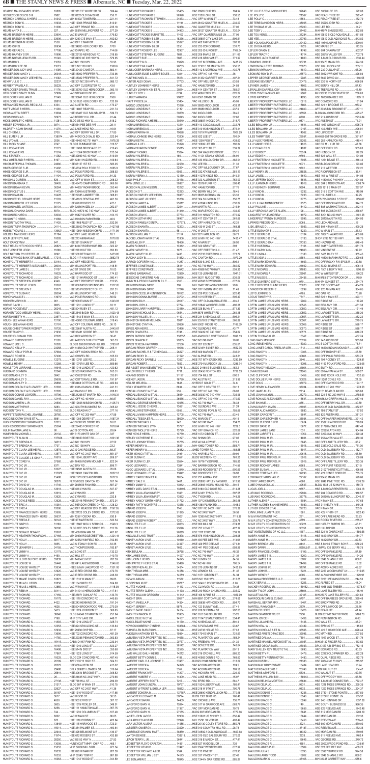HEARNE MALINDA MRS HEIRS ........10898 ......HSE 331 T E WHITE SR DR ..........589.44
HEDGECOCK DELOS S III ...............7962 ......HSE 8832 OLD DAVIS RD ..............756.11
HEDRICK CARROLL S HEIRS ..........34342 ......MH 40492 TOWER RD ....................221.44
HEGGINS TONY K ..........................13003 ......HSE 12306 PRINCE RD ...................813.31
HEGGINS TONY K ..........................31356 ......VAC OFF PRINCE RD ......................215.18
HELMS ANITA B ..............................327 ........MH 23316 MILLINGPORT RD ..........377.29
HELMS BRENDA M HEIRS ..............33904 ......VAC STANLEY ...................................176.52
HELMS BRENDA M HEIRS ..............33908 ......MH 12910 E MAIN ST ...........................482.82
HELMS BRENDA M HEIRS ..............7556 ........VAC OFF E MAIN ST ...........................79.42
HELMS CHRIS ................................26934 ......HSE 34285 HERLOCKER RD ..............1700
HELMS GERALD L ...........................17708 ......VAC CHAPEL RD ................................114.65
HELMS HARVEY S SR ......................15998 ......HSE 23125 NEWSOME RD ..................319.65
HELMS NORMA JEAN FURR ............11044 ......HSE 8435 NC 205 HWY S ..................579.85
HELMS ROY L ...................................11030 ......VAC NC 138 HWY ..............................53.93
HELMS ROY LEE SR ..........................11073 ......HSE NC 138 HWY ...............................136.69
HENDERSON JUDY MAE ..................11085 ......HSE 30456 OAKIE RD ........................383.41
HENDERSON NANCY L ......................28348 ......HSE 48092 PFEIFFER PL ...................733.96
HENDERSON NANCY LEE HEIRS ........11082 ......HSE 48082 PFEIFFER PL ...................441.72
HENRY JULIE C ..................................32217 ......HSE 321 NC 200 HWY N .....................985.12
HERBERT PAMELA S ..........................35225 ......VAC OFF CLODFELTER RD ..................43.6
HERLOCKER DANIEL TRAVIS ..............11176 ......HSE 33790 OLD HERLOCKER ..............960.15
HERLOCKER STACY DUNN ..................37999 ......VAC STEAKHOUSE RD .........................42.6
HERLOCKER WILLIAM D ......................11149 ......HSE 33981 OLD HERLOCKER ................1566
HERLOCKER WILLIAM D ......................28816 ......BLDG OLD HERLOCKER RD ...................123.09
HERNANDEZ MANUEL REVOLLAS ..........4334 ........VAC AUSTIN RD ...................................173.27
HIATT VIRGIE B HEIRS ........................11236 ......HSE 14607 REAP RD .............................231.74
HICKS AUSTIN BRETT ..........................33694 ......HSE 36467 OLD SALISBURY R...............139.73
HICKS DOUGLAS ................................32973 ......VAC BERRY HILL DR ..............................91.44
HICKS SHIRLEY C HEIRS ......................11263 ......BLDG US 52 HWY S .............................618.2
HIESER EDWARD A JR ..........................3874 ........HSE 534 PEE DEE AVE ..........................28.11
HILDRETH ADAM SHANE ......................11216 ......VAC LAKE HEAD RD ...............................16.94
HILL CHERYL L ......................................2700 ........VAC OFF BERRY HILL DR .......................17.68
HILL ELMER L JR ....................................138074 ....MH 44342 OLD SALIS RD ......................523.94
HILL LYDIA B ..........................................11258 ......HSE 46450 NC 731 HWY .......................1075.29
HILL RICKY SHANE ................................27447 ......BLDG RUMMAGE RD ...............................316.57
HILL RODA HEIRS ..................................11273 ......HSE 11496 BRICKYARD RD ....................374.49
HILL ROSA HEIRS ...................................11274 ......VAC 11504 BRICKYARD RD ......................123.94
HILL STARKEY ........................................11282 ......HSE 32899 NC 49 HWY .........................819.09
HILL WHEELAND R HEIRS .......................8197 ........MH 12641 HAZARD RD ............................106.84
HINCHCLIFFE PAUL THOMAS ...................24890 ......HSE 620 E 1ST ST ....................................583.05
HINES GEORGE S JR ...............................11402 ......HSE 4734 POLK FORD RD .......................1665.9
HINES GEORGE S JR ...............................11403 ......VAC POLK FORD RD ..................................358.92
HINES GEORGE S JR ...............................11404 ......VAC POLK FORD RD ..................................64.35
HINSON & QUIREIN ..................................526 ........VAC OFF W MAIN ST ..................................208.02
HINSON BARBARA C .................................38405 ......HSE 44475 CAMPGROUND RD ...................966.06
HINSON BRYAN KEVIN ..............................36264 ......MH 44055 YADKIN BRICK .........................353.46
HINSON CLETUS J ....................................11472 ......MH 13540 AUSTIN RD ...............................574.69
HINSON DANNAN .......................................11426 ......HSE 20085 LAMBERT RD ...........................368.91
HINSON ETHEL DEHART HEIRS .................11503 ......HSE 415 E CENTRAL AVE ..........................461.38
HINSON GROVER LEE HEIRS .....................11525 ......HSE 620 ROGERS ST ..................................475.1
HINSON HAZEL WATSON ...........................38134 ......HSE 23698 HAZEL LN .................................252.07
HINSON JOHANNA DAVIS ..........................5979 ........BLDG 40573 NC 740 HWY ..........................179.22
HINSON RICHARD A ..................................33002 ......MH 13827 SILVER RD .................................104.15
HINSON T C HEIRS .....................................11589 ......VAC HINSON PARKER RD ...........................46.9
HINSON TIMOTHY PAUL .............................11430 ......HSE 1488 RILEY ST .....................................532.58
HINSON TREVA THOMPSON .......................24114 ......HSE 25632 THOMPSON RD ..........................1427.68
HOBBS THOMAS J ......................................13902 ......HSE 11594 MISSION CH RD .........................1171.86
HOLDER MARJORIE HEIRS ..........................11704 ......VAC OFF LAKE HEAD RD ..............................18.1
HOLM JEFFREY LANE ..................................16050 ......HSE 213 AIKMAN AVE ..................................1070.02
HOLT CAROLYN M .......................................547 ........HSE 711 BAINS ST .......................................588.3
HOLT HELEN HITCHCOCK HEIRS ..................26821 ......MH 44347 RIDENHOUR RD ............................322.22
HOLT JENNIFER LEIGH ..................................11666 ......HSE 208 HOLT RD ..........................................650.83
HOLT NATHAN SYLVESTER JR ........................9292 ........HSE 608 BETHANY RD ...................................1473.85
HOME SAVINGS BANK OF ALBEMARLE ............17215 ......BLDG 717 N MAIN ST ....................................3652.76
HONEYCUTT HERBERT A .................................28104 ......VAC OFF HEDGE RD ........................................28.64
HONEYCUTT HERBERT ALEXANDER ..................28094 ......MH MILLINGPORT RD .....................................148.51
HONEYCUTT JAMES L ......................................37057 ......VAC ST CHASE DR ...........................................10.03
HONEYCUTT RICHARD S ..................................18025 ......VAC HARWOOD ST .........................................174.52
HONEYCUTT RICHARD S ..................................28214 ......HSE 131 HARWOOD ST ...................................480.41
HONEYCUTT STEPHEN JEREMY .........................4349 ........VAC OFF PROSPECT CH RD ...............................112.95
HONEYCUTT STEVE LEWIS ................................12067 ......HSE 809 MOSS SPRINGS RD ..............................1352.85
HONEYCUTT STEVEN E ......................................12073 ......HSE 515 PROSPECT CH RD .................................831.31
HONEYCUTT SUSAN C .......................................28084 ......MH MILLINGPORT RD .........................................148.51
HONOHAN ALICE L .............................................11971 ......VAC POLE RUNNING RD .......................................36.52
HOOKER MELVIN B .............................................861 ........HSE 608 E MAIN ST ...........................................1343.81
HORNE DAVID L ..................................................5605 ......HSE 1201 LEDBETTER RD .....................................1220.2
HORNE ROOSEVELT ............................................26245 ......HSE 604 RUBY ST ................................................483.12
HORNER TODD WESLEY HEIRS .............................1900 ........HSE CHASE BASIN RD ..........................................1020.43
HORTON BETTY H ................................................23577 ......HSE 1643 E MAIN ST ...........................................873.43
HOUGH LEE ANNA HEIRS ....................................12190 ......MH 40693 COLONIAL HGTS ...................................378.43
HOUGH LEE ANNA HEIRS ....................................12191 ......VAC OFF COLONIAL HGTS RD ................................36.13
HOUSE CHRISTOPHER RODNEY ............................18726 ......HSE 25657 AUSTIN RD ..........................................2443.07
HOUSE TAMMY D .................................................21930 ......HSE 36487 GOOSE DR .............................................607.78
HOUSEHOLD BANK FSB ........................................27026 ......VAC RICHARDSON ST ................................................36.41
HOWARD BYRON SCOTT ......................................11981 ......MH 44087 OLD WHITNEY RD ........................................385.33
HOWARD JOEL D ...................................................16295 ......BLDG 358 BROWNS HILL RD ........................................3783.41
HOWARD KELLY P ..................................................23256 ......MH 40098 OLD WHITNEY RD ........................................205.11
HOWARD KELLY POPLIN ........................................37464 ......VAC OFF YADKIN BRICK RD ............................................476.6
HOWELL CHARLES .................................................12274 ......VAC CHAPEL RD ...........................................................168.33
HOWELL EUGENE ..................................................12275 ......HSE 10701 LEE RD .........................................................203.2
HOWELL HENRY ...................................................12285 ......HSE 10709 LEE RD .........................................................559.89
HOYLE TORI LORRAINE .........................................18945 ......HSE 1019 LONDIX ST .......................................................420.82
HUBBARD DONNITA ..............................................12346 ......HSE 532 WASHINGTON LN ................................................163.61
HUDSON ASHLEY D ...............................................38442 ......VAC CHESTER RD ............................................................91.91
HUDSON ASHLEY D ...............................................29605 ......VAC COTTONVILLE RD .....................................................191.67
HUDSON ASHLEY D ...............................................29606 ......HSE 8493 COTTONVILLE RD .............................................492.94
HUDSON COLONE & ELIZABETH LEE ......................12393 ......MH 43814 DANVILLE RD .....................................................241.11
HUDSON COLONE & ELIZABETH LEE ......................12395 ......VAC DANVILLE RD ...........................................................208.81
HUDSON CONNIE LOWDER ....................................15796 ......HSE 24268 ST MARTIN RD .................................................1048.71
HUDSON DANNY W ...............................................25455 ......VAC OFF NC 49 HWY .........................................................89.67
HUDSON MARTIN L JR ..........................................24500 ......HSE 12826 MISSION CH RD ...............................................1125.74
HUDSON MATTHEW R ..........................................6283 ........VAC SOUTH BUSINESS 52 ..................................................308.02
HUDSON TONY R .................................................15832 ......BLDG REGAN CT ................................................................317.92
HUFFSTETLER RACHEL JEANINE ............................28780 ......VAC OFF NC 200 HWY .........................................................47.55
HUGHES CATHY DAVIS ETAL .................................5481 ........HSE 1104 DEWEY ST ...........................................................1067.24
HUGHES DOROTHY SWARINGEN ...........................17015 ......VAC VICKERS STORE RD ......................................................16.01
HUGHES DOROTHY SWARINGEN ...........................23994 ......HSE 35468 FOREST RD ........................................................1618.64
HULIN MARTHA JANE ...........................................90 ..........VAC E COTTON AVE ..............................................................93.64
HUMPHRIES MICHAEL ...........................................26132 ......MH 3710 WHITE OAK CIR ......................................................337
HUNEYCUTT ALAN M ............................................17926 ......HSE 24950 BOST RD ............................................................1851.36
HUNEYCUTT BRENDA H .........................................34313 ......VAC NC 138 HWY .................................................................97.52
HUNEYCUTT BRENDA H .........................................7737 ........VAC NC 138 HWY .................................................................23.2
HUNEYCUTT C O JR ................................................12175 ......VAC S OAK RIDGE RD .............................................................68.37
HUNEYCUTT CARL D ...............................................12079 ......VAC NC 24/27 HWY ................................................................561.67
HUNEYCUTT CLAUDE J & GINA F ..............................15918 ......HSE 1494 LIBERTY AVE .........................................................288.57
HUNEYCUTT COREY A .............................................37566 ......MH 16406 INDIAN MOUND R ....................................................822.34
HUNEYCUTT C O JR .................................................6371 ........VAC DRY RD .............................................................................899.71
HUNEYCUTT C O JR .................................................12027 ......HSE 36661 AUSTIN RD ...............................................................59.66
HUNEYCUTT C O JR .................................................13707 ......HSE 24831 CANTON RD .............................................................1832.78
HUNEYCUTT C O JR .................................................10408 ......POULTRYHSES AUSTIN RD ..........................................................1672.9
HUNEYCUTT C O JR .................................................38218 ......PLTRYHSES CANTON RD ..............................................................1167.74
HUNEYCUTT C O JR .................................................12748 ......MH 28085 RYAN RD .....................................................................597.27
HUNEYCUTT DOUGLAS ..............................................12818 ......HSE 616 LYNN RD ......................................................................547.17
HUNEYCUTT DOUGLAS M ...........................................12819 ......VAC LYNN RD .............................................................................236.2
HUNEYCUTT DOUGLAS M ...........................................12820 ......VAC LYNN RD .............................................................................222.8
HUNEYCUTT DOYLE REED ...........................................13625 ......HSE 29148 PENNINGTON RD .........................................................872.84
HUNEYCUTT ERIC A ...................................................13081 ......VAC MEADOW CREEK CH RD ..........................................................128.32
HUNEYCUTT ERIC A ...................................................12006 ......VAC OFF MEADOW CRK CH RD .........................................................1190.16
HUNEYCUTT FRANCES SMITH HEIRS .........................30655 ......VAC OFF 24-27 HWY .....................................................................1722.43
HUNEYCUTT FRANCES SMITH HEIRS .........................30651 ......MH 12661 OSCAR RD .....................................................................633.8
HUNEYCUTT FREDA E ................................................38143 ......HSE 26102 CLODFELTER RD .............................................................1015.72
HUNEYCUTT FRED J ..................................................31169 ......HSE 16987 MOLLY SPRINGS .............................................................1548.3
HUNEYCUTT GARY D ..................................................38100 ......BLDG OFF COLEY STORE RD ..............................................................113.78
HUNEYCUTT GERALD BRENDA ....................................12807 ......HSE 409 GRAHAM ST ..........................................................................617.42
HUNEYCUTT HEATHER THOMPSON ............................37485 ......MH 20036 RIDGECREST RD ......................................................................122.44
HUNEYCUTT HOLLY ....................................................38177 ......HSE 13650 WINFIELD RD ...........................................................................702.65
HUNEYCUTT HOLLY ....................................................3995 ........VAC S STANLY SCH RD ..............................................................................63.33
HUNEYCUTT JAMES E .................................................24155 ......VAC THOMPSON RD ..................................................................................183.87
HUNEYCUTT JIMMY A .................................................12170 ......VAC LAWING RD ........................................................................................1.4
HUNEYCUTT JIMMY A ..................................................4450 ........VAC HILL CT ...............................................................................................148.78
HUNEYCUTT LLOYD BUFORD HEIRS ...............................33801 ......MH 14904 ELM ST ........................................................................................787.39
HUNEYCUTT LOUISE .......................................................16488 ......HSE 641 LAKEWOOD RD ................................................................................1346.05
HUNEYCUTT LOUISE WHITLEY ..........................................12834 ......HSE S & H LAKEWOOD RD ..............................................................................1181.93
HUNEYCUTT LOUISE WHITLEY ..........................................12800 ......VAC E RED CROSS RD ........................................................................................152.08
HUNEYCUTT LOUISE WHITLEY ..........................................19815 ......VAC HILL CT .......................................................................................................82.36
HUNEYCUTT MAMIE D MRS HEIRS ......................................12821 ......HSE 1510 W MAIN ST ..............................................................................................69.86
HUNEYCUTT MILAS L HEIRS .................................................12890 ......HSE 1004 LEWIS ST ..................................................................................................28.17
HUNEYCUTT MILAS L HEIRS .................................................12893 ......VAC W MAIN ST .........................................................................................................1115.68
HUNEYCUTT PERSY ..................................................................5641 ........MH 34191 HERLOCKER RD ................................................................................................417.61
HUNEYCUTT RICHARD ................................................................17465 ......HSE 21671 DUNLAP RD ..........................................................................................................1733.79
HUNEYCUTT RICHARD ................................................................16878 ......HSE 1110 CONCORD RD ............................................................................................................445.65
HUNEYCUTT RICHARD DREW .......................................................22876 ......HSE 417 CONCORD RD .................................................................................................................440.45
HUNEYCUTT RICHARD ................................................................4628 ........HSE 184 BROOKWOOD AVE ....................................................................................................................270.39
HUNEYCUTT RICHARD ................................................................8458 ........HSE 1704 JOHNSON ST ..............................................................................................................................369.55
HUNEYCUTT RICHARD ................................................................38946 ......BLDG 24646 ST MARTIN RD ...........................................................................................................................3151.76
HUNEYCUTT RICHARD ................................................................11993 ......HSE 1603 BAKER ST .................................................................................................................................................226.71
HUNEYCUTT RICHARD ................................................................11958 ......HSE 1219 LONG ST .................................................................................................................................................225.54
HUNEYCUTT RICHARD ................................................................12902 ......HSE 1202 LONG ST ...........................................................................................................................................................192.62
HUNEYCUTT RICHARD ................................................................12901 ......VAC 20658 OAK ST ..................................................................................................................................................................20.84
HUNEYCUTT RICHARD ................................................................20190 ......MH 7717 HWY 73 .....................................................................................................................................................................314.07
HUNEYCUTT RICHARD ................................................................14730 ......HSE 20085 PENNINGTON RD ...............................................................................................................................................................743.5
HUNEYCUTT RICHARD ................................................................12960 ......HSE 12420 LONG DR .............................................................................................................................................................................433.96
HUNEYCUTT RICHARD ................................................................12960 ......HSE 8310 SUMMIT ST ..................................................................................................................................................................................214.39
HUNEYCUTT RICHARD ................................................................12925 ......HSE 22248 CONCORD RD ....................................................................................................................................................................................187.57
HUNEYCUTT RICHARD ................................................................20098 ......HSE 7717 NC 73 HWY .................................................................................................................................................................................................254.51
HUNEYCUTT RICHARD ................................................................22227 ......HSE 639 AUSTIN RD ....................................................................................................................................................................................................213.28
HUNEYCUTT RICHARD ................................................................22281 ......VAC OFF AUSTIN RD ...................................................................................................................................................................................................198.23
HUNEYCUTT RICHARD ................................................................12950 ......HSE 624 CONCORD RD .................................................................................................................................................................................................147.09
HUNEYCUTT RICHARD ................................................................2962 ........HSE 9702 S JAMES RD ...................................................................................................................................................................................................103.19
HUNEYCUTT RICHARD ................................................................27166 ......HSE 7A MILL ST ............................................................................................................................................................................................................481.51
HUNEYCUTT RICHARD ................................................................36159 ......VAC OFF STAKE RD .........................................................................................................................................................................................................33.05
HUNEYCUTT RICHARD ................................................................22161 ......HSE 1210 WOOD ST ........................................................................................................................................................................................................487.15
HUNEYCUTT RICHARD ................................................................6250 ........HSE 11 HAMILTON AVE .....................................................................................................................................................................................................357.75
HUNEYCUTT RICHARD ................................................................6254 ........HSE 1233 COLUMBUS ST ....................................................................................................................................................................................................317.49
HUNEYCUTT RICHARD ................................................................8452 ........HSE 2029 PARK ST ..............................................................................................................................................................................................................356.84
HUNEYCUTT RICHARD ................................................................20982 ......HSE 15645 CHARLES RD ......................................................................................................................................................................................................1024.08
HUNEYCUTT RICHARD ................................................................8473 ........HSE 1910 OLD SALIS RD .......................................................................................................................................................................................................379.9
HUNEYCUTT RICHARD ................................................................13033 ......HSE 620 W MAIN ST ............................................................................................................................................................................................................440.36
HUNEYCUTT RICHARD ................................................................13008 ......HSE 35945 TOM RD ...............................................................................................................................................................................................................891.39
HUNEYCUTT RICHARD ................................................................7625 ........HSE 1012 WOOD ST ................................................................................................................................................................................................................344.59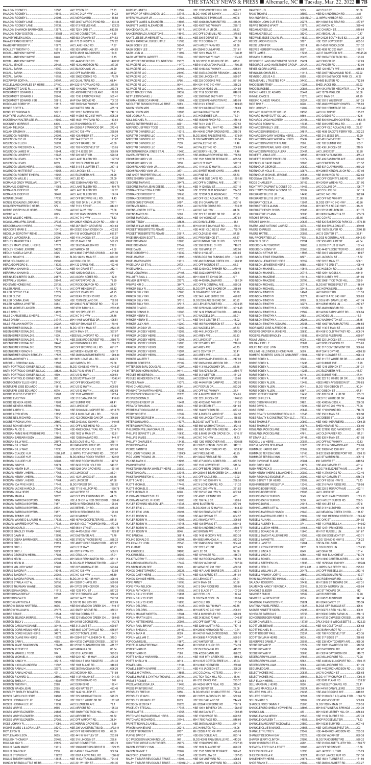MAULDIN RODNEY L..................16867 .......VAC TYSON RD .......................77.73
MAULDIN RODNEY L..................16846 .......VAC NC 24/27 HWY ...............154.23
MAULDIN RODNEY L..................21398 .......VAC MORGAN RD ....................166.88
MAULDIN RODNEY LANE..............16642 .......HSE 25007 A PIRC POND RD .......1404.44
MAULDIN RODNEY LANE..............31739 .......HSE 619 REEVES AVE ...............1133.25
MAULDIN SHANNON BARRINGER....12974 .......HSE 725 N 3RD ST ..................683.58
MAULDIN TONY DOSTON.............137595 ......VAC NC CONSECT ....................44.69
MAUNEY HELEN LONA................16802 .......HSE 652 GRAHAM ST ...............574.63
MAYA EFRAIN BENITEZ..............16766 .......MH 176 CHRISTY LN .................277.82
MAYBERRY ROBERT P..................10975 .......VAC LAKE HEAD RD ...................17.87
MCALLAY TIMOTHY O..................16619 .......HSE 000 MARSHALL ST ...........484.83
MCCALL ANTHONY WAYNE...........6930 .......SHED 45208 GADSON RD .........184.9
MCCALL ANTHONY WAYNE...........6941 .......VAC GADSON RD ...................16.15
MCCALL ANTHONY WAYNE...........7821 .......HSE 44493 FIELD RD ..............1478.37
MCCALL JENCIE..........................25482 .......HSE 45212 HUDSON RD .........317.35
MCCALL SARAH...........................16750 .......VAC BLACKHAWK LN .................24.26
MCCALL SARAH...........................16751 .......VAC OFF MARTIN RD ................38.22
MCCALL SARAH...........................16752 .......HSE 39822 CONGER RD ..........379.79
MCCARVER EDITH A....................34707 .......VAC QUAIL TRAIL RD .................63.44
MCCLELLAND CHARLES SR HEIRS..37100 .......MH 35218 RIDINGWAY RD ........331.15
MCDERMOTT EDWARD H..............16812 .......HSE 44742 NC 740 HWY ...........278.78
MCDERMOTT EDWARD J...............26619 .......HSE 40510 REEVES ISLAND .........178.93
MCDERMOTT EDWARD J...............26842 .......HSE 1316 EASTOVER AVE ..........555.41
MCDERMOTT EDWARD J SR.........32618 .......MHP OAK GROVE RD .................707.32
MCDONALD BOBBY E..................31661 .......HSE 102/1-4 PLEASANT DR ........504.32
MCGEE SCOTT A.........................5581 .......VAC WATER OAK LN ...................439.19
MCGUIRE VIRGINIA D..................32718 .......HSE 236 E S CROOK DR ..........749.15
MCINTYRE LAURA LYNN...............8902 .......HSE 44088 NC 24/27 HWY ........509.38
MCINTYRAN WALTER LEE JR.........19902 .......HSE 46031 WHITMAN RD ...........140.84
MCKINNEY MORRIS E..................6305 .......VAC RICHARDSON ST ...............28.57
MCLAIN ROBERT W HEIRS...........33274 .......MH 25260 A STARWOOD DR ........272.43
MCLAIN SHARON A......................34935 .......VAC NC 138 HWY .......................225.98
MCLENDON ANDREW...................24097 .......HSE 428 AMBER ST .....................154.24
MCLENDON C C JR......................25054 .......HSE 244 STORY ST .......................121.87
MCLENDON ELLIS H....................35997 .......VAC OFF BARREL DR ...................43.69
MCLENDON FREDERICK A...........25422 .......HSE 710 ROOSEVELT ST ..........193.09
MCLENDON JAMES W..................16944 .......HSE 214 JESSE DR ....................360.09
MCLENDON JOSEPH E..................16948 .......HSE 206 WEST DR .....................520.38
MCLENDON LEWIS.......................12477 .......VAC LAKE TILLERY RD ..................1127.52
MCLENDON LEWIS.......................6039 .......HSE 708 ELIZABETH AVE ...........213.28
MCLENDON LEWIS HEIRS.............16951 .......HSE 318 S SUMMITER ST .........247.13
MCLENDON MATTIE LEE...............16953 .......VAC LINCOLN ST .......................19.21
MCLENDON ROBERT E HEIRS.......16956 .......VAC ELIZABETH AVE ...................24.28
MCLENDON WILLIE M..................16930 .......VAC LEE RD ...............................21.09
MCMANUS CINDY PRESLAR...........32479 .......HSE 33306 HAHKEY RD .............925.73
MCMANUS JOSEPH B...................11953 .......VAC LAKE TILLERY RD ..................1404.78
MCMANUS JOSEPH B...................315 .......VAC LAKE TILLERY RD ...................117.97
MCMANUS JOSEPH B...................36467 .......VAC LAKE TILLERY RD ..................168.74
MCNAIR LONNIE...........................17033 .......VAC OFF BROWNS HILL RD .......14.43
MCNEIL ROSALIND LORRAINE.......24306 .......HSE 1037 DR M L K JR DR ........277.1
MCQUEEN WINIFRED C HEIRS.......35213 .......HSE 716 N 5TH ST ..................244.01
MCRAE JOSEPH M JR HEIRS.........17092 .......VAC NC 24/27 HWY ..................78.08
MCRAE RUSSELL...........................2096 .......MH 317 WASHINGTON ST ..........287.38
MCRAE WILLIE C HEIRS...............151 .......VAC NC 740 HWY .......................78.33
MCWILLIAMS APRIL DIANE...........27036 .......MH 29827 KENDALLS CH RD ......560.12
MEADORS ANN V HEIRS...............17185 .......HSE 207 SMITH GROVE RD ........304.63
MEADOWS MARKIE R...................10410 .......MH 25020 BEAR CREEK CH ........402.82
MEDELLIN DOROTHY IRENE.........30788 .......MH 159 WOODWARD ST ............667.57
MEDLEY LAFONDRIA B.................2103 .......HSE 419 LINCOLN ST ....................417.38
MEDLEY MARGRETTA I................14037 .......HSE 69 MAPLE ST .......................558.73
MEDLEY MARY JEWEL L HEIRS......17172 .......HSE 39553 MAULDIN RD .............212.63
MEDLEY RONNIE JEROME............34628 .......VAC HAHKEY ST ..........................41.56
MEDLIN ANGELA GAYLE................3825 .......MH 43696 CYPRESS CROSS .........601.86
MEDLIN NANCY S.........................5485 .......BLDG 1422 N MAIN ST ...............684.52
MEGA HOLDINGS LLC...................20360 .......VAC BIG LICK RD ......................822.26
MERCADO PEDRO S.....................13028 .......MH 132 CAROL AVE ...................402.46
MERRIMAN DONALD.....................17257 .......HSE 402 GRANT ST ....................32.11
MERRIMAN SHAWN D..................17287 .......HSE 42502 MOSS LN .................577
MESINA EDILBERTO DILEA...........24875 .......VAC ACORN HOLLOW TR ................152.9
METWALLY USAMA I....................33941 .......VAC WATERFORD LN .....................79.29
MID STATE HOMES INC...............20135 .......VAC OFF HENSON ST ....................134.71
MILLER ANNIE..............................17316 .......VAC OFF HENSON ST ....................55.32
MILLER BOYD C ET AL.................17322 .......VAC OFF CLARK RD ......................41.25
MILLER CLEVE..............................25159 .......VAC BEAR CREEK CH RD ...............65.25
MILLER DONNA JEAN...................36560 .......HSE 13318 DELANO DR ...............758.93
MILLER KATRINA LYNETTE..........9994 .......MH 29840 FLINT RIDGE RD ........217.67
MILLER MICHELE LANGER............33599 .......HSE 9721 BIRCH LN .....................263.63
MILLS APRIL T.............................14827 .......HSE 125 SPRUCE ST ....................469.38
MILLS CHARLIE BELL S HEIRS......17440 .......VAC NC 740 HWY .......................144.06
MILLS DARIN L............................37047 .......MH 14490 HARRINGHEAD DR .........495.51
MILLS IRIS ANN MORTON............20207 .......HSE 507 SHANKLE ST ..................170.48
MISENHEIMER DONALD................31615 .......BLDG 1031 N MAIN ST ...............2824.25
MISENHEIMER DONALD E.............12703 .......VAC N MAIN ST .........................397.07
MISENHEIMER DONALD E.............16390 .......HSES 943 LINGFORD ST ..............1618.07
MISENHEIMER DONALD E.............17519 .......HSE 20283 RIDGECREST RD .......2886.73
MISENHEIMER DONALD E.............24446 .......VAC BROWNS HILL RD ..................1895.23
MISENHEIMER DONALD E.............29332 .......VAC OFF BROWNS HILL RD ..........200.17
MISENHEIMER GRADY B...............17527 .......VAC MISENHEIMER RD .................560.12
MISENHEIMER GRADY BERKLEY....17527 .......HSE 29665 MISENHEIMER RD ......1269.84
MITCHAM CHRISTY L....................33016 .......MH 8061 LOVE MILL RD ..............698.75
MITCHELL DEBORAH ANN............15967 .......VAC MADISON RD ......................22.06
MNTN PORTFOLIO OWNER NC LLC....15682 .......BLDG 100 US 52 HWY N ..............46453.27
MNTN PORTFOLIO OWNER NC LLC....25621 .......BLDG 712 N MAIN ST ..................17446.81
MNTN PORTFOLIO OWNER NC LLC....4599 .......VAC US 52 HWY ........................6990.54
MNTN PORTFOLIO OWNER NC LLC....923 .......BLDG 512 W MAIN ST ..................17346.41
MONTGOMERY ELLIS HEIRS..........21430 .......HSE 1017 BRICKYARD RD .............76.17
MONTRUJOI JOSE EDUARDO.......15816 .......VAC US 52 HWY N .....................605.93
MONTRUJOI JOSE EDUARDO.......6010 .......VAC US 52 HWY N .....................342.88
MOORE CURTIS EVERETTE............12861 .......HSE 1101 WOOD ST ....................1222.4
MOORE EVELYN R.........................6359 .......HSE 510 CATALINA DR ...............1419.08
MOORE GENEVA HEIRS................17601 .......VAC SUMMIT AVE .......................64.41
MOORE GENEVA HEIRS................17602 .......VAC LINDEN ST ..........................49.42
MOORE LARRY C...........................7485 .......HSE 32046 MILLINGPORT RD ......3316.78
MOORE LOYD KEVIN.....................17858 .......HSE A W HOLLOW LN CLIFF RD ......793.78
MOORE NEIL RICHARD.................7834 .......VAC 422 CROOKED OAK DR .......366.86
MOORE VIRGINIA LYNN.................25893 .......HSE 20133 NC 138 HWY ..............1140.05
MOREIRA MOREIRA.......................17617 .......MH OFF LAKE HEAD RD ...............20.09
MORGAN ALICE B........................21341 .......HSE 40833 QUAIL TRAIL RD ......2516.75
MORGAN ANNIE MAE WEBB HEIRS.....17619 .......HSE 1022 N 1ST ST ....................713.91
MORGAN BARBARA BUDY............28668 .......HSE 12655 HAZARD ....................1444.17
MORGAN BILLY MAC....................24857 .......BLDG LOVE MILL RD .................208.11
MORGAN BILLY MAC....................25841 .......MH 8474 ROCK HOLE RD ..............387.78
MORGAN BILLY MAC....................17755 .......MH 8416 ROCK HOLE RD ..............307.63
MORGAN CLAUDE H JR................1608LLL...LL IMPRV 112 VINEYARD ...........273.07
MORGAN CLAUDE H JR................30834 .......BLDG 8064 A ROCKY RIVER RD ....1322.61
MORGAN CLAUDE H JR................30982 .......BLDG 8066 ROCKY RIVER RD ........1497.5
MORGAN GARY.............................31974 .......HSE 8457 ROCK HOLE RD ..........540.37
MORGAN HEATH B JR..................17778 .......MH 3584 OAK GROVE RD ............1391.01
MORGAN HENRY J HEIRS.............17792 .......VAC OFF LINDEN ST ...................66.83
MORGAN HENRY J HEIRS.............17793 .......HSE 1027 LINDEN ST ....................68.16
MORGAN HENRY J HEIRS.............17794 .......VAC LINDEN ST .........................67.68
MORGAN IDA FAYE HEIRS.............37561 .......BLDG FIRST ST ..........................261.52
MORGAN JACKIE HAROLD.............37041 .......HSE 271 E HILLTOP RD ...............1160.74
MORGAN LOLA HEIRS..................34987 .......VAC HARKEY RD .........................21.93
MORGAN NATHAN E.....................32820 .......VAC OFF POLE RUNNING RD ........44.53
MORGAN PATRICIA BOWERS........7456 .......HSE A SHOP W RED CROSS RD ...1028.44
MORGAN PATRICIA BOWERS........7457 .......SHED W RED CROSS RD ..............139.58
MORGAN PATRICIA BOWERS........2372 .......VAC BETHEL CH RD ....................656.26
MORGAN PATRICIA BOWERS........7457 .......SHED W RED CROSS RD ............139.58
MORGAN TOMMY JOE....................25756 .......VAC N MAIN ST .........................74.11
MORGAN WAYNE D & LAURIE H.......17233 .......HSE 46740 GLOUCESTER RD .......561.8
MORGAN WINFRED WORTHY.........17636 .......MH 5374 OLD THOMPSON MILL .....471.24
MORRIS BOBBY L ET AL.................1068 .......HSE 45041 PLANK RD ...................5301.76
MORRIS BRADLEY FRANK..............18485 .......HSE 44415 US 52 HWY ..............1793.87
MORRIS DAWN M..........................17996 .......VAC EASTOVER AVE ....................21.76
MORRIS DEBRA BARRINGER..........18624 .......HSE 37812 MTN CREEK RD ..........856.32
MORRIS ERIC J.............................21159 .......HSE 46267 GOLD BRANCH RD ......837.67
MORRIS ERIC J.............................31219 .......VAC US 52 HWY ..........................55.91
MORRIS ERIC J.............................31225 .......MH 28119 RYAN RD ......................569.75
MORRIS JIMMY HEIRS..................33251 .......VAC CECIL LN ..........................41.01
MORRIS KIMBERLY PAULA..............20196 .......MH 32431 PENNINGTON RD ........561.13
MORRIS KIMBERLY PAULA..............34719 .......BLDG 2645 PENNINGTON RD ........402.47
MORRIS LANDON D.......................21250 .......HSE 627 ADJUDAN RD ................350.94
MORRIS LORIS HEIRS...................6533 .......VAC OFF N 1ST ST ....................33.62
MORRIS LUKE WILLIAM..................32765 .......HSE 35214 NC 138 HWY ................1044.51
MORRIS MALLORY ANNE...............21200 .......VAC RANDALL RD ........................156.92
MORRIS NANCY E.........................2161 .......VAC SANDY CREEK RD ...................271.62
MORRIS NANCY E.........................31016 .......MH SANDY CREEK RD ...................98.14
MORRIS SANDRA POPLIN..............18084 .......BLDG 24101 NC 138 HWY ............326.44
MORRIS SANDRA POPLIN..............18136 .......MH 32687 CHAPEL RD .................598.68
MORRIS SANDRA POPLIN..............38302 .......MH 37122 SPENCER DR ...............378.59
MORRIS SHANE............................26092 .......MH 36321 OAKLAND CHURCH RD ......617.91
MORRIS STEVEN L........................18361 .......HSE 212 CROMWELL AVE ..............376.43
MORRISON CALEB ......................633 .......VAC NC 24/27 HWY ....................227.36
MORRISON MATTHEW A................34924 .......BLDG 110 BIG LICK RD ..................862.89
MORROW JANICE D......................33160 .......MH 39066 MUDDY CREEK RD .........1749.17
MORROW WILLIAM W....................27456 .......MH SMITH GROVE RD .................330.51
MORROW WILLIAM W....................27465 .......HSE 364 CORBIN ST .....................111.5
MOSES HELEN HEIRS..................12938 .......HSE 624 PARRISH ST ....................106.33
MOSES JANET RIDDICK.................5560 .......HSE 718 N 1ST ST ......................1020.32
MOSES LUCY HEIRS......................18165 .......VAC GOLF DR ............................25.07
MOSES MARVIN C HEIRS..............16150 .......HSE 319 RED OAK CT .................341.17
MOTE PAUL A...............................15895 .......VAC 1014 REGENT AVE .................218.94
MOTE PAUL A...............................18167 .......HSE 321 OLD US 52 ......................86.53
MOTE PAUL WILLIAM....................26057 .......HSE 320 SPRUCE ST .....................1218.38
MOTE PAUL WILLIAM....................30117 .......MH ELM ST ................................108.74
MOXLEY FOY L.............................20641 .......VAC OFF HERRON GROVE RD ........1.29
MOXLEY JEFFERY J......................31987 .......VAC HILL CREST RD ....................30.07
MUCKLER ROBERT KARL..............6806 .......VAC WILL ST ............................44.62
MULKEY JEANNE DIANE...............27468 .......HSE 12151 PARK ST .....................136.69
MULLIS JOEL................................24962 .......HSE 317 N 2ND ST .......................294.68
MULLIS LORA EUGENIA.................9997 .......HSE 710 OGLE ST ........................1081.48
MULLIS LORA E.............................16930 .......HSE 212 ATLAS ST .....................342.3
MULLIS MARY..............................18225 .......HSE 30300 PENNINGTON RD ........298.57
MULLIS SHARON P.......................23301 .......MH 4890 B BRIAN RD ....................268.17
MUSSELWHITE ASHLEY M..............37555 .......HSE 605 A LICK MILL RD ..........1586.63
MULLIS VICKIE L...........................16360 .......VAC 10102 TRAILBLAZERS RD ......734.63
MUNDAY BRENDA LITTLE HEIRS......19311 .......HSE 210 10TH ST .........................254.35

MURRAY JAMES I...........................18962 .......HSE 11625 PORTER HILL RD .........398.72
MW PROP OF NEW LONDON LLC.....32746 .......BLDG 44086 US 52 HWY ..............5517.1
MYERS WILLIAM R JR...................11324 .......HSES BLDG E PARK AVE ..............917.8
NABINETT JAMES ALEXANDER.......18606 .......HSE 40408 BARNHARDT RD ........411.45
NABINETT JAMES ALEXANDER.......25414 .......HSE 43767 NC 740 HWY ..............152.12
NANCE CAROL JR..........................18617 .......VAC DR M L K JR DR ....................58.53
NANCE RONALD LIVINGSTONE.......18649 .......VAC OFF LOVE MILL RD ................8.24
NANTZ JESSE JR HEIRS ET AL......1853 .......HSE 308 E DEPOT ST ...............755.13
NAPIER PATRICIA LOUISE LITTLE...15103 .......HSE 712 CORBIN ST .....................610.86
NASH BOBBY LEE.........................38047 .......VAC HATLEY FARM RD .................51.38
NASH BOBBY LEE.........................7397 .......MH 29448 DUNLAP HILL RD ...........111.25
NASH LYNN M..............................11495 .......HSE 122 N MAIN ST .....................1046.81
NASH MATTHEW JARRETT.............7276 .......HSE 28512 NC 73 HWY ................1019.51
NC JAYCEES MEMORIAL FOUNDATION...29373 .......BLDG 31256 CLUB HOUSE RD ......615.2
NC PACE RE LLC..........................14470 .......HSE 619 MOUNTAIN PLACE ..........1786.25
NC PACE RE LLC..........................29464 .......HSE 40165 NC 740 HWY ................516.51
NC PACE RE LLC..........................28490 .......HSE 35874 LOWDER REUNION .....842.52
NC PACE RE LLC..........................4164 .......HSE 208 LINCOLN ST ....................731.35
NC PACE RE LLC..........................5086 .......HSE 235 COGGINS AVE ................861.95
NCM ASSOCIATES INC..................9044 .......MH 4204 A MOSS LN ......................244.58
NCM ASSOCIATES INC..................9046 .......MH 4206 MOSS LN .......................394.85
NEELY TRACEY LYNN....................24339 .......HSE 7158 SCOUT RD .....................1469.08
NETTLETON DANIEL J.....................8242 .......HSE 20879 NC 24/27 HWY ..........761.51
NEWMAN REBECCA MARIE.............11899 .......HSE 32269 PENNINGTON RD ........545.69
NICOLETTE SUSNICK RVC LVG TRST...6083 .......HSE 619 N 8TH ST .....................1023.17
NIXON HELEN MRS.........................18807 .......HSE 321 WASHINGTON ST ............138.69
NIXON HELEN MRS.........................18808 .......VAC WASHINGTON ST ...................33.15
NIXON JOSHUA R..........................30619 .......VAC HONEYBEE CIR .....................11.21
NIXON TYLER MICHAEL..................4402 .......HSE 45309 B PINCH RD ...............418.44
NOREX ENTERPRISES LLC..............8291 .......HSE 744 N 2ND ST ......................227.52
NORFORD JEFFREY TODD...............1825 .......HSE 46965 TALL WHIT RD ..........1063.77
NORSTAR OWNERS LLC..................16315 .......MH 46450 CAMP GROUND RD ......265.78
NORSTAR OWNERS LLC..................30215 .......BLDG 36004 PALESTINE RD ..........2576.06
NORSTAR OWNERS LLC..................30622 .......BLDG CAMP GROUND RD ...........110.64
NORSTAR OWNERS LLC..................7339 .......VAC PALESTINE RD ......................17.46
NORSTAR OWNERS LLC..................7340 .......VAC PALESTINE RD ......................258.69
NORTON RHONDA JONES ET AL.....13460 .......VAC BERRY HILL DR ......................17.46
OAKES JEFFREY M.........................22323 .......HSE 46569 ARROW HEAD RD .......794.56
ODOM KENNETH JR.......................11873 .......HSE 1531 STOKER TERRACE ........635.58
ODOM RICHARD V JR....................18992 .......VAC US 52 HWY ...........................1725.16
ODOM RICHARD VAN JR...............26481 .......VAC 1718 US 52 HWY .................343.34
ODOM RICHARD VAN JR...............3393 .......VAC SWEET HOME CH RD ............225.16
ONE SHOT PROPERTIES LLC...........21216 .......VAC PINE ST ..............................58.53
ORTIZ SHERRY LEANN....................21907 .......HSE 4438 OLD DAVIS RD ..............1551.98
OSBORNE MARVA D.......................36478 .......VAC OFF N CENTRAL AVE .............347.11
OSBORNE TIMOTHY J....................18913 .......HSE 14120 ELM ST ........................897.15
OSTRANDER ALYSSA JUDITH............13402 .......HSE 12168 OLD AQUADALE .............1127.46
OSTRANDER ROBERT D..................37698 .......HSE 12159A OLD AQUADALE .........703.38
OSTRANDER ROBERT D..................38169 .......VAC OFF OLD AQUADALE RD .........7.05
OUTEN CHRISTOPHER.....................5197 .......HSE 516 GRAHAM ST .....................533.16
OWEN MELINDA..............................7304 .......VAC W RED CROSS RD .................1326.51
OWENS JOSEPH C ET AL...............16115 .......VAC NC 740 HWY ..........................84.36
OWENS KENNETH..........................5360 .......HSE 221 T E WHITE SR DR ..........80.97
OWENS MARCUS L........................8826 .......VAC 104 YOUNG ST ......................287.84
OWENS TEDDY...............................33824 .......VAC DANVILLE RD ........................44.1
OWENS WILLIAM MAE HEIRS.........33416 .......MH 44181 B DANVILLE RD ...........115.3
PADGETT ROBERTETTE ADAMS......17 .......VAC 46201 OLD US 52 HWY .......976.74
PADGETT ROBERTETTE ADAMS......30617 .......VAC OLD US 52 HWY .................57.35
PAGE BRANDON SCOTT..................33399 .......VAC PROVIDENCE ST ....................61.37
PAGE BRENDA...............................33395 .......VAC RUNNING CRK DR .............662.23
PAGE BRENDA..............................27042 .......HSE 208 BETHEL CH RD ..............142.72
PAGE DAVID..................................19103 .......HSE 41385 HUDSON RD ...............512.31
PAGE DOROTHY C..........................19039 .......HSE 914 HILL ST ........................613.85
PAGE JAMES.................................21096 .......HSEBLDGS 506 RUNNING CRK ......1040.99
PAGE JAMES HARDY......................19011 .......HSE 462 RUNNING CREEK CH .......1266.91
PAGE LORA JO ET AL.....................2472 .......VAC OFF MONROE ST ....................61.2
PAGE NANCY C..............................29497 .......HSE 33109 OLD PINKNEY RD .......213.49
PAGE JONATHAN.............................27103 .......HSE 33923 SHAVER RD ...............626.5
PALLOTTA PAUL J..........................31237 .......MH 14304 ST JOHNS DR ..............15.9
PALMER JEFFREY L........................22079 .......HSE 44430 BALDWIN RD ............11851.24
PALMER KAREN ............................38471 .......VAC N CENTRAL AVE ...................395.58
PARKER BILLY R............................26220 .......BLDG OFF LAKE SHORE DR .........255.69
PARKER BILLY R............................7845 .......BLDG COGGINS CREE AVE ..........360.36
PARKER BILLY R............................14122 .......HSE 249 LAKE SHORE DR ............420.82
PARKER MARY...............................37016 .......BLDG 220 LAKE SHORE DR .........80.23
PARKER BILLY RAY.........................37017 .......VAC LENDER PARKER RD .............220.15
PARKER CARRIE L............................26708 .......HSE 32702 MILLINGPORT RD ......3019.48
PARKER CHAD D.............................16085 .......HSE 1419 PENNINGTON RD .........810.04
PARKER HENRY J.............................19171 .......VAC WADDELL DR .......................86.01
PARKER HENRY J.............................19173 .......VAC 704 S CENTER ST .................43.02
PARKER LILLY AMY........................15200 .......VAC 458 RICHARDSON ST ............132.26
PARKER LINDSAY W.........................30705 .......VAC WADDELL DR ......................97.53
PARKER LINDSEY HEIRS..................15202 .......VAC 448 LINCOLN ST ..................310.38
PARKER LINDSEY HEIRS..................15205 .......VAC AIREY AVE ...........................46.15
PARKER LINDSEY HEIRS..................15204 .......VAC LUNDIX ST ..........................11.31
PARKER LINDSEY HEIRS..................15205 .......HSE 527 AIREY AVE .....................210.76
PARKER LINDSEY HEIRS..................15206 .......VAC AIREY AVE ..........................66.16
PARKER LINDSEY HEIRS..................15207 .......VAC S CENTER ST ........................36.41
PARKER LINDSEY HEIRS..................19208 .......VAC AIREY AVE ...........................40.08
PARKER WALTER T..........................15042 .......HSE 42815 MAPLERIDGE LN .........247.93
PARKER WANDA L............................20639 .......MH 26824 HOLLYBROOK DR ........152.24
PATTERSON EARL DOUGLAS.............19297 .......HSE 413 W LOUGHRY DR ..............50.16
PATTERSON NORMAN EARL..............3416 .......HSE 702 AZALEA DR ....................3064.77
PEGUES HENDERSON..........................19384 .......VAC 342 WEST DR .......................451.22
PEGUES HENDERSON ET AL.............19385 .......VAC EDDINS POPLIN RD .............110.08
PENCE LANAH..................................19375 .......HSE 44400 PNR CAMP RD ............312.03
PENG CHANGLIANG............................8084 .......VAC FOXRUN DR ..........................523.26
PENNINGTON MARTHA HEIRS..............18188 .......VAC OFF NC 740 HWY ...................26.4
PEOPLES DEBORAH W ET AL...............26226 .......HSE 8 ARM WRIGHT RD ...............354.65
PEOPLES DONALD..............................4885 .......HSE 323 LINCOLN ST ....................1140.05
PEOPLES JEANNETTE.........................19401 .......MH 40125 NC 740 HWY .................191.53
PERALTA TOMAS...............................19405 .......HSE 45036 LAWRENCE DR ..............343.12
PERREAULT DOUGLAS N III................6136 .......HSE 16449 TYSON RD ....................677.43
PERRY SCOTT C................................11063 .......HSE A DUPLEX WOOD ST ..............1128.82
PETERSON GEORGE H.......................19431 .......HSE 409 LINCOLN ST .....................158.52
PETERSON MARIO................................16377 .......BLDG 807 AUSTIN ST ....................368.54
PETERSON PATRICIA..........................13280 .......HSE 608 WASHINGTON ST ..............181.43
PHILBROOK WILLIAM CHARLES............9998 .......HSE 308 A GRIFFIN GREENE ........484.31
PHILLIPS BENNETT L..........................16830 .......HSE 44765 UNION GROVE CH ........1516.1
PHILLIPS JAMES.................................19486 .......VAC NC 740 HWY ..........................14.13
PHILLIPS JAMES.................................1896 .......HSE 1266 WENDOVER AVE ............1103.88
PICKLER DAVID A................................30256 .......MH 32870 KENDALLS CH RD .........342.11
PIERCE DAVID L..................................33833 .......HSE 1457 CANTERBURY RD ............1223.97
PIGG JOHN THOMAS JR........................139808 ......VAC FINLEE RD ..........................45.25
PIGG JOHN THOMAS JR........................7171 .......MH 33242 FINLEE RD ....................440.3
PINGON ERNEST L..................................19655 .......HSE 1317 LONDER ST ...................511.04
PINKSTON BARBARA WHITLEY HEIRS......30639 .......VAC OFF BEAR CREEK CH RD ........16.51
PINKSTON CAROL..................................33445 .......MH 26991 B BEAR CREEK CH .........866.15
PINKSTON PEYTON L..............................12513 .......VAC ROCKY RIVER RD ...................28.17
PLOTT DAVID L......................................19691 .......HSE 312 NC 200 HWY N .................238.55
PLOTT MICHAEL D.................................19744 .......HSE 110 FLINT RIDGE RD ...............178.73
PLOTT MICHAEL D..................................14754 .......VAC NC 205 HWY N ........................221.62
PLOWMAN FRANCES E.............................30117 .......VAC 307 NC 205 HWY N ...................137.2
PLOWMAN FRANCES B HEIRS....................19695 .......HSE 40651 HEARNE RD ...................481
PLOWMAN RACHEL R HEIRS......................19705 .......HSE 109 TALL ST ...........................1293.6
PLYLER EDWARD NELSON LEE................35133 .......HSE 30033 BUSTER RD .....................397.69
PLYLER RICHARD D..................................15305 .......BLDG 2003 US 52 HWY N .................1448.49
PLYLER RICHARD D..................................15306 .......HSE 2130 PRECINCT RD ..................1187.96
PLYLER RUSSELL....................................12931 .......MH 46600 MUDDY CREEK RD ..............391.38
PLYLER RUSSELL......................................1538 .......HSE 453 SPRING ST .......................1209.72
POINDEXTER JUNE LOUISE.......................18063 .......VAC LAKE DR ..............................6.13
POINDEXTER JUNE LOUISE.......................19738 .......HSE 436 SPRING ST .....................610.43
POLKE EMMA J.........................................9166 .......VAC 501 JACKSON RD ....................158.97
POLKE KENNETH......................................8046 .......VAC BRIGHTON AVE ........................1737.37
POLLARD SANDRA KAYE..............................30042 .......VAC CECIL LN ...............................42.79
POLLARD SANDRA KAYE...............................19833 .......HSE 34 DOGWOOD LN ....................1033.23
POLLARD SANDRA KAYE...............................30394 .......MH 48380 NC 73/1 HWY .................403.88
POLOSKI RICHARD A.....................................20011 .......HSE 3070 AIRPORT RD ...................387.8
POLOSKI RICHARD A.....................................20012 .......HSE 320 BANK ST ..........................1276.32
POLOSKI RICHARD A.....................................34968 .......BLDG 321 BANK ST ........................1036.11
POLOSKI RICHARD A.....................................34964 .......BLDG 312 BANK ST ..........................1069.38
PONCE-RIVERA JOSE G.................................19906 .......HSE 213 ELM ST ............................1096.33
PONCE-RIVERA JOSE G.................................9020 .......VAC CARGO ..................................193.72
POPE RYAN NELSON....................................31432 .......VAC S OAK RIDGE RD ......................315.86
POPE RYAN NELSON....................................31433 .......VAC OAK RIDGE RD .........................16.04
POPLIN BRADLEY DEAN...............................21623 .......VAC CARGO ..................................128.11
POPLIN CARLTON L.......................................20080 .......VAC NC 205 HWY .............................78.61
POPLIN CARLTON L.......................................20082 .......VAC OLD US 52 HWY .....................99.67
POPLIN CARLTON L.......................................20084 .......BLDG 1007 S 2ND ST .........................38.43
POPLIN CARLTON L.......................................22117 .......HSE 1019 S 2ND ST ..........................128.79
POPLIN CARLTON L.......................................22118 .......HSE 1025 S 2ND ST ..........................166.99
POPLIN CARLTON L.......................................22120 .......VAC OLD US 52 ...............................43.36
POPLIN CARLTON L.......................................2450 .......MH 36838 PAULA DR .......................97.62
POPLIN CHERYL ANN ..................................28407 .......HSE 232 SUNSET DR ......................1001.28
POPLIN DENNIS M.........................................32063 .......HSE 12701 NC 24/27 HWY ................1007.29
POPLIN ELAINE..............................................2847 .......MH 36888 A PAULA DR ...................137.99
POPLIN GEORGE............................................20125 .......VAC WHITLEY ST ..........................107.98
POPLIN HAROLD DEAN..................................34891 .......MH 32396 A HUGHES RD ...................233.85
POPLIN HAROLD DEAN...................................2017 .......VAC OFF NC 24/27 HWY ...............22.46
POPLIN JOHNNY R..........................................20164 .......HSE 33406 PINEY ROAD .................1179.35
POPLIN JOHNNY R..........................................20165 .......MH 33355 OAK GROVE RD ............239.8
POPLIN LARRY W..........................................33342 .......VAC NC 740 HWY ..........................102.46
POPLIN LARRY WAYNE..................................13026 .......MH 33334 KING LN ...........................138.36
POPLIN LARRY WAYNE..................................5982 .......MH 33322 KING LN ............................188.23
POPLIN MARTIN LEVI....................................35845 .......HSE 24962 NC 73 HWY ......................2154.41
POPLIN MICHAEL WAYNE................................19847 .......VAC OFF SWIFT RD ........................41.22
POPLIN ROBIN.................................................20185 .......MH 37100 FRANKS LAKE .................270.95
POPLIN STEVE D............................................21601 .......HSE 31012 KENDALLS CH RD .........1197.36
POPLIN WILLIAM D.........................................19902 .......HSE 32398 HUGHES RD ...................1097.13
POPLIN WILLIAM DEAN....................................33300 .......MH 32362 HUGHES RD ..................282.43
PORTER JAMES NOLAN.....................................34997 .......VAC BOULDER RD ............................38.71
POST JAMES ERIC.............................................5014 .......HSE 4201 OAKLAND DR ..................1010.57
POTEAT ALTHA SUE...........................................34961 .......VAC CARTS ST .................................29.25
POTEAT EUGENE...............................................17014 .......VAC OFF US 52 HWY ..........................1.35
POTEAT MARK...................................................7586 .......CBN 42558 CANAL RD ....................826.22
POTTS BRYAN P ................................................36316 .......HSE 1515 PENN GREEN RD ..............1459.42
POWELL DANA S...............................................26468 .......HSE 41327 COTTON TREE LN .......1243.05
POWELL DANA SMITH...........................................26469 .......VAC COTTON TREE LN ..................110.01
POWELL DONALD DEAN ...................................31184 .......MH 41186 HIGH POINT RD ...............1111.71
POWELL GRETCHEN..............................................20211 .......HSE 415 JACKSON ST .......................516.66
POWELL JOSEPH A..............................................9979 .......HSE 40151 HOLLOW LN ................446.84
POWELL JOSEPH A..............................................9981 .......HSE 40188 HIGH POINT RD ............1018.56
POWELL JOSEPH A..............................................4716 .......HSE 40151 HOLLOW LN ..................251.88
POWELL LOWER CROSS ASSOC.............................20217 .......VAC 40151 HOLLOW LN ..............1.39
POWELL SANDRA CRAWFORD............................12575 .......HSE 40312 COTTON TREE LN ..........533.96
POWELL WILLIAM DEAN......................................12627 .......HSE 40167 BEAR CREEK CH RD .....616.6
POWELL WILLIAM DEAN......................................12628 .......VAC OFF COTTON TREE LN ............18.66
POWELL WILLIAM DEAN......................................12630 .......MH 40127 BEAR CREEK CH RD ......2006.94
PRESLAR BLAKE ANDREW....................................9088 .......MH 33363 A NC 138 HWY .............193.46
PRESSLEY JAMES..................................................30661 .......VAC OFF RUNNING CRK DR ...........46.82
PRESSLEY JAMES..................................................20436 .......VAC OFF HICKORY ST ...................31.92
PRICE DAVID B.....................................................14128 .......MH 38200 ROBIN RD ........................256.45
PRIOR JONATHAN L..............................................34631 .......HSE 212 SMITH RD ..........................1002.37
PRIVETTE DAVID LEE..............................................12897 .......VAC SMITH RD ..................................29.49
PUCKETT DONNA K.................................................22012 .......HSE 40513 HUNTERS HILL ..........1163.86
PUCKETT DONNA K.................................................22011 .......VAC HUNTERS HILL ...........................225.54
PURSER RONALD S..................................................20472 .......VAC OFF DUNLAP RD ......................38.31
PURSER RONALD STUART.........................................20491 .......HSE 30109 CANDLEWOOD LN ..........3015.16
QUICK ANGELA......................................................29000 .......BLDG 515 N 1ST ST ............................1180.15
QUICK CHRISTOPHER LEE...........................................30516 .......MH 30100 BURGESS RD .................334.91
QUICK LILLIAN BRASWELL..........................................20500 .......VAC MILE RD ...................................46.21
QUICK WILLIAM ARTHUR..............................................20506 .......HSE 41416 AIRPORT RD ....................345.15
QUICK PRECISION MACHINING LLC.............................10677 .......VAC OFF AIRPORT RD ....................31.02
QUILLEN LORENZO LINDSAY..........................................20476 .......HSE 1029 N 2ND ST .......................233.64
RABON TAMMIE T.........................................................26266 .......HSE 21301 OLD FERRY RD ...........1055.07
RACHUI ROBERT LOUIS ..............................................26265 .......HSE 33405 LITTLE RD ...................521.1
RADFORD JAMES......................................................23826 .......BLDG 206 LONG ST ......................127.46
RAFFIT TRAILER SERVICE RANDOLPH COUNTY ROLLS....31937 .......VAC OFF SPRUCE RD .....................45.86

RANFORD J D..............................5375 .......VAC CULP RD .....................90.08
RAVID THOMAS............................35950 .......HSE 521 ANDERSON RD ..........3.81
RAY ANDREW C............................30646LLT...LL IMPRV HARBOR RD ........56.77
REARDON JOHN JR ET AL..............22278 .......MH 16366 BIG BEAR RD ...........467.97
REAVES THOMAS WYATT................12979 .......VAC MARION RD .....................329.48
REDAH ACRES LLC........................10934 .......VAC CHURCH ST ......................510.64
REDAH ACRES LLC........................38240 .......VAC ABIGAIL LN ......................10.47
REDWINE JESSE CALVIN JR...........14832 .......MH 24325 SOUTH BUS 52 ..........251.35
REESE JASON CULLEN...................3127 .......HSE 1311 LOWDER ST ..............1186.11
REESE JENNIFER............................33314 .......MH 14361 NICHOLS DR ............261.32
REEVES HERBERT NALMAN.............8967 .......MH 42806 NC 200 HWY .............120.71
REITZ JAMES.................................17233 .......VAC E OAKWOOD AVE ..............21345.26
REINIKKA EDMOND.........................20420 .......MH 33674 FOX TACK HILL ...........193.28
RESOURCE LAND INVESTMENT GROUP...29424 .......VAC FINGER RD ......................127.69
RESOURCE LAND INVESTMENT GROUP...29427 .......VAC FINGER RD ......................133.09
REYES GLORIA LOPEZ.....................21307 .......HSE 129 KELTY AVE ..................346.63
REYNOLDS CHARLES A...................11412 .......HSE 20677 INDIAN MIND RD E .....52.92
REYNOLDS JESULA S......................6358 .......HSE 501 EASTWOOD AVE .........1116.01
REZAI ISRAEL L TRUSTEE FOR..........34430 .......MH/HIS BUSTER RD ..................712.59
RHODES BRITTANY..........................11294 .......SHED JACKS RD ......................80.19
RHODES ROBBIE.............................20884 .......MH 4342 RIVER HEIGHTS N ......734.39
RHONE KATIE LEE ADAMS................20441 .......VAC 12719 WALL DR ................84.28
RHYNE JOYCE S..............................13276 .......VAC E MAIN ST ........................61.76
RIBEIRO ALNEZE RAMOS..................26257 .......HSE 302 S WILSON ST ............581.25
RICE TINA F....................................9228 .......HSE 46062 WESLEY CHAPEL .....175.93
RICH JOHNNY L..............................19289 .......HSE 503 HERMITAGE DR .........2031.49
RICHARD HUNEYCUTT GC LLC..........24958 .......VAC HILLTOP ST ....................175.12
RICHARD HUNEYCUTT GC LLC..........9369 .......VAC GADDIS RD ......................142.6
RICHARDS LINDA HILDRETH.............20454 .......HSE 30418 HAVEN COVE RD ......1492.16
RICHARDS SONNY M........................16335 .......HSE 30312 RED HILL RD .........3.33
RICHARDSON BILLY JOE...................31516 .......VAC OFF OLD AQUADALE RD .....21.77
RICHARDSON BRENDA S...................34817 .......MH 4639 GLADYS FERRY RD ......392.22
RICHARDSON CLAUDE HEIRS..............20488 .......HSE 216 JESSE DR ..................40.29
RICHARDSON GARY ANDREW HEIRS...20492 .......VAC 401 CARVER ST ..................244.11
RICHARDSON MYRETTA FLAKE............7860 .......HSE 702 SUMMIT AVE ............168.7
RICHARDSON PEARLINE HEIRS..............20480 .......HSE 404 LINCOLN ST .............27.71
RICHARDSON PRISCILLA LEAK..............20481 .......VAC LUNDIX ST ......................33.28
RICKETTS JONAS LEE........................34993 .......MH 40674 PLANK RD ..................409.4
RICKETTS ROBERT PRICE LEE.............10372 .......MH 409 EASTOVER AVE ...........630.85
RIDENHOUR DAVID D...........................21503 .......VAC CEMETERY ST ................161.57
RIDENHOUR GEORGE...........................20522 .......HSE 537 CLAYMONT RD .........910.29
RIDENHOUR HOLLY...............................32871 .......HSE 28851 KENDALLS CH RD ..1511.54
RIDENHOUR MICHAEL JEROME............20534 .......HSE 30118 CULP RD ..............622.66
RIDGEWAY PLEWS W...........................13851 .......VAC OFF COUNTY LINE RD .......149.57
RIGGS CHARLES P.................................36192 .......MH 24364 WRENN RD ............221.50
RIGHT WAY DOLPHANT & CONST CO ....16463 .......VAC COLLINS DR .................126.77
RIGHT WAY DOLPHANT & CONST CO ....33762 .......VAC COLLINS DR .................121.14
RINEHARDT BILLY B JR.........................14498 .......VAC NC 740 HWY ..................22.78
RINEHARDT BILLY B JR ET AL...............30032 .......VAC OFF NC 740 HWY ............20.88
RINEHART CECILIA..................................12001 .......BLDG 29100 BAYSIDE DR ........2.06
RINEHART CECILIA ANN.........................20864 .......MH 36170 A NC 740 HWY ........314.9
RINEHART HENRY CHRIS.........................25685 .......MH 37151 MELTON RD ...........301.75
RINEHART KELLY ANN.............................30090 .......MH 8026 SAMANTHA ST .........555.78
RITCHIE BRYAN A....................................31652 .......VAC COX RD ........................53.15
RITCHIE JOHN M .....................................20623 .......HSE 520 EASTWOOD PARK CI ....1370.56
RIVERA JOSE ANTONIO JUAREZ..................3276 .......HSE 304 SPAULDING ST ..........939.96
RIVERS CHARLES .....................................33598 .......HSE 15675 SILVER RD .............2306.88
RIVERS HATTIE........................................20852 .......VAC S CENTER ST .................85.7
RMJ PROPERTIES LLC...............................7405 .......BLDGS N CENTRAL AVE ...........6342.49
ROACH ELSIE C .......................................27194 .......HSE 306 ADELAIDE ST ..........493.54
ROBERSON AUTOMOTIVE LLC.....................39963 .......LL BLDG 611 US 52 HWY .........137.45
ROBERSON BRYANT W ................................20666 .......HSE 44497 LEDBETTER RD ......625.02
ROBINSON ARTHUR JR...............................13905 .......HSE 306 S WILSON ST ............149.87
ROBINSON DEREK EDWARDS.......................6897 .......VAC JACKSON ST .................13.52
ROBINSON JEANEEN E HEIRS.......................35359 .......HSE 522 E MAIN ST ..............506.1
ROBINSON JEANEEN E HEIRS.......................6688 .......HSE 517 S 3RD ST ................466.49
ROBINSON MAXINE L .................................19641 .......VAC HUDSON RD ................130.43
ROBINSON MAXINE L .................................20710 .......HSE 42541 MOSS LN ..............644.9
ROBINSON MAXINE L .................................16414 .......HSE 512 AIREY AVE ..............331.96
ROBINSON MAXZINE ..................................26796 .......HSE 39681 TOX TACK HILL ....259.5
ROBINSON MICHAEL S ................................20714 .......BLDG 607 ROOSEVELT ST ....186.64
ROBINSON MICHAEL .....................................32416 .......VAC HOPKINS RD ...................44.39
ROBINSON TIMOTHY ......................................14041 .......VAC WRIGHT RD ...................161.53
ROBINSON TIMOTHY ......................................35271 .......MH 40717 A NC 740 HWY ..........380.83
ROBINSON TIMOTHY ......................................9703 .......BLDG & MH DANVILLE RD ........481.74
ROBINSON TIMOTHY ......................................32271 .......MH 42536 MOSS LN ...............217.67
ROBINSON TIMOTHY A ....................................137570 .......HSE 48439 MORAN RD .............10.39
ROBINSON TIMOTHY A ....................................21565 .......MH 40382 BARNHARDT RD .......306.94
ROBINSON TIMOTHY K ....................................20483 .......VAC LINCOLN ST ....................15.4
ROBINSON VERSIE .......................................25304 .......VAC WASHINGTON ST ..............33.15
ROBINSON TIMOTHY ADDAIRO...........................26356 .......HSE 40637 BARNHARDT RD ....288.55
RODRIGUEZ JOSE ALFREDO R ..............................12194 .......HSE 1120 E MAIN ST .............1074.6
ROGERS GROVER H JR HEIRS ...............................32830 .......MH 43610 OLD WHITNEY RD ....608.74
ROGERS JAMES BRADLEY ...................................15035 .......MH 26753 AUSTIN RD ..........629.97
ROJAS JULIA J ...............................................6020 .......HSE 320 LINCOLN ST ............1140.06
ROLDAN FIDEL Z .............................................20887 .......VAC SPRUCEWOOD ST ............205.63
ROLFE MICHELE LYNN ......................................13920 .......HSE 317 CONTENTMENT DR ....588.65
ROLLING HILLS MOBILE HOME PARK ...................5609 .......MHP 35410 IVEY RD ...........4386.39
ROMERO ROBERTO CARLOS GABARRET...15994 .......HSE 127 ELM ST .....................1279.48
RORIE BOBBY A ..........................................3746 .......HSE 311 T E WHITE SR DR ........412.43
RORIE BOBBY A ..........................................13498 .......VAC SUMMIT AVE ...................47.79
RORIE BOBBY A ..........................................19295 .......HSE 1216 LENNOX ST ..............251.31
RORIE BOBBY A ..........................................37728 .......HSE 1201 ELIZABETH ST ..........17.05
RORIE BOBBY A ..........................................6019 .......VAC SUMMIT AVE ...................47.44
RORIE BOBBY A ..........................................14197 .......HSE 221 T E WHITE SR DR .......199.29
RORIE BOBBY ALLEN .....................................12495 .......HSES AIREY AVE/GIBSON ST ..270.83
RORIE BOBBY ALLEN .....................................6041 .......BLDG 1138 GIBSON ST ..........80.24
RORIE BOBBY ALLEN .....................................6387 .......VAC GIBSON ST ......................61.77
RORIE JEFFREY WAYNE ...................................19498 .......HSE 803 DR M L K JR DR ........185.71
RORIE SHIRLEY L .........................................20830 .......HSES T E WHITE SR DR .......263.64
ROSE C BOYKIN HEIRS ....................................2482 .......VAC MARION RD .................133.63
ROSE DONNIE ................................................34453 .......HSE 202 NC 205 HWY N ........160.43
ROSS INEENE .................................................20847 .......HSE 17109 POND RD ..........746.76
ROSS REALTY & CONSTRUCTION LLC...16345 .......HSE 204 N MAIN ST .........809.56
ROSS REALTY & CONSTRUCTION LLC...6812 .......HSE 216 N MAIN ST ..........150.31
ROSS THOMAS F ....................................20869 .......HSE 40631 HEARNE RD ....1089.28
ROSS THOMAS F ....................................20871 .......HSE 40666 HEARNE RD .........60.09
ROWLAND JACKIE DELANE ......................21806 .......HSE 32180 UNION GROVE CH ...482.99
ROWLAND JACK DELANE ..........................1574 .......HSE 421 CRESTVIEW DR ......1311.31
RT STARR LLC ........................................24148 .......HSE 526 N MAIN ST ...............421.56
RUDISILL AMY HEIRS .............................10146 .......MH 25161 FINGER RD ...........104.79
RUIZ MUNOZ WILBER ADAM ........................16625 .......HSE 812 W OAKWOOD AVE .....739.04
RUMMAGE HARVEY RAY ...............................20962 .......HSE 39990 NC 138 HWY ......403.71
RUMMAGE TERESA LYNN ...............................18166 .......SHED 25588 BRIDGEPORT RD ...1068.16
RUMMAGE TERESA LYNN ...............................18170 .......VAC ST MARTIN RD ............386.15
RUSH CYNTHIA ELAINE .................................2366 .......VAC OAK ST ......................284.52
RUSH DAISY MAE .........................................14972 .......HSE 424 CARVER ST ..........401.4
RUSH FREDERICK D .....................................31400 .......BLDG 716 ELIZABETH AVE ......216.4
RUSH HENRY I HEIRS & BLANCHE G ...................20986 .......VAC ELIZABETH AVE ...........21.76
RUSH REGINALD EUGENE JR ............................24979 .......VAC CAROLINA ST ...............129.32
RUSH SIDNEY T SR HEIRS ..................................21002 .......VAC OFF US 52 HWY S ..........19.13
RUSHING ROBERT WESLEY JR ..........................12345 .......HSE 212 PARK RIDGE DR ......1396.32
RUSHING ROBY REEVES ....................................15984 .......HSE 226 S MORROW AVE .....422.11
RUSHING ROBY .............................................21008 .......VAC LUNDIX ST ................41.8
RUSHING CATHY BURRIS ....................................3549 .......HSE 14551 HATLEY BURRIS ....1025.16
RUSHING CATHY BURRIS ....................................7541 .......VAC OFF BURRIS RD .............30.33
RUSHING GEORGE J HEIRS ..................................21015 .......HSE 413 LEE ST ....................417.6
RUSHING JAMES A ET AL .....................................21028 .......HSE 213 HILLTOP RD .........912.29
RUSHING KENNETH DEAN .....................................21340 .......HSE 29900 MEADOW CREEK DR ...1461.43
RUSHING MARTHA KAY HEIRS ................................23106 .......HSE 1063 MEADOW CREEK CH ....1455.61
RUSHING MARTHA DELORES H ..............................11201 .......HSE 43 PALESTINE RD ...........8.25
RUSSELL ROBERT D ...........................................35560 .......VAC OAK ST .....................62.48
RUSSELL ROBERT D HEIRS ...................................5662 .......HSE 120 N SECOND ST .........1046.62
RUSSELL RICKY ERNEST .......................................21088 .......VAC 112 FIRE ST ...................1113.17
RUSSELL KENNETH ERNEST ...................................21087 .......HSE 412 FULLER RD ............1113.72
RUSSELL LAMBERT ..............................................2122 .......MH 33511 PRINCE RD ..........1345.11
RUSSELL VALENTINE ..........................................30654 .......HSE 107 RUSSELL LN ...........2283.68
RUSSELL VERNON E ...........................................16369 .......MH 42081 COLEMAN LN ........463.26
RUSSELL VIRGINIA .............................................30655 .......VAC RUSSELL ST .................58.48
RUSTY NAIL ENTERPRISE ......................................1522 .......VAC NC 49 HWY ..................57.7
RUSSELL RICHARD P JR ........................................9066 .......HSE 517 W OAKWOOD AVE ..........1182.22
RYAN KATHERINE .................................................21184 .......HSE 608 MAPLE ST ............1167.5
RYBARZ JOHN S .....................................................33160 .......HSE 608 E MAPLE ST ............1182.47
RYBARZ JOHN S HEIRS ..........................................21171 .......VAC OFF US 52 HWY ...........66.22
RYAN INCORPORATED MINING ....................................31474 .......VAC LAUREL CH RD ...........190.1
SALAZAR ROBERTO ...................................................6003 .......MH 1118 HOLLAND RD .........147.59
SALMERON CARLOS VIANELLO ...................................34436 .......VAC S 3RD ST ..................8.25
SANCHEZ AMIR ........................................................8003 .......BLDG 204 MERRY LN ...........30.42
SANCHEZ EMILIO .....................................................31998 .......HSE 304 ROCK RD ...........11.26
SANDERS LAURA BROWN ..........................................30988 .......VAC BERRY RD .............31.83
SANDERS PHILLIP ROSE ............................................31300 .......VAC OFF CANAL RD ...........6.5
SANDERS LAURA STALEY ...........................................30989 .......HSE 40 BURTON ST .............86.07
SANTOS JOSE RANDOLPH ...........................................21200 .......VAC NC 740 HWY .............71.49
SASSER DAVID LLOYD ................................................22167 .......VAC NC 740 HWY .............71.49
SASSER MARTINETTE ...................................................20890 .......HSE 44 JACKSON AVE ...........84.38
SAUNDERS PAUL L JR ..................................................37154 .......VAC OFF NC 740 HWY .........147.1
SAUNDERS PAUL LEE ....................................................13903 .......HSE 29 E TRANSMITTER DR ......168.48
SAUNDERS PAUL LEE ....................................................30655 .......MH 202 WHISTLE DR ......141.02
SCHEID ELIZABETH ANN .................................................22174 .......MH 24352 OLD GATE RD .......128.83
SCOTT DAVID ALAN ........................................................28312 .......BLDG 23212 AMY DR .......1042.51
SCOTT CHARLES ELMER ..................................................13763 .......MH 42170 MICHAEL RD ......162.36
SCOTT CHARLES .............................................................30003 .......HSE 40 DOCKERY LN .......104.01
SCOTT JOHNNIE T .............................................................2413 .......HSE 115 SUGAR ST .........176.18
SCOTT WILLIE JR ..............................................................16034 .......HSE 36 CHESTNUT ST .....16.01
SCOTT VIVIAN R HEIRS ........................................................2381 .......HSE 315 VINE ST ...........29.07
SEAGRAVES DAVID G ...........................................................33237 .......HSE 204 RIVER BIRCH ......169.06
SEAGRAVES LARRY ................................................................30023 .......VAC OFF SPRING RD ....22.07
SEAGRAVES LARRY ................................................................31140 .......MH 41211 SPRING RD ......32.08
SEAGRAVES JAMES ................................................................33253 .......MH 41211 SPRING RD ....143.84
SEDERHOLM DENNIS L ..............................................................21320 .......VAC TYSON RD .............126.21
SEDERHOLM JOHNNIE .................................................................21330 .......VAC NC 24/27 HWY .......22.12
SEXTON ANNA M ........................................................................21293 .......HSE 1107 MORGAN ST ...........116.87
SHANK JERRY ALLEN ....................................................................37152 .......HSE 23 MANGO DR .................54.54
SHANNON DONALD ........................................................................20871 .......HSE 15022 CHESTNUT ST ........111.22
SHACKLEFORD SHEILA FOY HEIRS ..................................................21193 .......HSE 1116 JAMES ST ..........1110.04
SHANK JAN .......................................................................................5071 .......VAC RED CROSS RD ...............1.99
SHANKS LILLIAN .................................................................................9930 .......HSE 205 BURNS ST .................56.85
SHANKLE MARGARET MCDOWELL .........................................................14195 .......VAC GOLF DR .........................25.13
SHANKLE PAUL ....................................................................................15000 .......HSE 204 JOHNSON ST ..........156.05
SHANKLE ROBERT LEE ........................................................................2408 .......HSE 703 WASHINGTON ST .......185.32
SHAVER CURTIS MICHAEL .......................................................................21245 .......MH 42133 PARSON RD .........312.66
SHAVER JERRY CLINTON ..........................................................................21389 .......HSE 47041 OLD SALISBURY ....115.23
SHAVER MICHAEL ....................................................................................21258 .......HSE 40125 TALL PINES RD ......1072.13
SHEAROUSE LINDA CAROL ........................................................................31407 .......HSE 413 E MAIN ST ......................1147.08
SHEEK ARLENE ........................................................................................37042 .......HSE 107 JAYCEE HILL RD ...........1125.66
SHELTON JOAN ..........................................................................................30656 .......HSE 41330 WHITLEY RD ..............1011.8
SHIPLEY RICHARD K ....................................................................................5067 .......HSE 11920 NC 24/27 HWY ......................6.11
SHIVE FRANK E ..............................................................................................33148 .......BLDG 51 GROVE ST .........................1114.92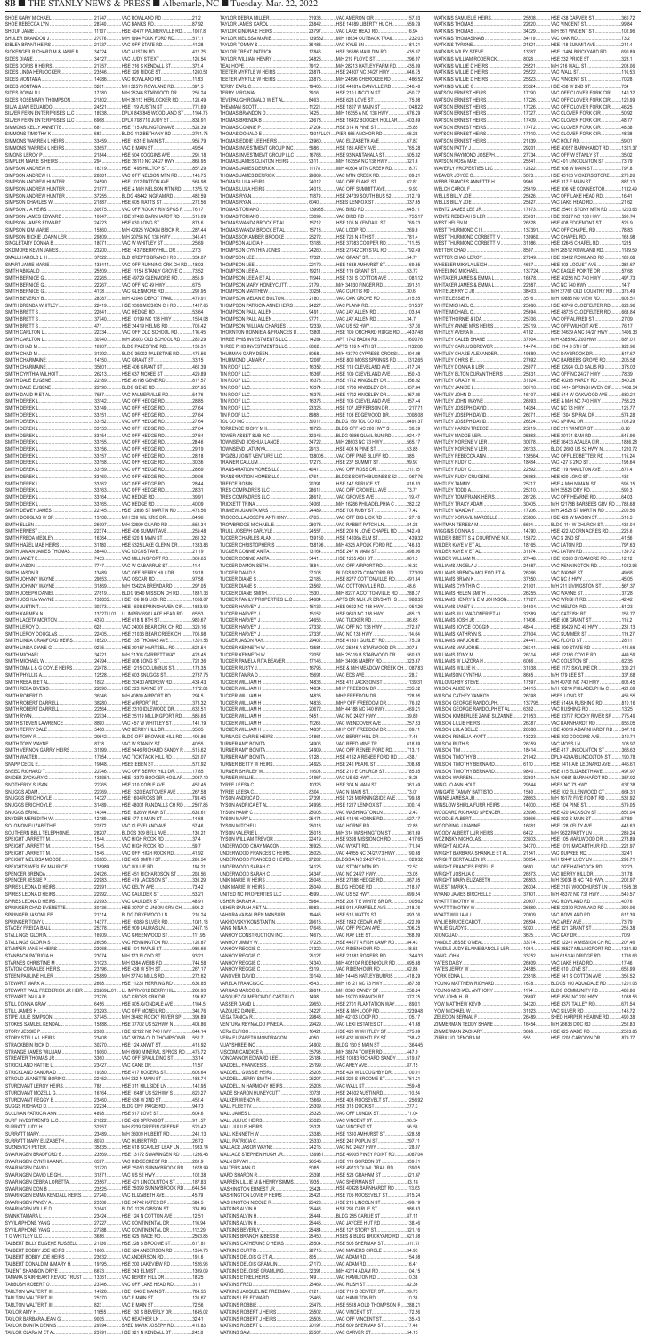SHOE GARY MICHAEL 21747 VAC ROWLAND RD 21.2
SHOE REBECCA LYN 28740 VAC BANKS RD 87.92
SHOUP JANIE 11107 HSE 40477 PALMERVILLE RD 1167.8
SHULER BRANDON J 27078 MH 1994 POLK FORD RD 517.1
SIBLEY BRANT HENRY 21737 VAC OFF STATE RD 41.28
SICKENGER RICHARD W & JANIE B 34324 VAC AUSTIN RD 412.75
SIDES DANA M 34127 VAC JUDY ST EXT 128.54
SIDES DORIS H HEIRS 21757 HSE 216 S KENDALL ST 372.4
SIDES LINDA HEFLOCKER 23546 HSE 328 RIDGE ST 1393.51
SIDES MONTANA 14086 VAC ROWLAND RD 11.83
SIDES MONTANA 3261 MH 13073 ROWLAND RD 397.5
SIDES RONALD L 17180 MH 25246 STARWOOD DR 255.24
SIDES ROSEMARY THOMPSON 21802 DPLX 709/711 JUDY ST 338.91
SILVA JUAN EDUARDO 24521 HSE 119 AUSTIN ST 771.69
SILVER FERN ENTERPRISES LLC 18938 DPLX 6435/6440 WOODLAND ST 1164.75
SILVER FERN ENTERPRISES LLC 18995 DPLX 708/710 JUDY ST 338.91
SIMMONS KELLY ANNETTE 681 HSE 716 ARLINGTON AVE 528.18
SIMMONS TIMOTHY K 693 BLDG 112 BETHANY RD 291.75
SIMMONS WARREN L HEIRS 33405 HSE 1637 E MAIN ST 955.79
SIMMONS WARREN L HEIRS 33607 VAC E MAIN ST 40.54
SIMONS LEROY P 21844 HSE 534 COGGINS AVE 291.18
SIMPLER MARK H HEIRS 2544 HSE 20110 NC 24/27 HWY 888.55
SIMPSON ANDREW H 18315 HSE 1495 HILLTOP ST 857.29
SIMPSON ANDREW HUNTER 28091 VAC OFF NELSON MTN RD 143.75
SIMPSON ANDREW HUNTER 24590 HSE 1013 TINTON AVE 564.98
SIMPSON ANDREW HUNTER 21871 HSE & MH NELSON MTN RD 1376.12
SIMPSON ANDREW HUNTER 37078 BLDG 40442 INGRAM RD 482.59
SIMPSON CHARLES W 21887 HSE 608 WATTS ST 272.66
SIMPSON J A HEIRS 30676 VAC OFF ROCKY RIV SPGS R 16.17
SIMPSON JAMES EDWARD 10647 HSE 37488 BARNHARDT RD 516.09
SIMPSON JAMES EDWARD 24725 HSE 634 LONG ST 373.6
SIMPSON MAE MARIE 15860 MH 42025 YADKIN BRICK R 287.44
SIMPSON RODNIE JOANN LEE 25659 MH 20738 NC 138 HWY 364.41
SINGLETARY DONNA B 18071 VAC W WHITLEY ST 25.69
SKIDMORE KEVIN JAMES 23200 HSE 1437 BERRY HILL DR 27.3
SMALL HAROLD L II 37022 BLD CREEPTS BRANCH RD 334.07
SMART JAMIE MARIE 13617 VAC OFF RUNNING CRK CH RD 18.03
SMITH ABIGAIL D 25809 HSE 11154 STANLY SCHOOL R 73.52
SMITH BERENICE G 22265 HSE 45729 GLENMORE RD 855.9
SMITH BERENICE G 22267 VAC OFF NC 49 HWY 27.5
SMITH BERENICE G 4138 VAC GLENMORE RD 291.85
SMITH BEVERLY B 26387 MH 42060 CREPOT TRAIL 479.61
SMITH BRENDA WHITLEY 22419 HSE 30088 MISSION CH RD 1417.65
SMITH BRETT S 22941 VAC HEDGE RD 53.64
SMITH BRETT S 37040 HSE 10199 NC 138 HWY 1564.08
SMITH BRETT S 471 HSE 24419 HILES RD 706.42
SMITH CARLTON L 22334 VAC OFF OLD SCHOOL RD 16.45
SMITH CARLTON L 30740 MH 29803 OLD SCHOOL RD 260.09
SMITH CHAD M 16997 BLDG PALESTINE RD 133.51
SMITH CHAD M 31302 BLDG 35082 PALESTINE RD 475.56
SMITH CHARMAINE 14750 VAC GRANT ST 33.15
SMITH CHARMAINE 35601 HSE 406 GRANT ST 461.39
SMITH CYNTHIA WILHOIT 26213 HSE 637 MOORE ST 429.89
SMITH DALE EUGENE 22189 HSE 36198 GENE RD 817.57
SMITH DALE EUGENE 22190 BLDG GENE RD 207.99
SMITH DAVID M ET AL 7687 VAC PALMERVILLE RD 54.76
SMITH DEREK L 33142 VAC OFF HEDGE RD 28.65
SMITH DEREK L 33148 VAC OFF HEDGE RD 27.64
SMITH DEREK L 33151 VAC OFF HEDGE RD 27.64
SMITH DEREK L 33152 VAC OFF HEDGE RD 27.64
SMITH DEREK L 33153 VAC OFF HEDGE RD 27.64
SMITH DEREK L 33154 VAC OFF HEDGE RD 27.64
SMITH DEREK L 33155 VAC OFF HEDGE RD 28.46
SMITH DEREK L 33156 VAC OFF HEDGE RD 29.19
SMITH DEREK L 33157 VAC OFF HEDGE RD 30.18
SMITH DEREK L 33158 VAC OFF HEDGE RD 30.66
SMITH DEREK L 33159 VAC OFF HEDGE RD 28.06
SMITH DEREK L 33160 VAC OFF HEDGE RD 29.49
SMITH DEREK L 33162 VAC OFF HEDGE RD 28.34
SMITH DEREK L 33163 VAC OFF HEDGE RD 28.31
SMITH DEREK L 33164 VAC HEDGE RD 30.01
SMITH DEREK L 33165 VAC HEDGE RD 40.09
SMITH DEWEY JAMES 22145 HSE 13886 ST MARTIN RD 473.56
SMITH DOUGLAS W SR 13108 MH 539 WIL KRIS DR 94.96
SMITH ELLEN 28097 MH 32699 CLAIR RD 551.34
SMITH ERNEST 22374 HSE 408 SMART AVE 258.48
SMITH FREDA MEDLEY 16304 HSE 520 N MAIN ST 611.36
SMITH HAZEL MAE HEIRS 31169 HSE 5325 LAKE GLENN DR 1383.86
SMITH JAMAN JAMES THOMAS 38440 VAC LOCUST AVE 21.19
SMITH JANET E 7433 VAC MILLAPORT RD 368.65
SMITH JASON 7147 VAC W CABARRUS ST 11.4
SMITH JASON A 13489 VAC OFF BERRY HILL DR 13.16
SMITH JOHNNY WAYNE 29653 VAC CEDAR RD 97.58
SMITH JOHNNY WAYNE 31999 MH 13420A BRENDA RD 207.05
SMITH JOSEPH DANIEL 27819 BLDG 9540 MISSION CH RD 1831.33
SMITH JOSHUA WAYNE 13853 HSE 116 GIN LOCK RD 1068.07
SMITH JUSTIN T 30373 HSE 1569 SPRINGWOOD CIR 1633.99
SMITH KARMEN N 13327LLLT... LL IMPRV 650 LAKE HEAD RD 65.53
SMITH LAZETA MORTON 4370 HSE 518 N 8TH ST 960.67
SMITH LEROY D 628 VAC 24006 BEAR CRK CH RD 329.16
SMITH LEROY DOUGLAS 22425 HSE 21038 BEAR CREEK CH 716.88
SMITH LINDA CRAWFORD HEIRS 18520 HSE 726 THOMAS AVE 1301.56
SMITH LINDA DIANE G 30775 MH 29197 HARTSELL RD 524.54
SMITH MICHAEL 34721 MH 31308 GARRETT WAY 428.45
SMITH MICHAEL W 24768 HSE 308 LONG ST 272.56
SMITH OMA L & G COYLE HEIRS 22478 HSE 1215 COLUMBUS ST 173.35
SMITH PHYLLIS A 12526 HSE 603 SNUGGS ST 273.75
SMITH RESHA B ET AL 7972 VAC 23430 ANDREW RD 434.42
SMITH REBA BEVENS 22690 HSE 225 WAYNE ST 1172.88
SMITH ROBERT D 38148 MH 40860 AIRPORT RD 264.3
SMITH ROBERT DARRELL 38200 HSE AIRPORT RD 373.52
SMITH ROBERT DARRELL 12064 HSE 23110 ELLEWOOD DR 232.51
SMITH RONALD N 22734 HSE 25119 MILLINGPORT RD 585.83
SMITH STEVEN LAWRENCE 8680 VAC 457 W WHITLEY ST 141.18
SMITH TERRY DALE 9408 VAC BERRY HILL DR 35.05
SMITH TONY R 29642 BLD OFF BROWNS HILL RD 496.86
SMITH TONY WAYNE 8718 VAC W STANLY ST 40.55
SMITH VERNON GARRY HEIRS 31995 HSE 9448 RICHARD SANDY R 1215.82
SMITH WALTER 11504 VAC TOCK NICK HILL RD 221.07
SNAPP CECIL E 19646 HSE EBEN ST 327.52
SNEED RICHARD T 22746 VAC OFF BERRY HILL DR 11.85
SNIDER ZACKARY G 13885 HSE 13827 ROCKFORD HILLAR 2037.16
SNOTHERLY SUSAN 22765 HSE 310 COBLE AVE 453.45
SNUGGS ADAM 22769 HSE 1320 EASTOVER AVE 267.58
SNUGGS CHRISTINA JACKSON 14327 HSE 1804 ROSS DR 783.45
SNUGGS ERIC HOYLE 11408 MH 40031 RANDALLS CH RD 2507.85
SNUGGS ERIC HOYLE 36854 VAC N MAIN ST 838.61
SNYDER MEREDITH W 12189 HSE 477 S SHAW ST 14.69
SOLOMON ELIZABETH E 22872 VAC CLEVELAND AVE 57.48
SOUTHERN BELL TELEPHONE 30267 BLDG 325 BELL AVE 133.21
SPEIGHT JARRETT M 15441 VAC HIGH ROCK RD 59.7
SPEIGHT JARRETT M 15445 VAC HIGH ROCK RD 37.36
SPEIGHT JARRETT M 15446 VAC HIGH ROCK RD 41.02
SPEIGHT MELISSA MOOSE 30885 HSE 808 SMITH ST 266.54
SPEIGHTS WESLEY MAURICE 138989 VAC WILLIE RD 194.21
SPENCER BRENDA 24926 HSE 451 RICHARDSON ST 208.56
SPENCER JESSIE P 23983 HSE 419 JACKSON ST 270.29
SPIRES LEONA D HEIRS 22991 VAC KELTY AVE 73.42
SPIRES LEONA D HEIRS 23990 VAC CAULDER ST 35.21
SPIRES LEONA D HEIRS 23993 VAC CAULDER ST 48.91
SPRINGER CHAD EVERETTE 35738 HSE 20161 UNION GRV CH 596.2
SPRINGER JASON LEE 21314 BLD GREYWOOD LN 216.24
SPRINGER JASON LEE 14377 HSE 16869 SUSER RD 1081.15
STACEY FREIDA BALL 25376 HSE 909 LAURAS LN 1249.17
STALLINGS GLORIA 6350 VAC PENNINGTON RD 120.87
STALLINGS GLORIA G 26056 VAC PENNINGTON RD 120.87
STAMPER JAMIE HEIRS 23068 HSE 101 MAPLE ST 988.66
STANBACK PATRICIA M 23074 MH 173 FLOYD ST 313.26
STARNES CHRISTINE M 31023 MH 3384 WEBB RD 744.58
STATON CORA LEE HEIRS 21096 HSE 428 N 5TH ST 357.17
STEEN PAULINE H LER 28860 MH 37743 MILLS RD 272.62
STEGALL MARK HOWARD 4666 HSE 11231 WEBBING RD 635.65
STEWART PAUL FREDERICK JR HEIR 23260LLLLT... LL IMPRV 612 BERRY HILL 260.93
STEWART PAULINE 21280 VAC CROSS CRK DR 158.97
STILL DONNA GRAY 6456 HSE 808 AVONDALE AVE 1164.5
STILL JAMES H 23236 VAC OFF MCNEIL RD 340.76
STINE JULIE SIMPSON 37545 MH 36400 ROCKY RIVER SP 308.99
STOKES SAMUEL KENDALL 15888 VAC 37102 US 52 HWY N 403.89
STOREY JESSIE C 23359 VAC STOREYWAY RD 444.14
STOREY STELLA L HEIRS 23406 VAC 9878 A OLD THOMPSON R 552.7
STRACKBEIN RICK D 26070 HSE 124 AMHURST ST 418.62
STRANGE JAMES WILLIAM 10660 MH 40090 MINERAL SPRGS RD 475.27
STREATER THOMAS JR 23395 VAC OFF SPAULDING ST 33.14
STRICKLAND HATTIE L 23437 VAC CANE DR 11.57
STRICKLAND SANDRA G 13390 HSE 417 ROGERS ST 608.64
STROUD JEANETTE BORING 22452 MH 332 N MAIN ST 188.74
STURDIVANT LEROY HEIRS 786 HSE 311 HILLSIDE LN 142.39
STURDIVANT MOZELL G 11694 HSE 10497 US 52 HWY S 220.57
STURDIVANT PEGGY E 22446 HSE 536 W 2ND ST 452.4
SUGGS RICHARD D 35450 BLDG OFF RIDGE RD 94.73
SULLIVAN PATRICIA ANN 4698 HSE 517 LOVE ST 604.8
SUMMER INVESTMENTS LLC 23728 HSE 629 SPRING ST 391.91
SURRATT JUDY H 32951 MH 8239 GRIFFIN GREENE 520.42
SURRATT MARIE 20485 MH 35609 HUBERT RD 241.13
SURRATT MARY ELIZABETH 86700 VAC HUBERT RD 21.26
SWAFFORD STEVEN 30605 HSE 818 SCARLET LEAF LN 1003.14
SWARINGEN BRADFORD E 13218 HSE 13172 SWARINGEN RD 1236.46
SWARINGEN CYNTHIA LEIGH 6597 VAC RIDGECREST DR 281.9
SWARINGEN DAVID 21599 HSE 25350 SUNNYBROOK DR 1619.56
SWARINGEN DAVID LEIGH 11671 VAC US 52 HWY N 21.22
SWARINGEN DEBRA LORETTA 21603 VAC OFF LINCOLNTON ST 83.5
SWARINGEN DORIS CLONTZ 25575 HSE 25090 SUNNYBROOK AVE 643.54
SWARINGEN EMMA KENDALL HEIRS 23562 VAC KENDALL ST 45.59
SWARINGEN JASON T 3924 HSE 24742 KATES DR 884.5
SWARINGEN JOHN T 18254 BLD 1128 GIBSON ST 184.55
SWARINGEN JULIA A 23424 HSE 124 N COTTON AVE 12.51
SYVILAPHONE VANG 27722 VAC 23 BARNHARDT ST 1411.31
SYVILAPHONE VANG 22758 HSE 227 HIGHLAND AVE 509.73
SYVILAPHONE VANG 37220 HSE 228 KINGSLEY DR 534.63
TALBERT BILLY EUGENE RUSSELL 27124 HSE 228 S BREWER ST 1617.94
TALBERT BOBBY DEAN 13810 VAC OFF HEARNE RD 166.68
TALBERT BOBBY DEAN 24530 MH 37230 HEARNE RD 218.4
TALBERT DONALD M & MARY H 18195 HSE 230 LAKEVIEW RD 1300.05
TALBERT SHANNON GRYE 6815 VAC TALBERT RD 66.92
TAMARA S AIRHEART REVOC TRUST 13331 HSE 124 WHITE ST 284.21
TARLTON ANTHONY M 19845 HSE 34 A BOONE ST 266.81
TARLTON WALTER T 17478 HSE 1646 E MAIN ST 764.5
TARLTON WALTER T 18375 HSE 513 HARVEY ST 768.59
TARLTON WALTER T 28757 HSE 1201 COLUMBUS ST 385.07
TARLTON WALTER T 28793 HSE 1335 3 BEVERLY DR 1945.02
TARLTON WALTER T 35600 HSE 317 COTTON AVE 280.88
TAYLOR CLARA ET AL 25700 HSE 32 N KENDALL ST 242.8
TAYLOR DEBRA MILLER 31933 VAC AMERSON CIR 157.03
TAYLOR JAMES CAROL 23842 HSE 14180 LIBERTY HL CH 658.79
TAYLOR KINDRA E HEIRS 23797 VAC LAKE HEAD RD 16.94
TAYLOR MELISSA MARIE 139532 MH 1834 OUTBACK TRAIL 1232.03
TAYLOR ONEY TYSON L 38483 VAC RYLIE LN 181.21
TAYLOR TRENT PATRICK 17846 HSE 36586 MAULDIN RD 435.07
TAYLOR WILLIAM HENRY 24825 MH 218 FLOYD ST 256.97
TEAL HOPE 7912 MH 28213 HATLEY FARM RD 435.09
TEETER MYRTLE W HEIRS 23874 HSE 24807 NC 24/27 HWY 844.75
TEETER MYRTLE W HEIRS 23875 MH 24896 CHEROKEE RD 1486.52
TERRY EARL L 19405 HSE 44149 A DANVILLE RD 2446.49
TERRY VIRGINIA 3816 HSE 218 LINCOLN ST 450.77
TEVEPAUGH REYNOLD W ET AL 6403 HSE 628 LOVE ST 110.18
THEAMAN SCOTT 11221 HSE 1857 W MAIN ST 1048.22
THEAMAN BRANDON D 7425 MH 16058 A NC 138 HWY 878.29
THEMAN SCOTT LEE 25076 HSE 16402 BOOGER HOLLAR 683.68
THOMAS CONNIE P 27204 HSE 314 W PINE ST 25.85
THOMAS RONDA B 10711LLLT... LL IMPRV 655 ANCHOR RD 62.38
THOMAS EDDIE LEE HEIRS 23960 VAC ELIZABETH AVE 67.87
THOMAS INVESTMENT GROUP INC 5686 HSE 108 ASBY AVE 795.28
THOMAS INVESTMENT GROUP LLC 16768 HSE 93 N ANTHALIA ST 505.02
THOMAS JAMES CLINTON HEIRS 5011 MH 16295 A NC 138 HWY 337.15
THOMAS JAMES DERRICK 11178 MH 40804 MTN CREEK RD 18.77
THOMAS JAMES DERRICK 29869 VAC MTN CREEK RD 189.21
THOMAS LILLIE HEIRS 24012 VAC OFF FLAKE ST 62.81
THOMAS LULA HEIRS 24013 VAC OFF SUMMITT AVE 19.03
THOMAS RYAN 11679 HSE 24739 BOLTIN BUS 52 312.19
THOMAS RYAN 6040 HSE LENNOX ST 337.65
THOMAS RYAN 6175 HSE LENNOX ST 337.65
THOMAS TORIANO 13690 VAC BIRD RD 1755.17
THOMAS TORIANO 33099 VAC BIRD RD 1755.17
THOMAS WANDA BROCK ET AL 24101 HSE 108 N KENDALL ST 769.21
THOMAS WANDA BROCK ET AL 15713 VAC LOOP RD 26.64
THOMASSON AMBER BROOKE 23212 HSE 126 N 4TH ST 251.4
THOMPSON ALICIA M 13183 HSE 37083 COOPER RD 711.55
THOMPSON CYNTHIA JONES 24260 HSE 27242 CRYSTAL RD 792.49
THOMPSON DAVID M 17121 VAC OFF HWY 47 11.98
THOMPSON LEE 22179 HSE 1038 AMHURST ST 169.55
THOMPSON LEE 15011 HSE 119 GRANT ST 55.77
THOMPSON LEE A ET AL 11944 HSE 131 E COTTON AVE 1081.12
THOMPSON MARY HONEYCUTT 21179 MH 34930 PIKNEY DR 391.51
THOMPSON MATTHEW 30254 VAC CURTIS RD 30.6
THOMPSON MELANIE BOLTON 21180 VAC OAK GROVE RD 315.55
THOMPSON PATRICIA ANNE HEIRS 24227 VAC PLANK RD 1315.37
THOMPSON PAUL ALLEN 9491 VAC JAY ALLEN RD 30.64
THOMPSON PAUL ALLEN 9771 VAC JAY ALLEN RD 34.7
THOMPSON WILLIAM CHARLES 12339 VAC US 52 HWY 137.36
THORNTON RONNIE A & FRANCES D 13831 HSE 106 ORCHARD RIDGE RD 4437.48
THREE PHS INVESTMENTS LLC 14094 APT 1747 BADIN RD 1600.76
THREE PHS INVESTMENTS LLC 6863 APTS 128 N 4TH ST 1133.08
THURMAN GARY DEAN 5058 MH 40370 CYPRESS CROSSI 404.08
THURMAN LAMAR Y 13907 HSE 820 WOOD SPRINGS RD 1515.05
TIN ROOF LLC 16352 HSE 113 CLEVELAND AVE 417.34
TIN ROOF LLC 16373 HSE 128 CLEVELAND AVE 283.43
TIN ROOF LLC 16375 HSE 1712 KINGSLEY DR 356.92
TIN ROOF LLC 16374 HSE 1706 KINGSLEY DR 357.84
TIN ROOF LLC 16375 HSE 1702 KINGSLEY DR 357.84
TIN ROOF LLC 16376 HSE 126 CLEVELAND AVE 357.44
TIN ROOF LLC 23326 HSE 107 JEFFERSON DR 1217.71
TIN ROOF LLC 8688 HSE 103 EDGEWOOD DR 2008.08
TOLL CO 500 LLC 13611 BLDG 569 TOLCO RD 9481.37
TORRENCE RICKY M II 18723 BLDG OFF NC 200 HWY S 130.39
TOWNSEND ESTER DUB INC 32346 BLDG 8808 QUAIL RUN RD 404.01
TOWNSEND JOSHUA LANCE 34722 MH 28603 NC 73 HWY 565.17
TOWNSEND LATURA L 2913 HSE 403 W PINE ST 409.14
TPGZBJ JOINT VENTURE LLC 138005 VAC OFF PINE BLUFF RD 365
TRAINER CALLUM 17276 HSE 237 SUMMIT ST 99.97
TRANSNATION HOMES LLC 4041 VAC OFF ROSS DR 171.15
TRANSNATION HOMES LLC 9761 BLDGS SOUTH BUSINESS 52 1087.76
TREECE ROBIN 20391 HSE 147 SPRUCE ST 816.63
TRES COMPADRES LLC 28611 VAC OFF CROWELL AVE 73.71
TRES COMPADRES LLC 28612 VAC GROVES AVE 110.47
TRICKETT TINA 34061 MH 16288 PHILADELPHIA C 282.32
TRIMNEY JUANITA MRS 24368 HSE 706 RUBY ST 142.81
TROCCOLLA JOSEPH ANTHONY 6765 VAC OFF BIG LICK RD 127.18
TROWBRIDGE MICHAEL E 28078 VAC RABBIT RUN LN 540.74
TRULL JOSEPH CARLYLE 24557 HSE 208 N LOVE CHAPEL RD 489.16
TUCKER CHARLES ALAN 139150 HSE 14206A ELM ST 1439.32
TUCKER CHRISTOPHER S 138196 MH 4520 A POLK FORD RD 144.63
TUCKER CONNIE ANITA 13164 VAC 247 N MAIN ST 898.96
TUCKER CONNIE ANITA 3441 HSE 1259 ASH ST 801.5
TUCKER DAMON SETH 7864 VAC OFF AIRPORT RD 46.33
TUCKER DIANE S 31786 BLDG 8370 A CONCORD RD 1173.09
TUCKER DIANE S 22185 HSE 8377 COTTONVILLE RD 491.84
TUCKER DIANE S 22962 VAC COTTONVILLE RD 48.6
TUCKER DIANE SMITH 2830 MH 8377 A COTTONVILLE RD 268.37
TUCKER FAMILY PROPERTIES LLC 24084 APTS OR MUR JR DRVS 4TH S 1688.35
TUCKER HARVEY J 15150 MH 2832 NC 138 HWY 1051.20
TUCKER HARVEY J 15152 HSE 9683 NC 138 HWY 485.13
TUCKER JAMES WAYNE 24656 VAC TUCKER RD 303.35
TUCKER JAMES WAYNE 27332 VAC OFF NC 138 HWY 272.67
TUCKER JAMES WAYNE 27333 VAC NC 138 HWY 63.16
TUCKER JASON RAY 29402 HSE 41861 GURLEY RD 175.39
TUCKER KENNETH H 3784 VAC 25246 A STARWOOD DR 207.15
TUCKER KENNETH W 32057 MH 23019 B STARWOOD DR 560.83
TUCKER PAMELA RITA BEAVER 11846 MH 34088 MABRY RD 323.67
TUCKER RUSTY J 16795 HSE & MH MEADOW CREEK CH 1087.83
TUCKER TAMIKA D 16691 VAC EDS AVE 128.7
TUCKER WILLIAM H 14633 HSE 412 JACKSON ST 131.77
TUCKER WILLIAM H 14834 MH PREFDOM DR 235.32
TUCKER WILLIAM H 14835 VAC PREFDOM DR 236.86
TUCKER WILLIAM H 14836 MHP OFF FREEDOM DR 176.02
TUCKER WILLIAM H 20612 MH 48 MILLINGPORT RD 295.16
TUCKER WILLIAM H 5451 VAC NC 24/27 HWY 39.89
TUCKER WILLIAM H 11196 VAC WENDOVER AVE 121.51
TUCKER WILLIAM H 14837 MHP OFF FREEDOM DR 169.11
TURNAGE CARRIE HEIRS 24861 VAC BERRY HILL DR 17.46
TURNER AMY BONITA 24900 HSE REED MINE TR 618.89
TURNER AMY BONITA 24909 VAC OFF RENEE FORD RD 713.11
TURNER SHERRY 24925 HSE 455 A WIDNER FORD RD 438.1
TURNER BETTY R HEIRS 24925 HSE 24 PEARL ST 208.68
TURNER SHIRLEY R 11606 HSE 316 E FREEMAN ST 176.42
TURNER WILLIE 24967 VAC US 52 HWY 18.26
TUTOR MARY L 10205 HSE 304 N MAIN ST 317.49
TYEE LEESA C 8384 VAC N MAIN ST 73.01
TYSON ANDREA ET AL 25046 HSE 123 S SPRINGSIDE AVE 799.68
TYSON LILLIE B HEIRS 24996 HSE 1217 LENNOX ST 306.14
TYSON TAMPHOY 20005 VAC WASHINGTON LN 12.43
TYSON WARE EUGENE 25474 HSE 41949 HORNE RD 627.17
TYSON WILLIAM E 25013 VAC HORNE RD 16.63
TYSON WILLIAM JR 25018 HSE 314 WASHINGTON ST 361.18
TYSON WILLIAM TREVON 22419 HSE 9088 MISSION CH RD 1417.65
UNDERWOOD CHAY MACON 36925 VAC WYATT RD 1171.54
UNDERWOOD FRANCES C HEIRS 25025 VAC 44605 NC 24/27/73 HWY 106.68
UNDERWOOD FRANCES C HEIRS 25028 BLDGS A NC 24-27-73 H 1129.52
UNDERWOOD SARAH C 24125 VAC STONY MTN RD 22.52
UNDERWOOD SARAH C 23147 VAC NC 24/27 HWY 32.04
UNDERWOOD SARAH C 25046 HSE 27268 HEDGE RD 807.15
UNIK MARIE W HEIRS 25049 BLDG HEDGE RD 218.07
UNITED NC PROPERTIES LLC 4359 VAC US 52 HWY N 1046.3
UREN JEREMIAH A 5884 HSE 220 E WHITE SR DR 1035.62
URSHER SARAH A ET AL 8086 HSE 918 HIGHFIELD AVE 216.76
VALDES MARIA ANGELICA 24126 HSE 100 N WATTS ST 890.36
VALLICA MICHAEL 23170 VAC HIGH ROCK RD 12.04
VAN HOFF ARTHUR DAVID 15045 HSE 12500 N WESTVIEW DR 1256.28
VAN NIX 7645 VAC OFF PEGAN RD 1215.18
VANG NHA N 25101 HSE 211 SOUTH BRIDGE DR 290.45
VANHOY CHRISTA 21270 HSE 123 GREEN ST 116.41
VANHOY CONSTRUCTION INC 29679 VAC MAY CHAPEL RD 22.75
VANHOY JAMES E 17225 HSE 44677 A FISH CAMP RD 364.43
VANHOY JIMMY W 21320 VAC NEEDHAM RD 15.47
VANHOY REGGIE C 21327 HSE 21331 ROGERS RD 1344.13
VANHOY REGGIE C 34340 MH 42074 RIDENHOUR RD 695.68
VANHOY REGGIE C 5219 VAC RIDENHOUR RD 62.98
VARGAS JUAN 10140 MH 14445 HATLEY BURNS 418.29
VARGAS LUIS A 6643 HSE 125 NC 73 HWY 1485.8
VARGAS MARCO G 25814 MH 8308 CANDY ST 1071.74
VARGAS ROBERT JOSE 14084 MH 10710 BRINGLE RD 396.86
VASSER DAVID E 25050 BLDG 2701 PLANTATION RD 1880.1
VAZQUEZ DANIEL 34227 HSE & MH LOOP RD 2239.48
VEGA TANGO A 25092 HSE 14193 LAKE RD 1110.97
VENTURA REYNALDO PINEDA 25212 VAC LEE ESTATES LN 1418.68
VERA KARLA R 11421 HSE 426 W WHITLEY ST 1343.62
VERA ELIZABETH MONDRAGON 4050 HSE 432 W WHITLEY ST 738.42
VEREEN SHEILA M 2568 VAC MCNEIL RD 112.6
VISCONTI CANDICE K 35786 MH 36874 TOWER RD 447.9
VONCANNON DENNIS R 25184 HSE 10163 RICHARD SANDY R 519.87
WADDELL FRANCES S 25190 VAC ARY AVE 87.15
WADDELL LOUIS HEIRS 25200 HSE 424 WILLOUGHBY DR 1150.61
WADDELL MARY SMITH 25207 HSE 222 S BROOME ST 712.11
WADDELL HARMONY HEIRS 25208 VAC WALL ST 258.48
WADE SHARON HONEYCUTT 33713 VAC 24932 AUSTIN RD 1150.54
WALKER WENDY L 13862 HSE 403 ROOSEVELT ST 1256.92
WALL PATRICIA D 26339 HSE 306 DOCK ST 1264.3
WALL JAMES E 25325 VAC OFF LUNDIX ST 71.04
WALL JULIUS HEIRS 25228 VAC LUNDIX ST 43.74
WALL JULIUS HEIRS 25230 VAC WALL ST 43.67
WALL KENNETH L 23156 HSE 1310 AMHURST ST 508.59
WALL PATRICIA C 25330 HSE 243 POPLIN ST 297.11
WALLACE JASON WAYNE 11224 HSE 40811 SWIFT RD 1256.92
WALLACE STEPHEN HILL 17693 HSE 40050 PINEY POINT RD 3097.14
WALTON DUSTIN CLAY 26843 HSE 119 GORDON ST 339.71
WALTON JEANETTE H 26341 HSE 40713 QUAIL TRAIL RD 1390.5
WALTON JONATHAN EDWARD 23546 VAC HEDGE RD 63.63
WASHINGTON ERNEST JR 25424 HSE 40428 BARNHARDT RD 1143.63
WASHINGTON KATHY JEAN 25426 HSE 106 ROOSEVELT ST 815.84
WASHINGTON ROBERT LEE HEIRS 25429 VAC ROOSEVELT ST 26.82
WASHINGTON SANDRA 26458 HSE & BLDG BRICKYARD RD 621.08
WATERS CATHERINE G HEIRS 25194 HSE 506 SHERMAN ST 381.51
WATERS ETHEL HEIRS 25195 VAC OFF SHERMAN ST 23.17
WATKINS ALECIA 26009 HSE 13 CENTER ST 93.73
WATKINS JACQUELINE FREEMAN 6121 HSE 119 CENTER ST 99.73
WATKINS JAMES L 25402 HSE 227 S 4TH ST 243.99
WATKINS ROBERT JR 25493 VAC OFF SHERMAN ST 22.46
WATKINS SAMUEL E HEIRS 25508 HSE 438 CARVER ST 360.72
WATKINS THOMAS 22620 VAC VINCENT ST 99.84
WATKINS THOMAS 34329 MH 461 VINCENT ST 102.96
WATKINS THOMASINA B 34119 VAC OAK RD 73.2
WATKINS TYRONE 21821 HSE 118 SUMMIT AVE 214.4
WATKINS WILEY STEVE 13387 HSE 11484 BRICKYARD RD 669.08
WATKINS WILLIAM RODERICK 9528 HSE 252 PRICE ST 323.1
WATKINS WILLIE D HEIRS 25521 MH 216 WALL ST 208.06
WATKINS WILLIE D HEIRS 25522 VAC WALL ST 116.53
WATKINS WILLIE D HEIRS 25523 VAC VINCENT ST 73.28
WATKINS WILLIE L 25524 HSE 438 W 2ND ST 74.1
WATSON ERNEST HEIRS 17130 VAC OFF CLOVER FORK CIR 140.32
WATSON ERNEST HEIRS 17226 VAC OFF CLOVER FORK CIR 120.99
WATSON ERNEST HEIRS 17226 VAC OFF CLOVER FORK CIR 46.25
WATSON ERNEST HEIRS 17327 VAC CLOVER FORK CIR 50.92
WATSON ERNEST HEIRS 17409 VAC CLOVER FORK CIR 47.21
WATSON ERNEST HEIRS 17472 VAC CLOVER FORK CIR 48.38
WATSON ERNEST HEIRS 17910 VAC CLOVER FORK CIR 48.38
WATSON ERNEST HEIRS 21839 VAC HOLT RD 59.01
WATSON MARY L HEIRS 25601 HSE 40637 BARNHARDT RD 1121.37
WATSON RAYMOND JOSEPH 27734 VAC OFF W STANLY ST 35.02
WATSON RONALD 25541 HSE 401 LINCOLNTON ST 416.61
WAVERLY PROPERTIES LLC 12622 HSE 908 W MAIN ST 797.8
WEAVER JOYCE C 5073 HSE 43103 VICKERS STORE 278.29
WEBB FRANCES ANNETTE H 5666 HSE 317 E MAIN ST 387.13
WELCH CAROL F 25619 HSE 308 NE CONNECTOR 1132.49
WELLS BILLY JOE 25626 VAC OFF LAKE HEAD RD 16.41
WELLS BILLY JOE 25627 VAC LAKE HEAD RD 21.62
WENTZ JAMES LEE JR 17673 HSE 25461 STONY MTN RD 1253.66
WENTZ REBEKAH S LER 25631 HSE 20327 NC 138 HWY 590.74
WEST HELEN M 28528 HSE 608 EDGEMONT ST 326.9
WEST THURMOND C III 137391 VAC OFF CHAPEL RD 78.83
WEST THURMOND CORBETT IV 138962 VAC CHAPEL RD 168.58
WEST THURMOND CORBETT IV 31986 HSE 32645 CHAPEL RD 1215
WETTER CHAD 8507 MH 28612 ROWLAND RD 1189.59
WETTER CHAD LEROY 27249 HSE 39492 ROWLAND RD 960.8
WHEELER NIKYLA LEIGH 4887 HSE 303 LOCUST AVE 281.67
WHEELING MICHAEL 137724 VAC EAGLE POINTE DR 67.68
WHITAKER JAMES & EMMA L 16878 HSE 40256 NC 740 HWY 467.7
WHITAKER JAMES & EMMA L 22667 VAC NC 740 HWY 14.7
WHITE JERRY C JR 38403 HSE 37761 OLD COUNTRY RD 375.49
WHITE LESSIE K 3516 MH 19685 NC 109 HWY 608.51
WHITE MICHAEL C 25686 HSE 48749 LOCFLETER RD 628.96
WHITE MICHAEL C 25684 HSE 48730 LOCFLETER RD 893.84
WHITE THORNE & IDA 25730 VAC OFF ALFRED ST 27.09
WHITLEY ANNIE MRS HEIRS 25719 VAC OFF WHITLEY AVE 76.17
WHITLEY AVERA M 4192 HSE 24629 A NC 24/27 HWY 1406.33
WHITLEY CALEB SHANE 37904 MH 4385 NC 200 HWY 687.01
WHITLEY CARLA BREWER 14474 HSE 1141 N 5TH ST 923.96
WHITLEY CHASE ALEXANDER 10689 VAC DAYBROOK DR 517.67
WHITLEY CHRISTINA 37492 HSE BARBEES GROVE RD 205.58
WHITLEY DONNA B LER 25977 HSE 32624 OLD SALIS RD 378.03
WHITLEY ELTON DURANT HEIRS 25831 VAC OFF NC 24/27 HWY 78.59
WHITLEY GRADY W 31924 HSE 40285 HARDY RD 540.26
WHITLEY JANICE L 30710 HSE 14114 SPRINGHAVEN CIR 1468.54
WHITLEY JOHN D 16107 HSE 514 W OAKWOOD AVE 855.11
WHITLEY JOHN WAYNE 26093 HSE & MH NC 740 HWY 758.23
WHITLEY JOSEPH DAVID 14084 VAC NC 73 HWY 125.77
WHITLEY JOSEPH DAVID 28071 HSE 1304 SPIRAL DR 574.28
WHITLEY JOSEPH DAVID 26624 VAC SPIRAL DR 23.94
WHITLEY KAREN TREECE 25919 VAC 211 WINTER ST 6.26
WHITLEY KEVIN JAMES 25893 HSE 37077 BASIN RD 345.06
WHITLEY NORENE V LER 30978 HSE 36433 AZALEA CIR 1886.28
WHITLEY NORENE V LER 28133 BLD 33400 US 52 HWY N 1210.72
WHITLEY REBECCA ANN 138564 VAC OFF LEDBETTER RD 115.24
WHITLEY RUDY C 18484 VAC 427 S 2ND ST 193.64
WHITLEY RUDY C 22592 HSE 119 HAMILTON AVE 871.4
WHITLEY RUDY CRIGENE 26983 HSE 929 LONG ST 432
WHITLEY TAMMY L 25717 HSE & MH HAIRS HILL 595.16
WHITLEY TODD A 25310 MH 35836 DRY RD 560.3
WHITLEY TONY FRANK HEIRS 26126 VAC OFF HEARNE RD 64.03
WHITLEY TRACY ADAM 30405 MH 12178B BARBEES GRV RD 788.68
WHITLEY TRACY ADAM 17206 MH 24528 ST MARTIN RD 205.56
WHITLEY VORAVIL MARCELLE 25686 HSE 428 W MASON ST 513.5
WHITMAN TERESA H 5604 BLDG 114 W CHURCH ST 431.04
WIGGINS DONNA L 14790 HSE 622 ALCORN ACRES RD 228.6
WILBER BRETT S & COURTNIVE NIX 15025 HSE 2 2ND ST 41.56
WILBER KAYE Y ET AL 18165 VAC LATON RD 197.63
WILBER KAYE Y ET AL 31874 VAC LATON RD 1.73
WILDER WILLIAM M 27448 HSE 31660 SYCAMORE RD 12.12
WILKERSON ANGELA 24687 VAC PENNINGTON RD 1012.96
WILKINS WAYNE M 27246 VAC NC 8 HWY 96.84
WILLIAMS BRENDA MCLEOD ET AL 26286 VAC WATSON RD 38.05
WILLIAMS BRIAN K 37550 VAC NC 8 HWY 45.05
WILLIAMS CYNTHIA C 21001 HSE 213 LIVINGSTON ST 567.37
WILLIAMS DELLEN SMITH 26255 VAC WAYNE ST 37.26
WILLIAMS HENRY E & R JOHNSON 17027 VAC WRIGHT RD 42.42
WILLIAMS HENRY L 34604 VAC MELTON RD 21.25
WILLIAMS JILL WAGONER ET AL 32589 VAC CATFISH RD 150.7
WILLIAMS JOSH W 11409 HSE 36 SHAW ST 189.84
WILLIAMS JOYCE COGGIN 4844 HSE 39429 NC 49 HWY 221.13
WILLIAMS KATHRYN W 27824 HSE SUMMER ST 119.27
WILLIAMS MARJORIE 24841 VAC FLOYD ST 18.24
WILLIAMS MAURICE 26341 HSE 316 FLOYD ST 466.66
WILLIAMS REGINALD T 14184 HSE 12186 CONNIE RD 449.58
WILLIAMS SHELLIE T 6086 VAC COLSTON ST 29.32
WILLIAMS WILLIS H 31038 HSE 1173 SKYLINE DR 330.21
WILLIAMSON CYNTHIA 8665 HSE 179 LEE ST 337.68
WILLOUGHBY STEVE 17597 MH 45749 NC 740 HWY 608.45
WILSON ALICE W 34015 MH 16214 PHILADELPHIA C 421.69
WILSON CATHY VANHOY 26398 HSE LONG ST 456.55
WILSON GEORGE RANDOLPH 137755 HSE 5148A RUSHING RD 610.16
WILSON GEORGE RANDOLPH ET AL 6302 VAC RUSHING RD 13.25
WILSON KIMBERLEE ZANE SUZANNE 21953 HSE 33777 ROCKY RIVER SP 175.49
WILSON LLOYD K HEIRS 26387 VAC BARNHARDT RD 656.05
WILSON LLOYD K HEIRS 26386 HSE 40619 A BARNHARDT RD 347.18
WILSON REMELIA HYATT 13223 VAC 202 COGGINS AVE 312.71
WILSON RUTH L 26359 HSE 305 SHAW ST 108.07
WILSON TIM 18414 HSE 417 LINCOLNTON ST 368.63
WILSON TIMOTHY H 21042 DPLX 426A/B LINCOLNTON ST 150.18
WILSON TIMOTHY BERNARD 610 HSE 1418 ASH LEONARD AVE 446.61
WILSON TIMOTHY BERNARD 9840 HSE 815 ELIZABETH AVE 402.21
WILSON VIRGINIA M 32601 MH 40661 BARNHARDT RD 357.92
WING JO ANN HOLT 25644 HSE NC 73 HWY 73.01
WINGATE TAMMY BATTISTO 1560 HSE 102 ELLENWOOD CT 964.31
WINNE JAMES A JR 28903 MH 16172 PINE POINT RD 1443.8
WINSLOW SHEILA FURR HEIRS 14000 HSE 134 PINE ST 579.05
WOODARD RICHARD SPENCER 25966 HSE 420 JACKSON ST 652.94
WOODELL MISTY 33666 HSE 202 S MAIN ST 57.69
WOODRING J DIANNE 16381 HSE 128 KELTY AVE 448.53
WOOTEN ALBERT L JR HEIRS 6472 MH 9622 PARTY LN 259.24
WOZNIACKI NICHOLAS 23903 HSE 105 MEADOW DR 278.89
WRIGHT ALICIA A 34370 HSE 109 MACARTHUR RD 221.97
WRIGHT BARBARA BRAMBLE ET AL 21541 VAC DUPREE RD 32.41
WRIGHT CHRISTINA LEE 26054 MH 12447 LUCY LN 250.71
WRIGHT FRANCES ESTELLE 9680 VAC OFF HATCHCOCK RD 32.23
WRIGHT JOSHUA C 28573 VAC BERRY HILL DR 31.78
WRIGHT JOSHUA C 26671 HSE 36534 B NC 740 HWY 202.97
WUESTMARK A 26304 HSE 21107 WOODHURST CIR 1595.38
WYAND JAMES BRICHELLE 37601 HSE 48372 NC 731 HWY 540.57
WYATT TIMOTHY R 26067 VAC PENNINGTON RD 17.98
WYATT TIMOTHY R 26069 HSE 32379 ROWLAND RD 1407.7
WYATT WILLIAM J 20909 VAC ROWLAND RD 677.39
WYLIE GRACE CABOT 26094 VAC ASH ST 31.42
WYLIE GLADYS 6000 HSE 321 GRANT ST 255.58
XIONG PETCH 26775 VAC KAY DR 11.8
YANDLE JESSE O'NEAL 37174 HSE 12241 A MISSION CH RD 207.49
YANDLE JUDY ELAINE BANGLE LER 1084 HSE 28627 MILLINGPORT RD 1131.82
YANG JUNNIA 17193 HSE 1812 ALDRIDGE DR 1176.63
YATES DASHY 28609 VAC LAKE HEAD RD 11.7
YATES GERALD W 26485 HSE 610 LOVE ST 532.51
YATES JONATHAN L 28518 HSE 141 S COTTON AVE 158.52
YOUNG MATTHEW RICHARD 14176 BLDGS 103 AQUADALE RD 1201.86
YOUNG MICHAEL ANTHONY 11774 BLDG COMMUNITY RD 486.86
YOUNT PAULA R 26886 HSE 8550 NC 200 HWY 1108.53
YOW MATTHEW KEVIN 34320 HSE 8579 TALLEY RD 671.54
YOW SANDRA DAVIS 31922 VAC SILVER RD 145.72
ZELENSKI BERNAL F 26488 HSE 23610 RIDGE RD 496.32
ZIMMERMAN TEDDY SHANE 16494 MH 26636 DOC RD 250.83
ZIMMERMAN TERESA LYNN 16644 VAC NC 24/27 HWY 255.85
ZIRRILLO GENORA M 555 HSE 1208 CAROLYN DR 979.77